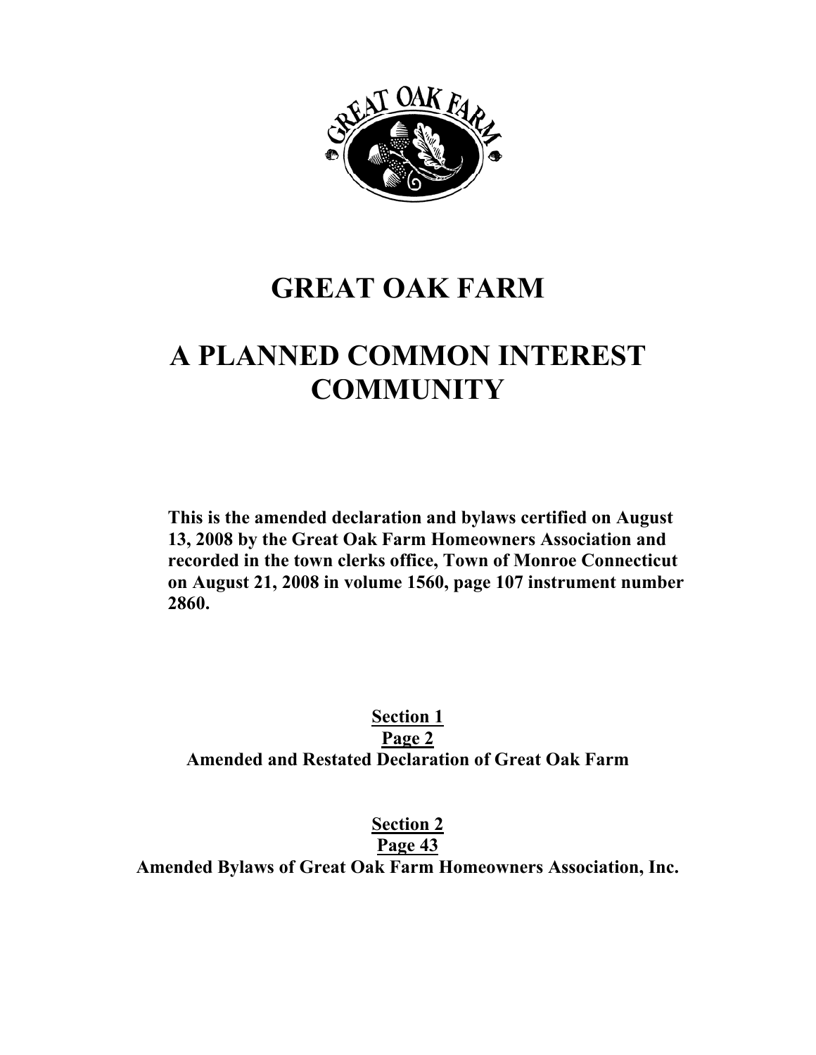# GREAT OAK FARM

# A PLANNED COMMON INTEREST COMMUNITY

**This is the amended declaration and bylaws certified on August 13, 2008 by the Great Oak Farm Homeowners Association and recorded in the town clerks office, Town of Monroe Connecticut on August 21, 2008 in volume 1560, page 107 instrument number 2860.**

**Section 1**
**Page 2**
**Amended and Restated Declaration of Great Oak Farm**

**Section 2**
**Page 43**
**Amended Bylaws of Great Oak Farm Homeowners Association, Inc.**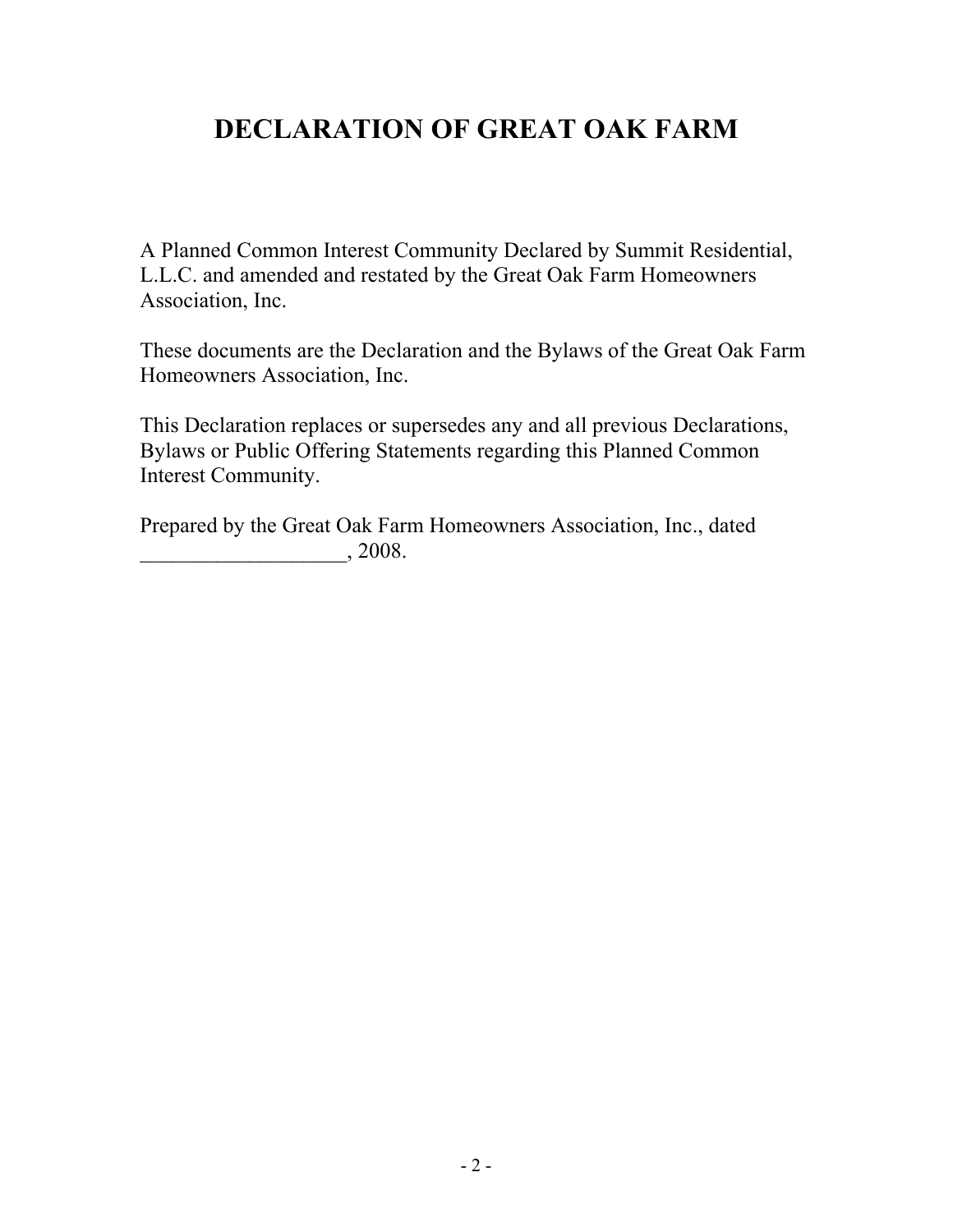# DECLARATION OF GREAT OAK FARM

A Planned Common Interest Community Declared by Summit Residential, L.L.C. and amended and restated by the Great Oak Farm Homeowners Association, Inc.

These documents are the Declaration and the Bylaws of the Great Oak Farm Homeowners Association, Inc.

This Declaration replaces or supersedes any and all previous Declarations, Bylaws or Public Offering Statements regarding this Planned Common Interest Community.

Prepared by the Great Oak Farm Homeowners Association, Inc., dated ___________________, 2008.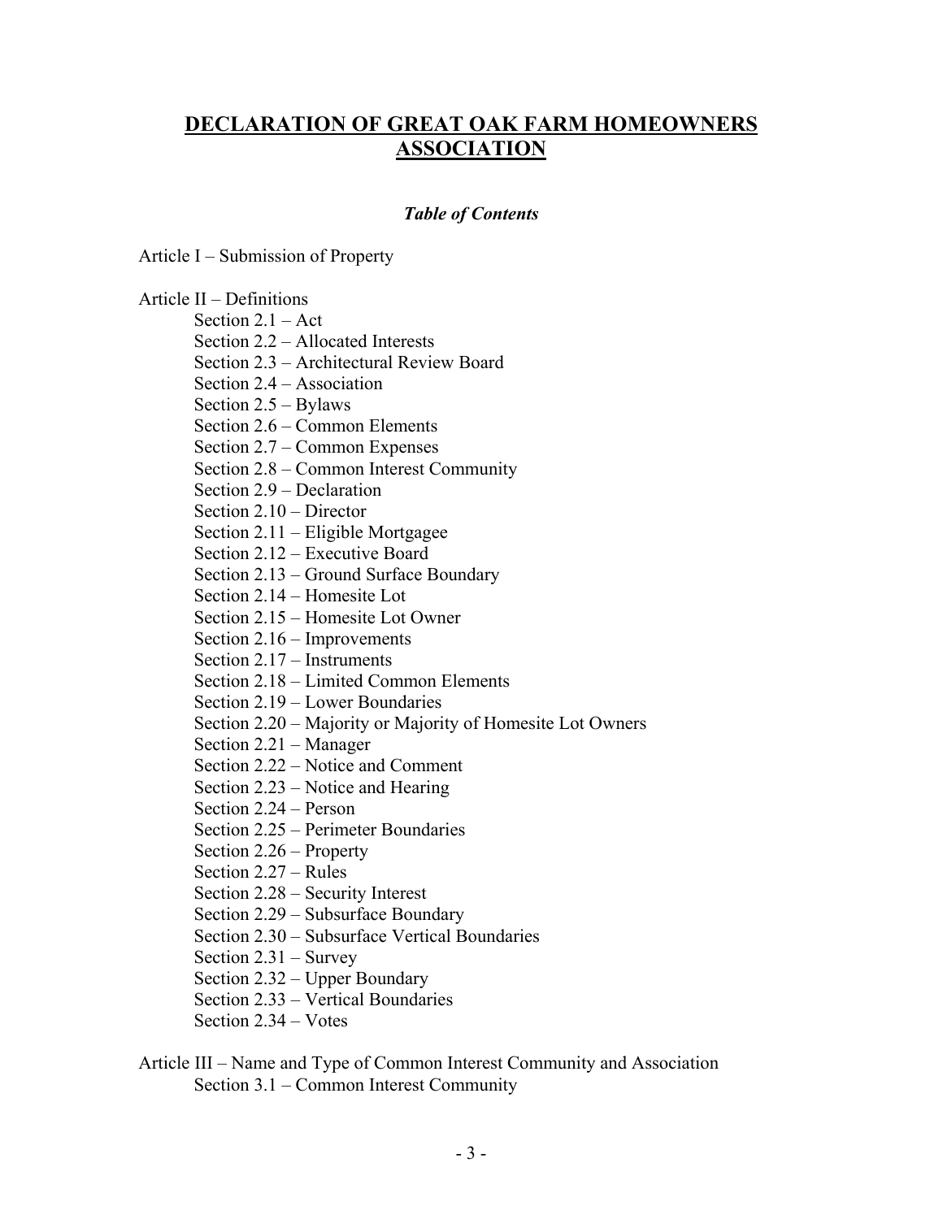# DECLARATION OF GREAT OAK FARM HOMEOWNERS ASSOCIATION

***Table of Contents***

Article I – Submission of Property

Article II – Definitions
- Section 2.1 – Act
- Section 2.2 – Allocated Interests
- Section 2.3 – Architectural Review Board
- Section 2.4 – Association
- Section 2.5 – Bylaws
- Section 2.6 – Common Elements
- Section 2.7 – Common Expenses
- Section 2.8 – Common Interest Community
- Section 2.9 – Declaration
- Section 2.10 – Director
- Section 2.11 – Eligible Mortgagee
- Section 2.12 – Executive Board
- Section 2.13 – Ground Surface Boundary
- Section 2.14 – Homesite Lot
- Section 2.15 – Homesite Lot Owner
- Section 2.16 – Improvements
- Section 2.17 – Instruments
- Section 2.18 – Limited Common Elements
- Section 2.19 – Lower Boundaries
- Section 2.20 – Majority or Majority of Homesite Lot Owners
- Section 2.21 – Manager
- Section 2.22 – Notice and Comment
- Section 2.23 – Notice and Hearing
- Section 2.24 – Person
- Section 2.25 – Perimeter Boundaries
- Section 2.26 – Property
- Section 2.27 – Rules
- Section 2.28 – Security Interest
- Section 2.29 – Subsurface Boundary
- Section 2.30 – Subsurface Vertical Boundaries
- Section 2.31 – Survey
- Section 2.32 – Upper Boundary
- Section 2.33 – Vertical Boundaries
- Section 2.34 – Votes

Article III – Name and Type of Common Interest Community and Association
- Section 3.1 – Common Interest Community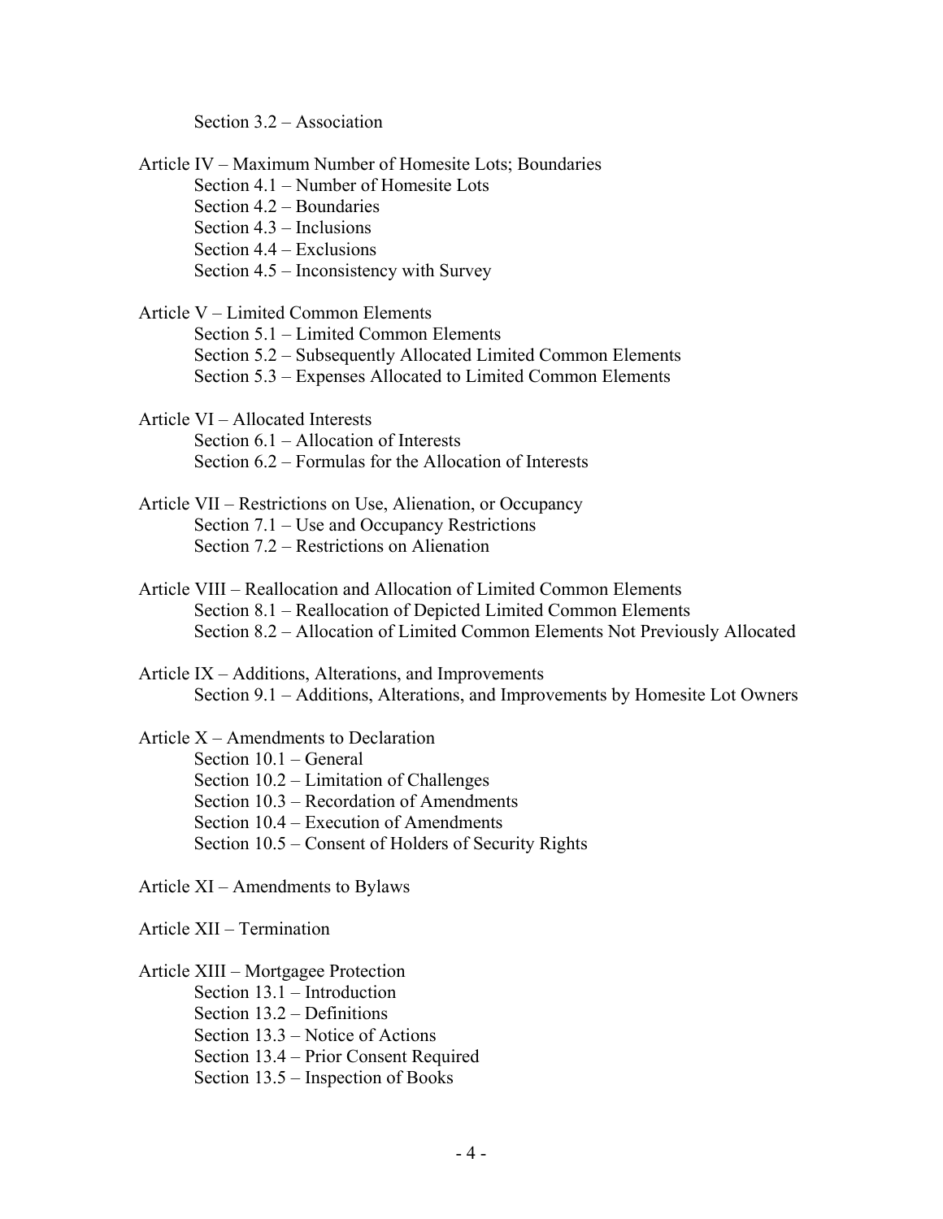Section 3.2 – Association

Article IV – Maximum Number of Homesite Lots; Boundaries
- Section 4.1 – Number of Homesite Lots
- Section 4.2 – Boundaries
- Section 4.3 – Inclusions
- Section 4.4 – Exclusions
- Section 4.5 – Inconsistency with Survey

Article V – Limited Common Elements
- Section 5.1 – Limited Common Elements
- Section 5.2 – Subsequently Allocated Limited Common Elements
- Section 5.3 – Expenses Allocated to Limited Common Elements

Article VI – Allocated Interests
- Section 6.1 – Allocation of Interests
- Section 6.2 – Formulas for the Allocation of Interests

Article VII – Restrictions on Use, Alienation, or Occupancy
- Section 7.1 – Use and Occupancy Restrictions
- Section 7.2 – Restrictions on Alienation

Article VIII – Reallocation and Allocation of Limited Common Elements
- Section 8.1 – Reallocation of Depicted Limited Common Elements
- Section 8.2 – Allocation of Limited Common Elements Not Previously Allocated

Article IX – Additions, Alterations, and Improvements
- Section 9.1 – Additions, Alterations, and Improvements by Homesite Lot Owners

Article X – Amendments to Declaration
- Section 10.1 – General
- Section 10.2 – Limitation of Challenges
- Section 10.3 – Recordation of Amendments
- Section 10.4 – Execution of Amendments
- Section 10.5 – Consent of Holders of Security Rights

Article XI – Amendments to Bylaws

Article XII – Termination

Article XIII – Mortgagee Protection
- Section 13.1 – Introduction
- Section 13.2 – Definitions
- Section 13.3 – Notice of Actions
- Section 13.4 – Prior Consent Required
- Section 13.5 – Inspection of Books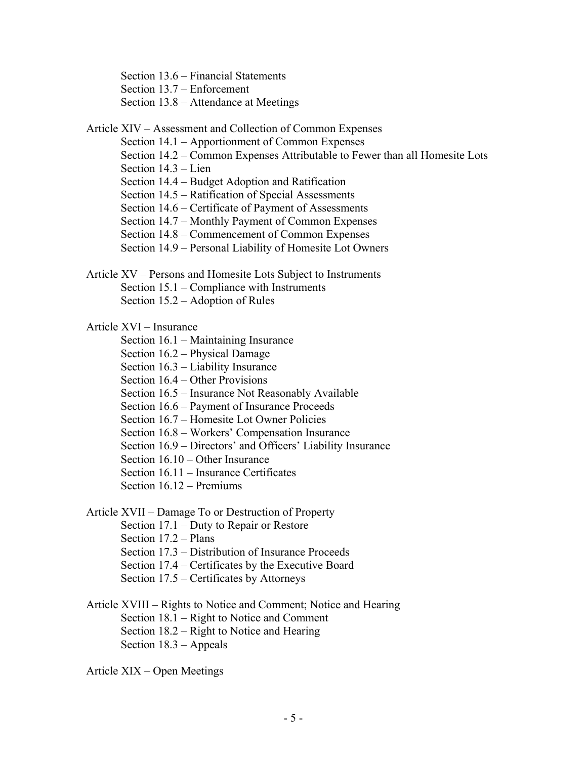Section 13.6 – Financial Statements
Section 13.7 – Enforcement
Section 13.8 – Attendance at Meetings

Article XIV – Assessment and Collection of Common Expenses
Section 14.1 – Apportionment of Common Expenses
Section 14.2 – Common Expenses Attributable to Fewer than all Homesite Lots
Section 14.3 – Lien
Section 14.4 – Budget Adoption and Ratification
Section 14.5 – Ratification of Special Assessments
Section 14.6 – Certificate of Payment of Assessments
Section 14.7 – Monthly Payment of Common Expenses
Section 14.8 – Commencement of Common Expenses
Section 14.9 – Personal Liability of Homesite Lot Owners

Article XV – Persons and Homesite Lots Subject to Instruments
Section 15.1 – Compliance with Instruments
Section 15.2 – Adoption of Rules

Article XVI – Insurance
Section 16.1 – Maintaining Insurance
Section 16.2 – Physical Damage
Section 16.3 – Liability Insurance
Section 16.4 – Other Provisions
Section 16.5 – Insurance Not Reasonably Available
Section 16.6 – Payment of Insurance Proceeds
Section 16.7 – Homesite Lot Owner Policies
Section 16.8 – Workers' Compensation Insurance
Section 16.9 – Directors' and Officers' Liability Insurance
Section 16.10 – Other Insurance
Section 16.11 – Insurance Certificates
Section 16.12 – Premiums

Article XVII – Damage To or Destruction of Property
Section 17.1 – Duty to Repair or Restore
Section 17.2 – Plans
Section 17.3 – Distribution of Insurance Proceeds
Section 17.4 – Certificates by the Executive Board
Section 17.5 – Certificates by Attorneys

Article XVIII – Rights to Notice and Comment; Notice and Hearing
Section 18.1 – Right to Notice and Comment
Section 18.2 – Right to Notice and Hearing
Section 18.3 – Appeals

Article XIX – Open Meetings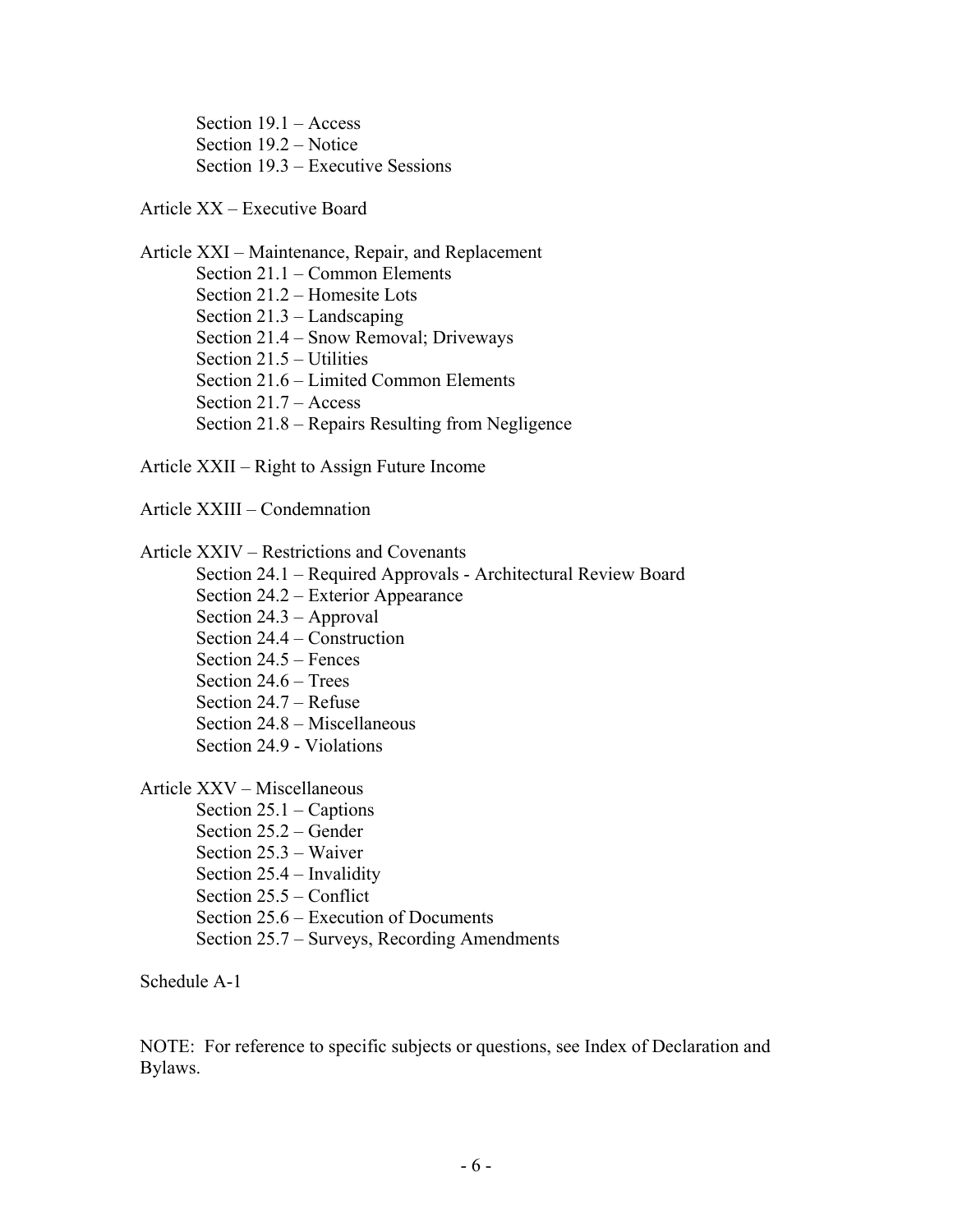Section 19.1 – Access
Section 19.2 – Notice
Section 19.3 – Executive Sessions

Article XX – Executive Board

Article XXI – Maintenance, Repair, and Replacement
Section 21.1 – Common Elements
Section 21.2 – Homesite Lots
Section 21.3 – Landscaping
Section 21.4 – Snow Removal; Driveways
Section 21.5 – Utilities
Section 21.6 – Limited Common Elements
Section 21.7 – Access
Section 21.8 – Repairs Resulting from Negligence

Article XXII – Right to Assign Future Income

Article XXIII – Condemnation

Article XXIV – Restrictions and Covenants
Section 24.1 – Required Approvals - Architectural Review Board
Section 24.2 – Exterior Appearance
Section 24.3 – Approval
Section 24.4 – Construction
Section 24.5 – Fences
Section 24.6 – Trees
Section 24.7 – Refuse
Section 24.8 – Miscellaneous
Section 24.9 - Violations

Article XXV – Miscellaneous
Section 25.1 – Captions
Section 25.2 – Gender
Section 25.3 – Waiver
Section 25.4 – Invalidity
Section 25.5 – Conflict
Section 25.6 – Execution of Documents
Section 25.7 – Surveys, Recording Amendments

Schedule A-1

NOTE: For reference to specific subjects or questions, see Index of Declaration and Bylaws.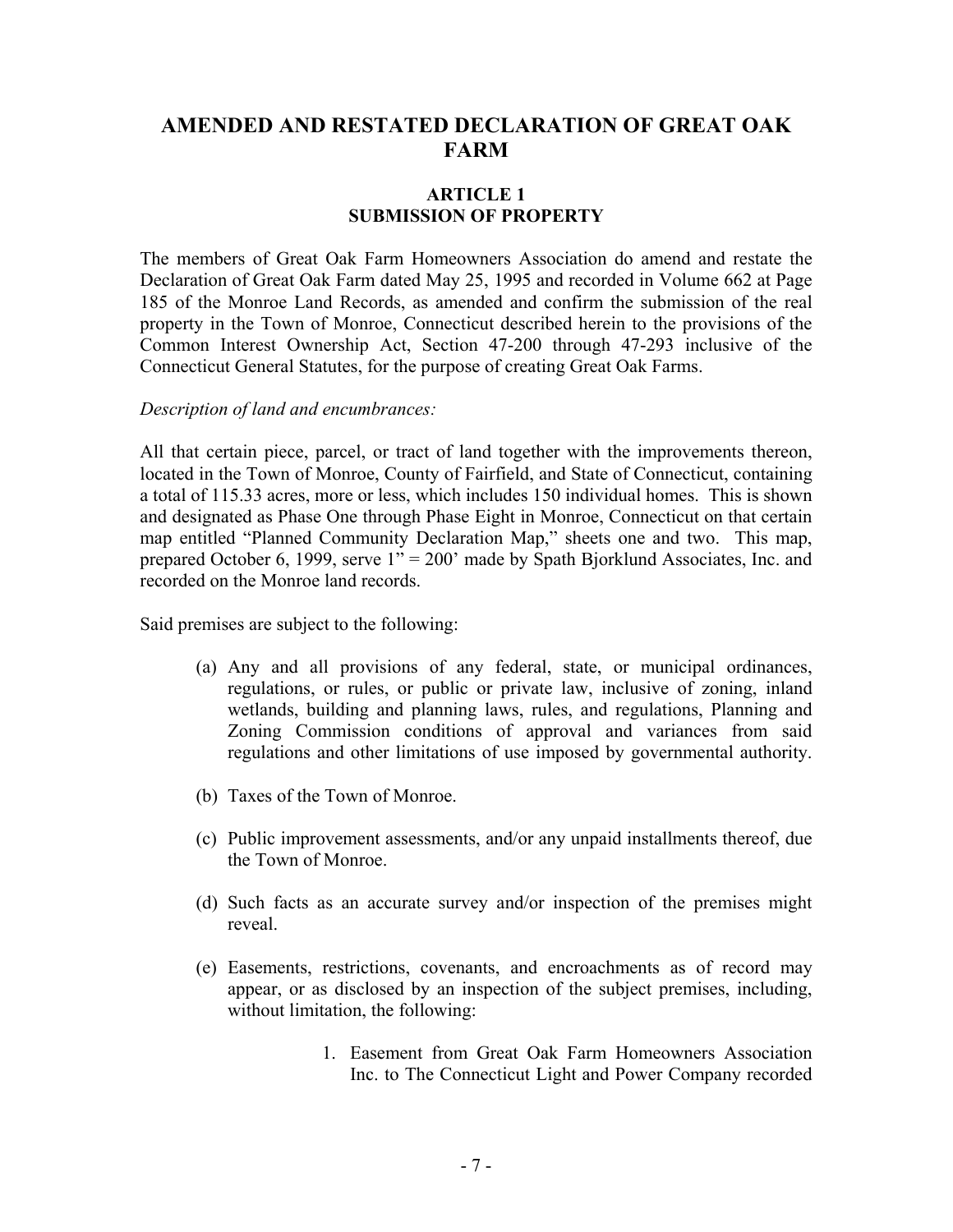# AMENDED AND RESTATED DECLARATION OF GREAT OAK FARM

## ARTICLE 1
## SUBMISSION OF PROPERTY

The members of Great Oak Farm Homeowners Association do amend and restate the Declaration of Great Oak Farm dated May 25, 1995 and recorded in Volume 662 at Page 185 of the Monroe Land Records, as amended and confirm the submission of the real property in the Town of Monroe, Connecticut described herein to the provisions of the Common Interest Ownership Act, Section 47-200 through 47-293 inclusive of the Connecticut General Statutes, for the purpose of creating Great Oak Farms.

*Description of land and encumbrances:*

All that certain piece, parcel, or tract of land together with the improvements thereon, located in the Town of Monroe, County of Fairfield, and State of Connecticut, containing a total of 115.33 acres, more or less, which includes 150 individual homes. This is shown and designated as Phase One through Phase Eight in Monroe, Connecticut on that certain map entitled "Planned Community Declaration Map," sheets one and two. This map, prepared October 6, 1999, serve 1" = 200' made by Spath Bjorklund Associates, Inc. and recorded on the Monroe land records.

Said premises are subject to the following:

(a) Any and all provisions of any federal, state, or municipal ordinances, regulations, or rules, or public or private law, inclusive of zoning, inland wetlands, building and planning laws, rules, and regulations, Planning and Zoning Commission conditions of approval and variances from said regulations and other limitations of use imposed by governmental authority.

(b) Taxes of the Town of Monroe.

(c) Public improvement assessments, and/or any unpaid installments thereof, due the Town of Monroe.

(d) Such facts as an accurate survey and/or inspection of the premises might reveal.

(e) Easements, restrictions, covenants, and encroachments as of record may appear, or as disclosed by an inspection of the subject premises, including, without limitation, the following:

1. Easement from Great Oak Farm Homeowners Association Inc. to The Connecticut Light and Power Company recorded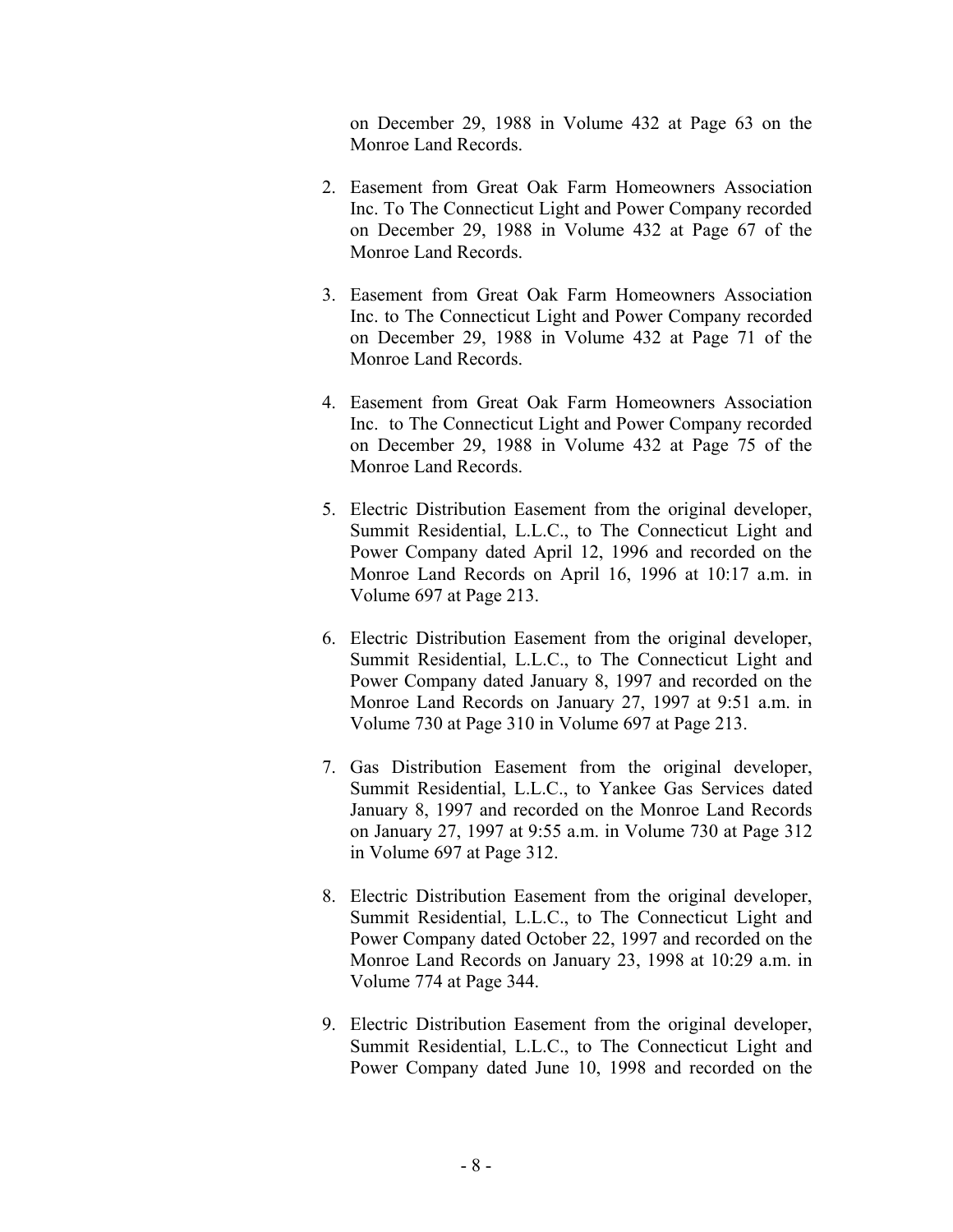on December 29, 1988 in Volume 432 at Page 63 on the Monroe Land Records.

2. Easement from Great Oak Farm Homeowners Association Inc. To The Connecticut Light and Power Company recorded on December 29, 1988 in Volume 432 at Page 67 of the Monroe Land Records.

3. Easement from Great Oak Farm Homeowners Association Inc. to The Connecticut Light and Power Company recorded on December 29, 1988 in Volume 432 at Page 71 of the Monroe Land Records.

4. Easement from Great Oak Farm Homeowners Association Inc. to The Connecticut Light and Power Company recorded on December 29, 1988 in Volume 432 at Page 75 of the Monroe Land Records.

5. Electric Distribution Easement from the original developer, Summit Residential, L.L.C., to The Connecticut Light and Power Company dated April 12, 1996 and recorded on the Monroe Land Records on April 16, 1996 at 10:17 a.m. in Volume 697 at Page 213.

6. Electric Distribution Easement from the original developer, Summit Residential, L.L.C., to The Connecticut Light and Power Company dated January 8, 1997 and recorded on the Monroe Land Records on January 27, 1997 at 9:51 a.m. in Volume 730 at Page 310 in Volume 697 at Page 213.

7. Gas Distribution Easement from the original developer, Summit Residential, L.L.C., to Yankee Gas Services dated January 8, 1997 and recorded on the Monroe Land Records on January 27, 1997 at 9:55 a.m. in Volume 730 at Page 312 in Volume 697 at Page 312.

8. Electric Distribution Easement from the original developer, Summit Residential, L.L.C., to The Connecticut Light and Power Company dated October 22, 1997 and recorded on the Monroe Land Records on January 23, 1998 at 10:29 a.m. in Volume 774 at Page 344.

9. Electric Distribution Easement from the original developer, Summit Residential, L.L.C., to The Connecticut Light and Power Company dated June 10, 1998 and recorded on the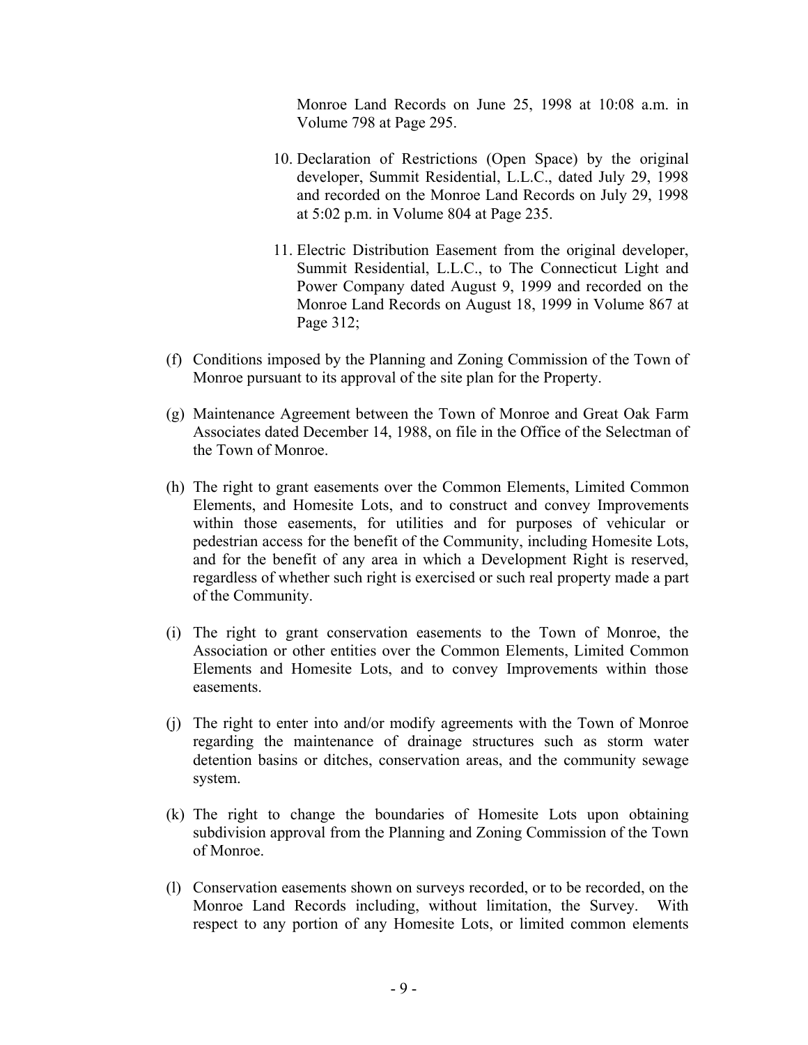Monroe Land Records on June 25, 1998 at 10:08 a.m. in Volume 798 at Page 295.

10. Declaration of Restrictions (Open Space) by the original developer, Summit Residential, L.L.C., dated July 29, 1998 and recorded on the Monroe Land Records on July 29, 1998 at 5:02 p.m. in Volume 804 at Page 235.

11. Electric Distribution Easement from the original developer, Summit Residential, L.L.C., to The Connecticut Light and Power Company dated August 9, 1999 and recorded on the Monroe Land Records on August 18, 1999 in Volume 867 at Page 312;

(f) Conditions imposed by the Planning and Zoning Commission of the Town of Monroe pursuant to its approval of the site plan for the Property.

(g) Maintenance Agreement between the Town of Monroe and Great Oak Farm Associates dated December 14, 1988, on file in the Office of the Selectman of the Town of Monroe.

(h) The right to grant easements over the Common Elements, Limited Common Elements, and Homesite Lots, and to construct and convey Improvements within those easements, for utilities and for purposes of vehicular or pedestrian access for the benefit of the Community, including Homesite Lots, and for the benefit of any area in which a Development Right is reserved, regardless of whether such right is exercised or such real property made a part of the Community.

(i) The right to grant conservation easements to the Town of Monroe, the Association or other entities over the Common Elements, Limited Common Elements and Homesite Lots, and to convey Improvements within those easements.

(j) The right to enter into and/or modify agreements with the Town of Monroe regarding the maintenance of drainage structures such as storm water detention basins or ditches, conservation areas, and the community sewage system.

(k) The right to change the boundaries of Homesite Lots upon obtaining subdivision approval from the Planning and Zoning Commission of the Town of Monroe.

(l) Conservation easements shown on surveys recorded, or to be recorded, on the Monroe Land Records including, without limitation, the Survey. With respect to any portion of any Homesite Lots, or limited common elements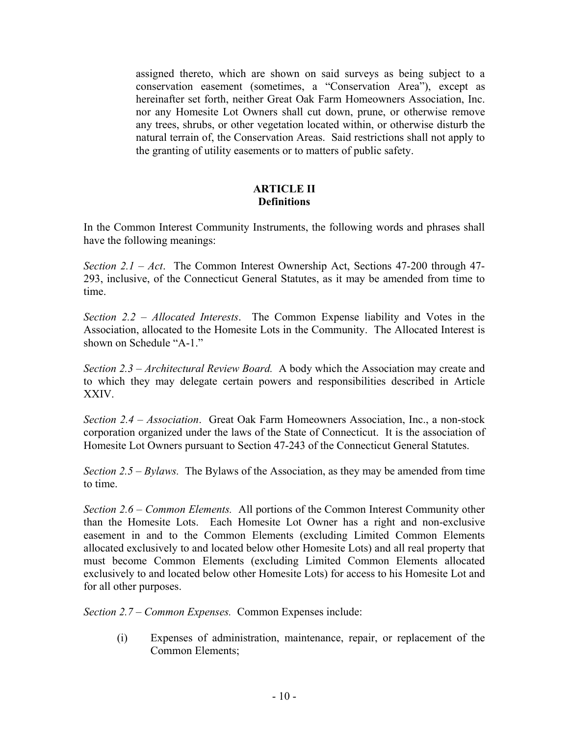assigned thereto, which are shown on said surveys as being subject to a conservation easement (sometimes, a "Conservation Area"), except as hereinafter set forth, neither Great Oak Farm Homeowners Association, Inc. nor any Homesite Lot Owners shall cut down, prune, or otherwise remove any trees, shrubs, or other vegetation located within, or otherwise disturb the natural terrain of, the Conservation Areas. Said restrictions shall not apply to the granting of utility easements or to matters of public safety.

## ARTICLE II
## Definitions

In the Common Interest Community Instruments, the following words and phrases shall have the following meanings:

*Section 2.1 – Act*. The Common Interest Ownership Act, Sections 47-200 through 47-293, inclusive, of the Connecticut General Statutes, as it may be amended from time to time.

*Section 2.2 – Allocated Interests*. The Common Expense liability and Votes in the Association, allocated to the Homesite Lots in the Community. The Allocated Interest is shown on Schedule "A-1."

*Section 2.3 – Architectural Review Board.* A body which the Association may create and to which they may delegate certain powers and responsibilities described in Article XXIV.

*Section 2.4 – Association*. Great Oak Farm Homeowners Association, Inc., a non-stock corporation organized under the laws of the State of Connecticut. It is the association of Homesite Lot Owners pursuant to Section 47-243 of the Connecticut General Statutes.

*Section 2.5 – Bylaws.* The Bylaws of the Association, as they may be amended from time to time.

*Section 2.6 – Common Elements.* All portions of the Common Interest Community other than the Homesite Lots. Each Homesite Lot Owner has a right and non-exclusive easement in and to the Common Elements (excluding Limited Common Elements allocated exclusively to and located below other Homesite Lots) and all real property that must become Common Elements (excluding Limited Common Elements allocated exclusively to and located below other Homesite Lots) for access to his Homesite Lot and for all other purposes.

*Section 2.7 – Common Expenses.* Common Expenses include:

(i) Expenses of administration, maintenance, repair, or replacement of the Common Elements;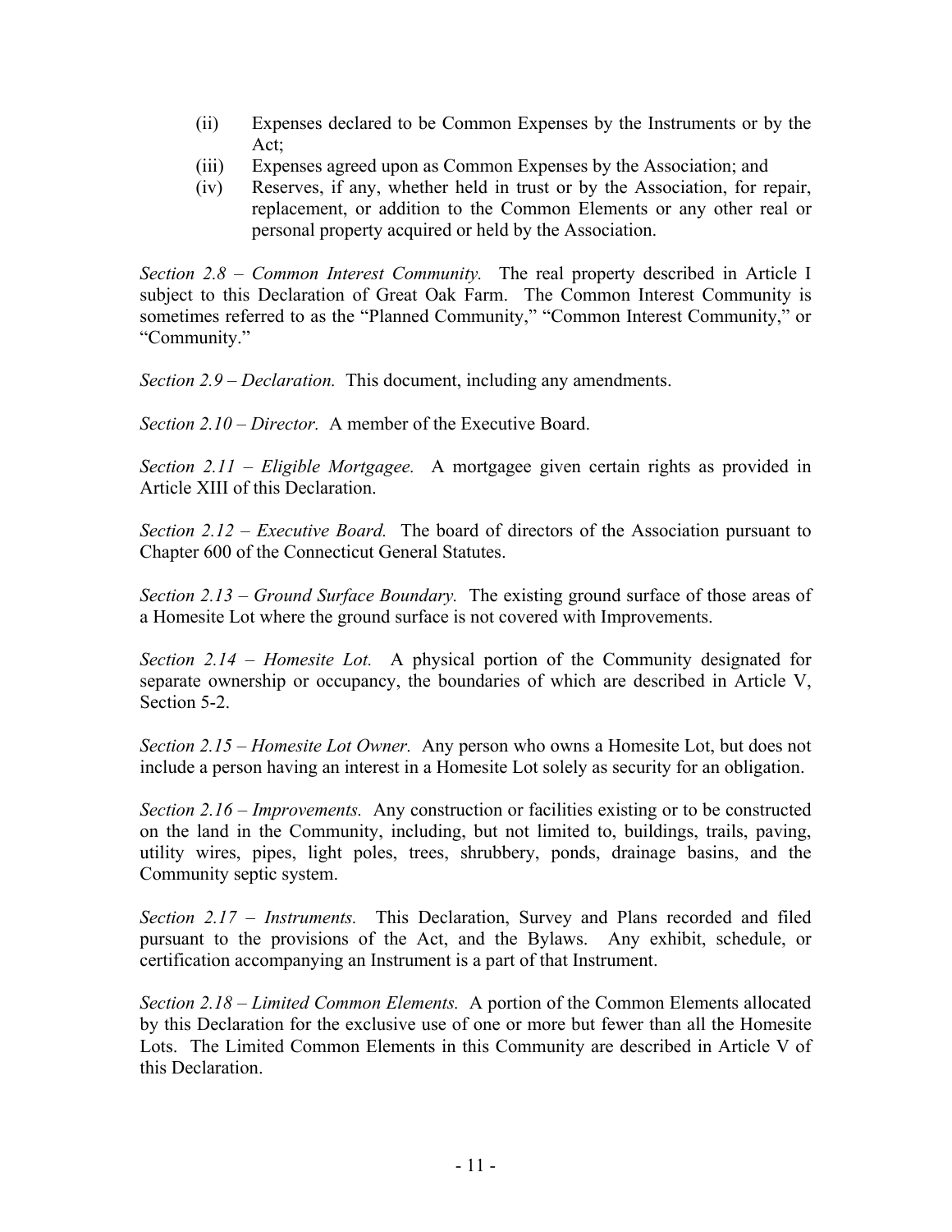(ii) Expenses declared to be Common Expenses by the Instruments or by the Act;
(iii) Expenses agreed upon as Common Expenses by the Association; and
(iv) Reserves, if any, whether held in trust or by the Association, for repair, replacement, or addition to the Common Elements or any other real or personal property acquired or held by the Association.

*Section 2.8 – Common Interest Community.* The real property described in Article I subject to this Declaration of Great Oak Farm. The Common Interest Community is sometimes referred to as the "Planned Community," "Common Interest Community," or "Community."

*Section 2.9 – Declaration.* This document, including any amendments.

*Section 2.10 – Director.* A member of the Executive Board.

*Section 2.11 – Eligible Mortgagee.* A mortgagee given certain rights as provided in Article XIII of this Declaration.

*Section 2.12 – Executive Board.* The board of directors of the Association pursuant to Chapter 600 of the Connecticut General Statutes.

*Section 2.13 – Ground Surface Boundary.* The existing ground surface of those areas of a Homesite Lot where the ground surface is not covered with Improvements.

*Section 2.14 – Homesite Lot.* A physical portion of the Community designated for separate ownership or occupancy, the boundaries of which are described in Article V, Section 5-2.

*Section 2.15 – Homesite Lot Owner.* Any person who owns a Homesite Lot, but does not include a person having an interest in a Homesite Lot solely as security for an obligation.

*Section 2.16 – Improvements.* Any construction or facilities existing or to be constructed on the land in the Community, including, but not limited to, buildings, trails, paving, utility wires, pipes, light poles, trees, shrubbery, ponds, drainage basins, and the Community septic system.

*Section 2.17 – Instruments.* This Declaration, Survey and Plans recorded and filed pursuant to the provisions of the Act, and the Bylaws. Any exhibit, schedule, or certification accompanying an Instrument is a part of that Instrument.

*Section 2.18 – Limited Common Elements.* A portion of the Common Elements allocated by this Declaration for the exclusive use of one or more but fewer than all the Homesite Lots. The Limited Common Elements in this Community are described in Article V of this Declaration.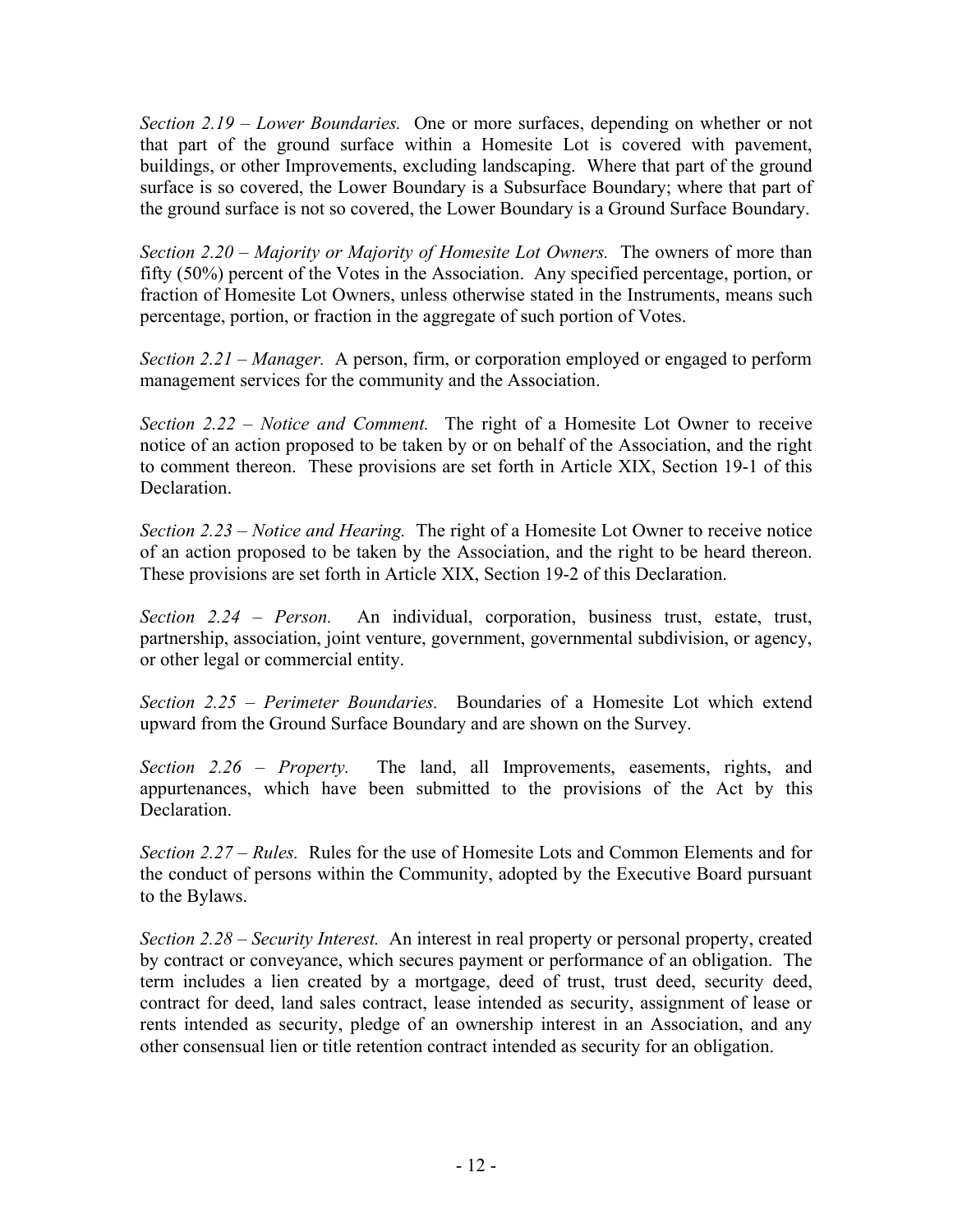*Section 2.19 – Lower Boundaries.* One or more surfaces, depending on whether or not that part of the ground surface within a Homesite Lot is covered with pavement, buildings, or other Improvements, excluding landscaping. Where that part of the ground surface is so covered, the Lower Boundary is a Subsurface Boundary; where that part of the ground surface is not so covered, the Lower Boundary is a Ground Surface Boundary.

*Section 2.20 – Majority or Majority of Homesite Lot Owners.* The owners of more than fifty (50%) percent of the Votes in the Association. Any specified percentage, portion, or fraction of Homesite Lot Owners, unless otherwise stated in the Instruments, means such percentage, portion, or fraction in the aggregate of such portion of Votes.

*Section 2.21 – Manager.* A person, firm, or corporation employed or engaged to perform management services for the community and the Association.

*Section 2.22 – Notice and Comment.* The right of a Homesite Lot Owner to receive notice of an action proposed to be taken by or on behalf of the Association, and the right to comment thereon. These provisions are set forth in Article XIX, Section 19-1 of this Declaration.

*Section 2.23 – Notice and Hearing.* The right of a Homesite Lot Owner to receive notice of an action proposed to be taken by the Association, and the right to be heard thereon. These provisions are set forth in Article XIX, Section 19-2 of this Declaration.

*Section 2.24 – Person.* An individual, corporation, business trust, estate, trust, partnership, association, joint venture, government, governmental subdivision, or agency, or other legal or commercial entity.

*Section 2.25 – Perimeter Boundaries.* Boundaries of a Homesite Lot which extend upward from the Ground Surface Boundary and are shown on the Survey.

*Section 2.26 – Property.* The land, all Improvements, easements, rights, and appurtenances, which have been submitted to the provisions of the Act by this Declaration.

*Section 2.27 – Rules.* Rules for the use of Homesite Lots and Common Elements and for the conduct of persons within the Community, adopted by the Executive Board pursuant to the Bylaws.

*Section 2.28 – Security Interest.* An interest in real property or personal property, created by contract or conveyance, which secures payment or performance of an obligation. The term includes a lien created by a mortgage, deed of trust, trust deed, security deed, contract for deed, land sales contract, lease intended as security, assignment of lease or rents intended as security, pledge of an ownership interest in an Association, and any other consensual lien or title retention contract intended as security for an obligation.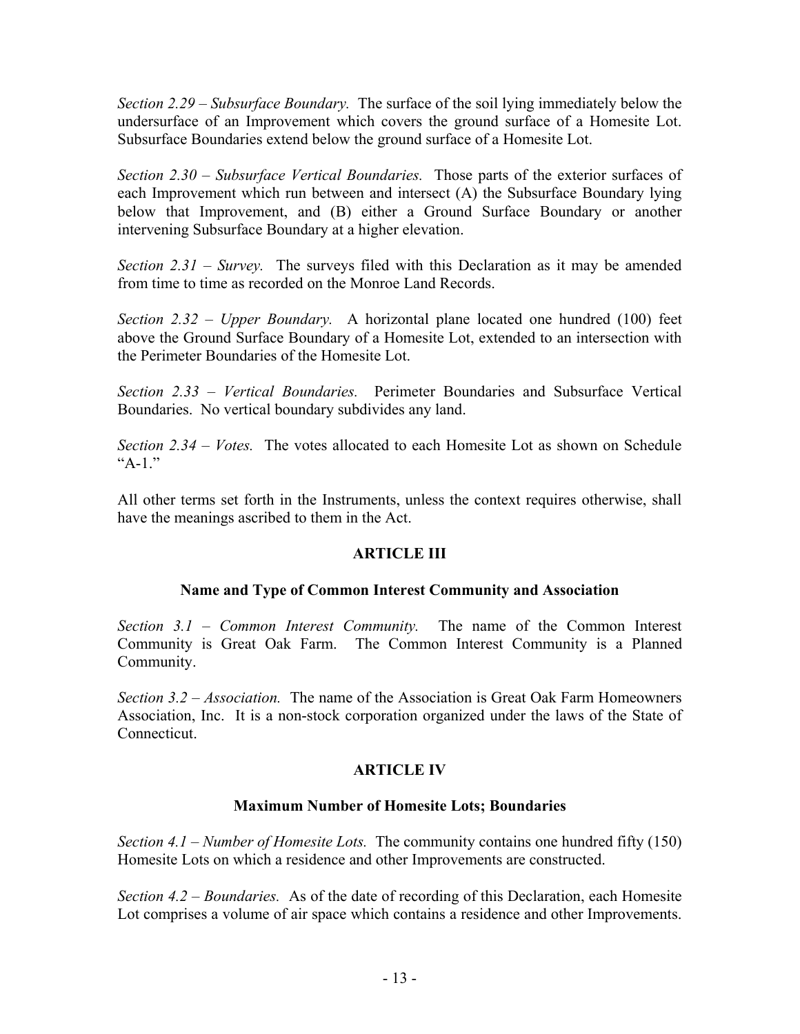*Section 2.29 – Subsurface Boundary.* The surface of the soil lying immediately below the undersurface of an Improvement which covers the ground surface of a Homesite Lot. Subsurface Boundaries extend below the ground surface of a Homesite Lot.

*Section 2.30 – Subsurface Vertical Boundaries.* Those parts of the exterior surfaces of each Improvement which run between and intersect (A) the Subsurface Boundary lying below that Improvement, and (B) either a Ground Surface Boundary or another intervening Subsurface Boundary at a higher elevation.

*Section 2.31 – Survey.* The surveys filed with this Declaration as it may be amended from time to time as recorded on the Monroe Land Records.

*Section 2.32 – Upper Boundary.* A horizontal plane located one hundred (100) feet above the Ground Surface Boundary of a Homesite Lot, extended to an intersection with the Perimeter Boundaries of the Homesite Lot.

*Section 2.33 – Vertical Boundaries.* Perimeter Boundaries and Subsurface Vertical Boundaries. No vertical boundary subdivides any land.

*Section 2.34 – Votes.* The votes allocated to each Homesite Lot as shown on Schedule "A-1."

All other terms set forth in the Instruments, unless the context requires otherwise, shall have the meanings ascribed to them in the Act.

## ARTICLE III

### Name and Type of Common Interest Community and Association

*Section 3.1 – Common Interest Community.* The name of the Common Interest Community is Great Oak Farm. The Common Interest Community is a Planned Community.

*Section 3.2 – Association.* The name of the Association is Great Oak Farm Homeowners Association, Inc. It is a non-stock corporation organized under the laws of the State of Connecticut.

## ARTICLE IV

### Maximum Number of Homesite Lots; Boundaries

*Section 4.1 – Number of Homesite Lots.* The community contains one hundred fifty (150) Homesite Lots on which a residence and other Improvements are constructed.

*Section 4.2 – Boundaries.* As of the date of recording of this Declaration, each Homesite Lot comprises a volume of air space which contains a residence and other Improvements.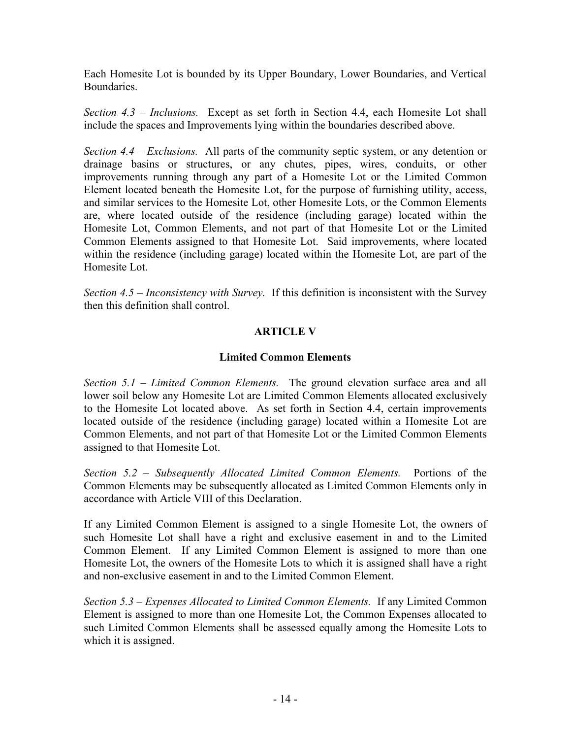Each Homesite Lot is bounded by its Upper Boundary, Lower Boundaries, and Vertical Boundaries.

*Section 4.3 – Inclusions.* Except as set forth in Section 4.4, each Homesite Lot shall include the spaces and Improvements lying within the boundaries described above.

*Section 4.4 – Exclusions.* All parts of the community septic system, or any detention or drainage basins or structures, or any chutes, pipes, wires, conduits, or other improvements running through any part of a Homesite Lot or the Limited Common Element located beneath the Homesite Lot, for the purpose of furnishing utility, access, and similar services to the Homesite Lot, other Homesite Lots, or the Common Elements are, where located outside of the residence (including garage) located within the Homesite Lot, Common Elements, and not part of that Homesite Lot or the Limited Common Elements assigned to that Homesite Lot. Said improvements, where located within the residence (including garage) located within the Homesite Lot, are part of the Homesite Lot.

*Section 4.5 – Inconsistency with Survey.* If this definition is inconsistent with the Survey then this definition shall control.

## ARTICLE V

## Limited Common Elements

*Section 5.1 – Limited Common Elements.* The ground elevation surface area and all lower soil below any Homesite Lot are Limited Common Elements allocated exclusively to the Homesite Lot located above. As set forth in Section 4.4, certain improvements located outside of the residence (including garage) located within a Homesite Lot are Common Elements, and not part of that Homesite Lot or the Limited Common Elements assigned to that Homesite Lot.

*Section 5.2 – Subsequently Allocated Limited Common Elements.* Portions of the Common Elements may be subsequently allocated as Limited Common Elements only in accordance with Article VIII of this Declaration.

If any Limited Common Element is assigned to a single Homesite Lot, the owners of such Homesite Lot shall have a right and exclusive easement in and to the Limited Common Element. If any Limited Common Element is assigned to more than one Homesite Lot, the owners of the Homesite Lots to which it is assigned shall have a right and non-exclusive easement in and to the Limited Common Element.

*Section 5.3 – Expenses Allocated to Limited Common Elements.* If any Limited Common Element is assigned to more than one Homesite Lot, the Common Expenses allocated to such Limited Common Elements shall be assessed equally among the Homesite Lots to which it is assigned.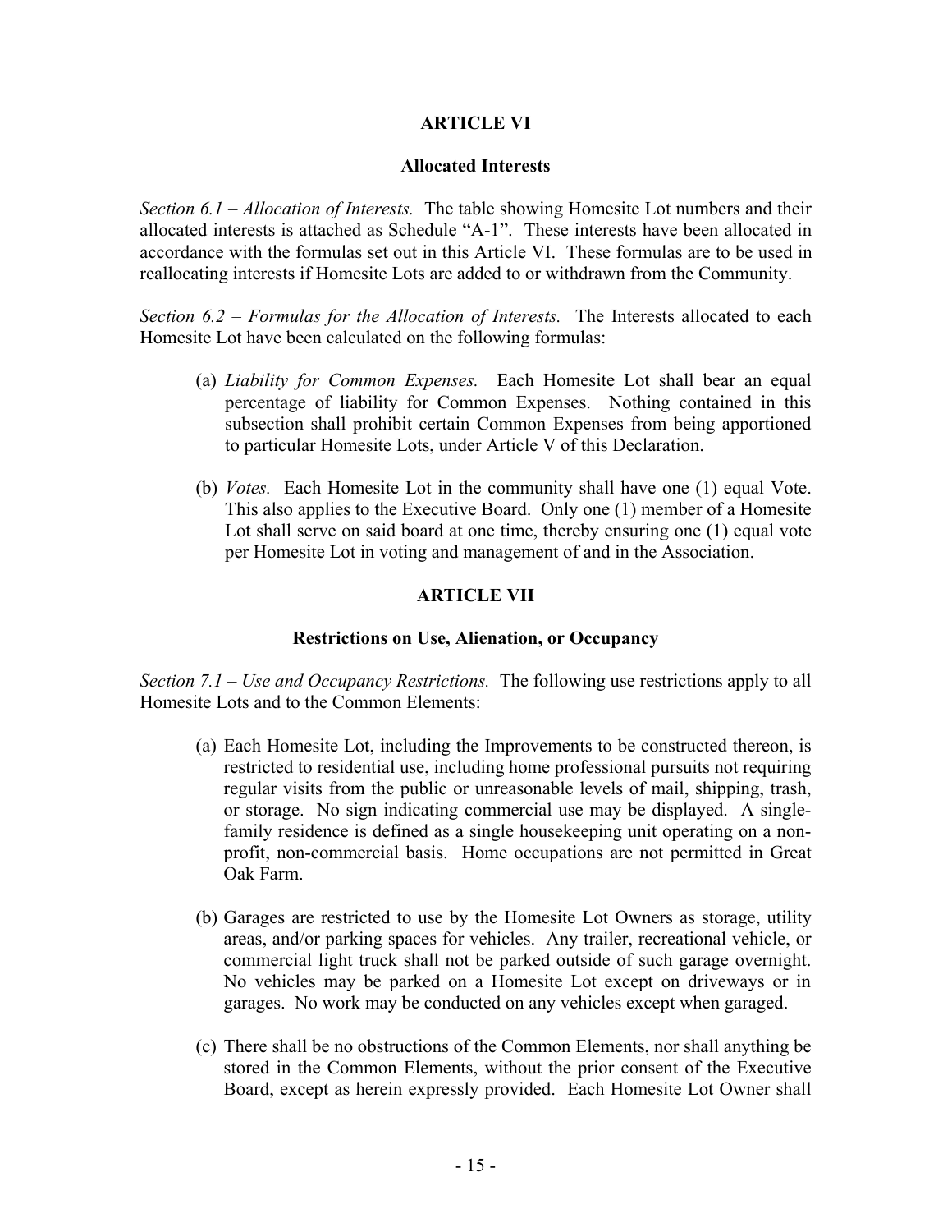## ARTICLE VI

### Allocated Interests

*Section 6.1 – Allocation of Interests.* The table showing Homesite Lot numbers and their allocated interests is attached as Schedule "A-1". These interests have been allocated in accordance with the formulas set out in this Article VI. These formulas are to be used in reallocating interests if Homesite Lots are added to or withdrawn from the Community.

*Section 6.2 – Formulas for the Allocation of Interests.* The Interests allocated to each Homesite Lot have been calculated on the following formulas:

(a) *Liability for Common Expenses.* Each Homesite Lot shall bear an equal percentage of liability for Common Expenses. Nothing contained in this subsection shall prohibit certain Common Expenses from being apportioned to particular Homesite Lots, under Article V of this Declaration.

(b) *Votes.* Each Homesite Lot in the community shall have one (1) equal Vote. This also applies to the Executive Board. Only one (1) member of a Homesite Lot shall serve on said board at one time, thereby ensuring one (1) equal vote per Homesite Lot in voting and management of and in the Association.

## ARTICLE VII

### Restrictions on Use, Alienation, or Occupancy

*Section 7.1 – Use and Occupancy Restrictions.* The following use restrictions apply to all Homesite Lots and to the Common Elements:

(a) Each Homesite Lot, including the Improvements to be constructed thereon, is restricted to residential use, including home professional pursuits not requiring regular visits from the public or unreasonable levels of mail, shipping, trash, or storage. No sign indicating commercial use may be displayed. A single-family residence is defined as a single housekeeping unit operating on a non-profit, non-commercial basis. Home occupations are not permitted in Great Oak Farm.

(b) Garages are restricted to use by the Homesite Lot Owners as storage, utility areas, and/or parking spaces for vehicles. Any trailer, recreational vehicle, or commercial light truck shall not be parked outside of such garage overnight. No vehicles may be parked on a Homesite Lot except on driveways or in garages. No work may be conducted on any vehicles except when garaged.

(c) There shall be no obstructions of the Common Elements, nor shall anything be stored in the Common Elements, without the prior consent of the Executive Board, except as herein expressly provided. Each Homesite Lot Owner shall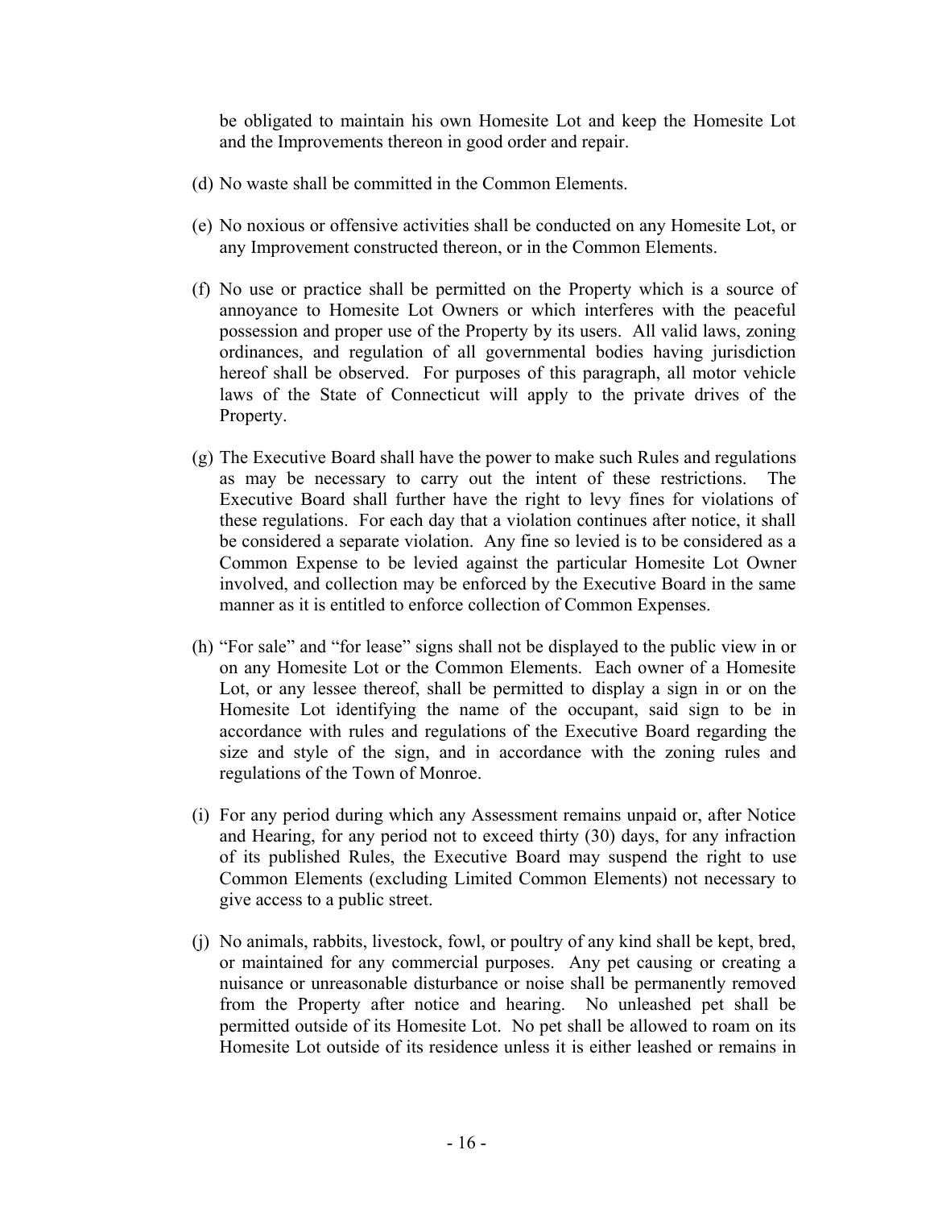be obligated to maintain his own Homesite Lot and keep the Homesite Lot and the Improvements thereon in good order and repair.

(d) No waste shall be committed in the Common Elements.

(e) No noxious or offensive activities shall be conducted on any Homesite Lot, or any Improvement constructed thereon, or in the Common Elements.

(f) No use or practice shall be permitted on the Property which is a source of annoyance to Homesite Lot Owners or which interferes with the peaceful possession and proper use of the Property by its users. All valid laws, zoning ordinances, and regulation of all governmental bodies having jurisdiction hereof shall be observed. For purposes of this paragraph, all motor vehicle laws of the State of Connecticut will apply to the private drives of the Property.

(g) The Executive Board shall have the power to make such Rules and regulations as may be necessary to carry out the intent of these restrictions. The Executive Board shall further have the right to levy fines for violations of these regulations. For each day that a violation continues after notice, it shall be considered a separate violation. Any fine so levied is to be considered as a Common Expense to be levied against the particular Homesite Lot Owner involved, and collection may be enforced by the Executive Board in the same manner as it is entitled to enforce collection of Common Expenses.

(h) "For sale" and "for lease" signs shall not be displayed to the public view in or on any Homesite Lot or the Common Elements. Each owner of a Homesite Lot, or any lessee thereof, shall be permitted to display a sign in or on the Homesite Lot identifying the name of the occupant, said sign to be in accordance with rules and regulations of the Executive Board regarding the size and style of the sign, and in accordance with the zoning rules and regulations of the Town of Monroe.

(i) For any period during which any Assessment remains unpaid or, after Notice and Hearing, for any period not to exceed thirty (30) days, for any infraction of its published Rules, the Executive Board may suspend the right to use Common Elements (excluding Limited Common Elements) not necessary to give access to a public street.

(j) No animals, rabbits, livestock, fowl, or poultry of any kind shall be kept, bred, or maintained for any commercial purposes. Any pet causing or creating a nuisance or unreasonable disturbance or noise shall be permanently removed from the Property after notice and hearing. No unleashed pet shall be permitted outside of its Homesite Lot. No pet shall be allowed to roam on its Homesite Lot outside of its residence unless it is either leashed or remains in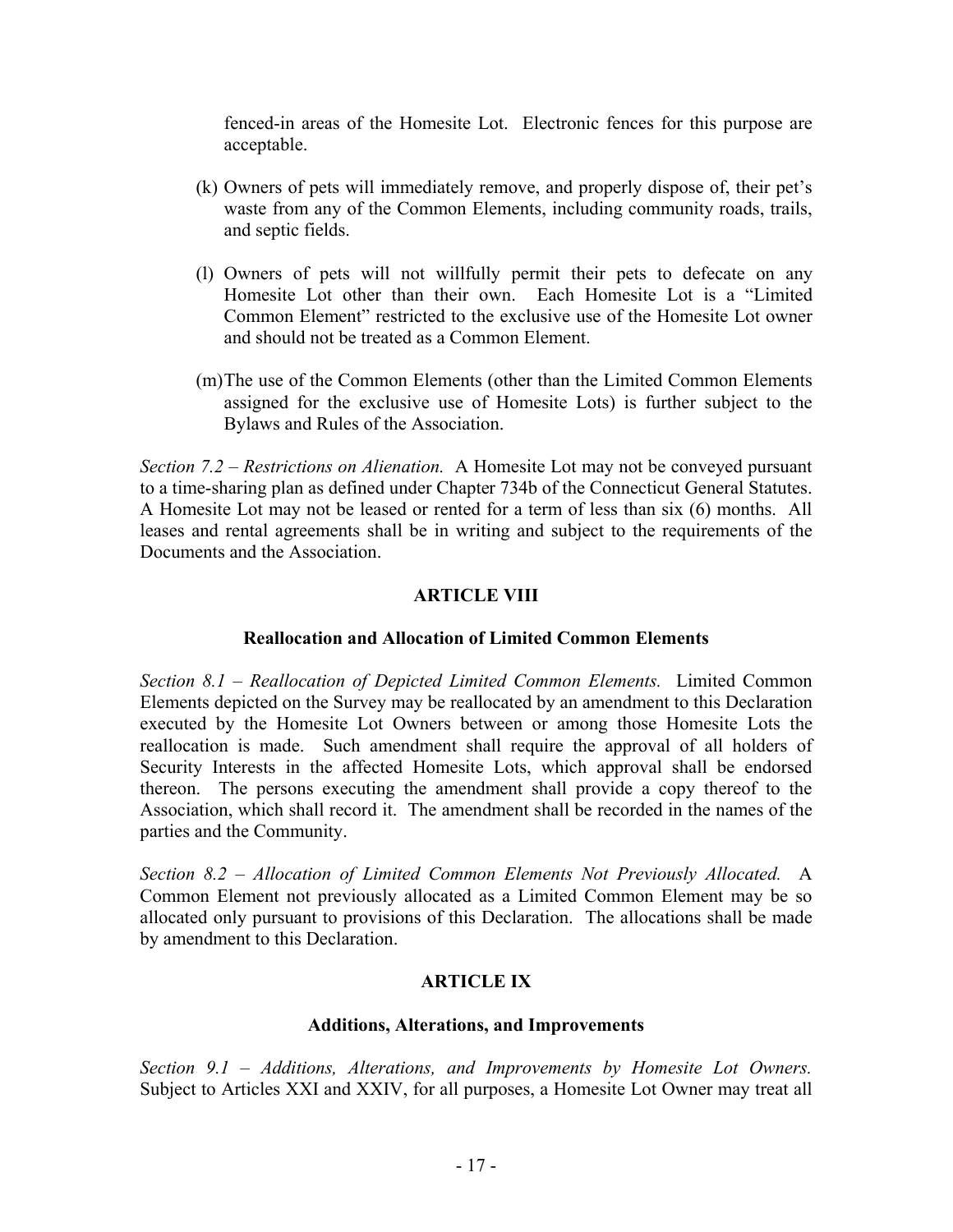fenced-in areas of the Homesite Lot. Electronic fences for this purpose are acceptable.

(k) Owners of pets will immediately remove, and properly dispose of, their pet's waste from any of the Common Elements, including community roads, trails, and septic fields.

(l) Owners of pets will not willfully permit their pets to defecate on any Homesite Lot other than their own. Each Homesite Lot is a "Limited Common Element" restricted to the exclusive use of the Homesite Lot owner and should not be treated as a Common Element.

(m) The use of the Common Elements (other than the Limited Common Elements assigned for the exclusive use of Homesite Lots) is further subject to the Bylaws and Rules of the Association.

*Section 7.2 – Restrictions on Alienation.* A Homesite Lot may not be conveyed pursuant to a time-sharing plan as defined under Chapter 734b of the Connecticut General Statutes. A Homesite Lot may not be leased or rented for a term of less than six (6) months. All leases and rental agreements shall be in writing and subject to the requirements of the Documents and the Association.

## ARTICLE VIII

### Reallocation and Allocation of Limited Common Elements

*Section 8.1 – Reallocation of Depicted Limited Common Elements.* Limited Common Elements depicted on the Survey may be reallocated by an amendment to this Declaration executed by the Homesite Lot Owners between or among those Homesite Lots the reallocation is made. Such amendment shall require the approval of all holders of Security Interests in the affected Homesite Lots, which approval shall be endorsed thereon. The persons executing the amendment shall provide a copy thereof to the Association, which shall record it. The amendment shall be recorded in the names of the parties and the Community.

*Section 8.2 – Allocation of Limited Common Elements Not Previously Allocated.* A Common Element not previously allocated as a Limited Common Element may be so allocated only pursuant to provisions of this Declaration. The allocations shall be made by amendment to this Declaration.

## ARTICLE IX

### Additions, Alterations, and Improvements

*Section 9.1 – Additions, Alterations, and Improvements by Homesite Lot Owners.* Subject to Articles XXI and XXIV, for all purposes, a Homesite Lot Owner may treat all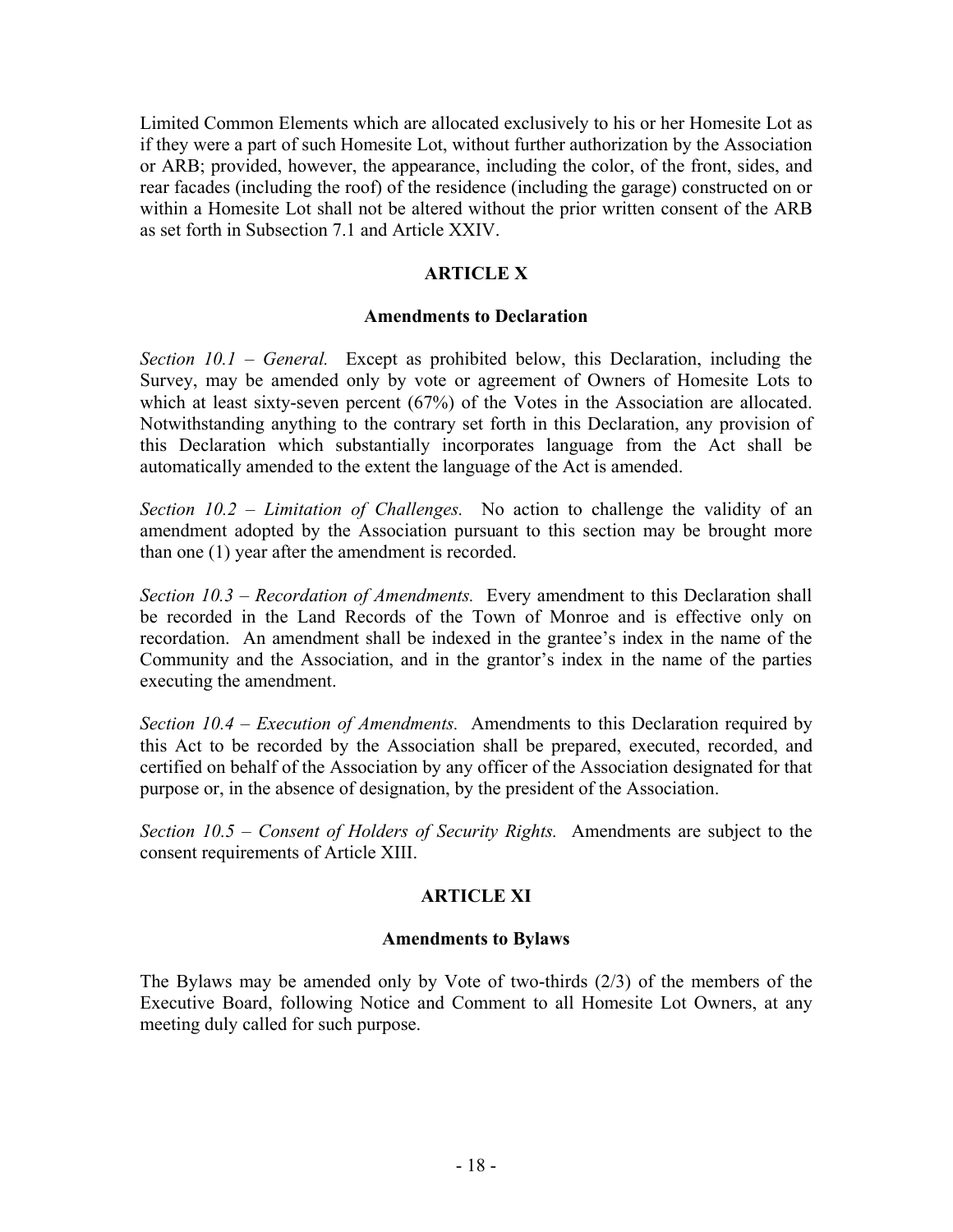Limited Common Elements which are allocated exclusively to his or her Homesite Lot as if they were a part of such Homesite Lot, without further authorization by the Association or ARB; provided, however, the appearance, including the color, of the front, sides, and rear facades (including the roof) of the residence (including the garage) constructed on or within a Homesite Lot shall not be altered without the prior written consent of the ARB as set forth in Subsection 7.1 and Article XXIV.

## ARTICLE X

### Amendments to Declaration

*Section 10.1 – General.* Except as prohibited below, this Declaration, including the Survey, may be amended only by vote or agreement of Owners of Homesite Lots to which at least sixty-seven percent (67%) of the Votes in the Association are allocated. Notwithstanding anything to the contrary set forth in this Declaration, any provision of this Declaration which substantially incorporates language from the Act shall be automatically amended to the extent the language of the Act is amended.

*Section 10.2 – Limitation of Challenges.* No action to challenge the validity of an amendment adopted by the Association pursuant to this section may be brought more than one (1) year after the amendment is recorded.

*Section 10.3 – Recordation of Amendments.* Every amendment to this Declaration shall be recorded in the Land Records of the Town of Monroe and is effective only on recordation. An amendment shall be indexed in the grantee's index in the name of the Community and the Association, and in the grantor's index in the name of the parties executing the amendment.

*Section 10.4 – Execution of Amendments.* Amendments to this Declaration required by this Act to be recorded by the Association shall be prepared, executed, recorded, and certified on behalf of the Association by any officer of the Association designated for that purpose or, in the absence of designation, by the president of the Association.

*Section 10.5 – Consent of Holders of Security Rights.* Amendments are subject to the consent requirements of Article XIII.

## ARTICLE XI

### Amendments to Bylaws

The Bylaws may be amended only by Vote of two-thirds (2/3) of the members of the Executive Board, following Notice and Comment to all Homesite Lot Owners, at any meeting duly called for such purpose.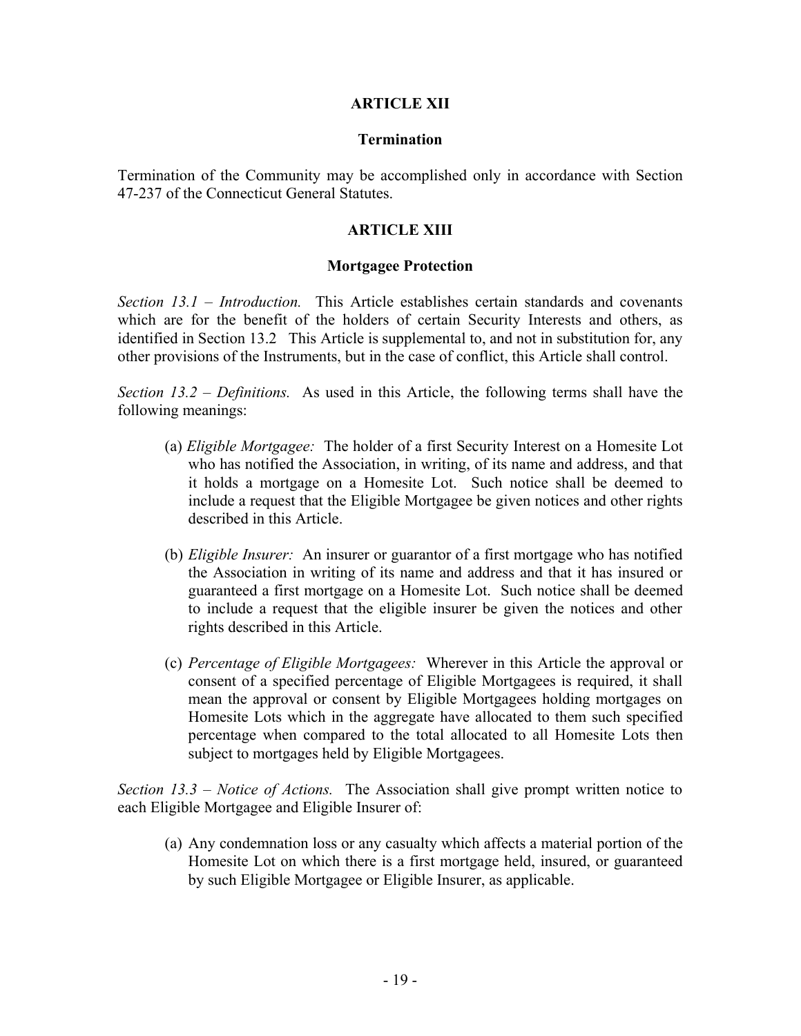## ARTICLE XII

### Termination

Termination of the Community may be accomplished only in accordance with Section 47-237 of the Connecticut General Statutes.

## ARTICLE XIII

### Mortgagee Protection

*Section 13.1 – Introduction.* This Article establishes certain standards and covenants which are for the benefit of the holders of certain Security Interests and others, as identified in Section 13.2 This Article is supplemental to, and not in substitution for, any other provisions of the Instruments, but in the case of conflict, this Article shall control.

*Section 13.2 – Definitions.* As used in this Article, the following terms shall have the following meanings:

(a) *Eligible Mortgagee:* The holder of a first Security Interest on a Homesite Lot who has notified the Association, in writing, of its name and address, and that it holds a mortgage on a Homesite Lot. Such notice shall be deemed to include a request that the Eligible Mortgagee be given notices and other rights described in this Article.

(b) *Eligible Insurer:* An insurer or guarantor of a first mortgage who has notified the Association in writing of its name and address and that it has insured or guaranteed a first mortgage on a Homesite Lot. Such notice shall be deemed to include a request that the eligible insurer be given the notices and other rights described in this Article.

(c) *Percentage of Eligible Mortgagees:* Wherever in this Article the approval or consent of a specified percentage of Eligible Mortgagees is required, it shall mean the approval or consent by Eligible Mortgagees holding mortgages on Homesite Lots which in the aggregate have allocated to them such specified percentage when compared to the total allocated to all Homesite Lots then subject to mortgages held by Eligible Mortgagees.

*Section 13.3 – Notice of Actions.* The Association shall give prompt written notice to each Eligible Mortgagee and Eligible Insurer of:

(a) Any condemnation loss or any casualty which affects a material portion of the Homesite Lot on which there is a first mortgage held, insured, or guaranteed by such Eligible Mortgagee or Eligible Insurer, as applicable.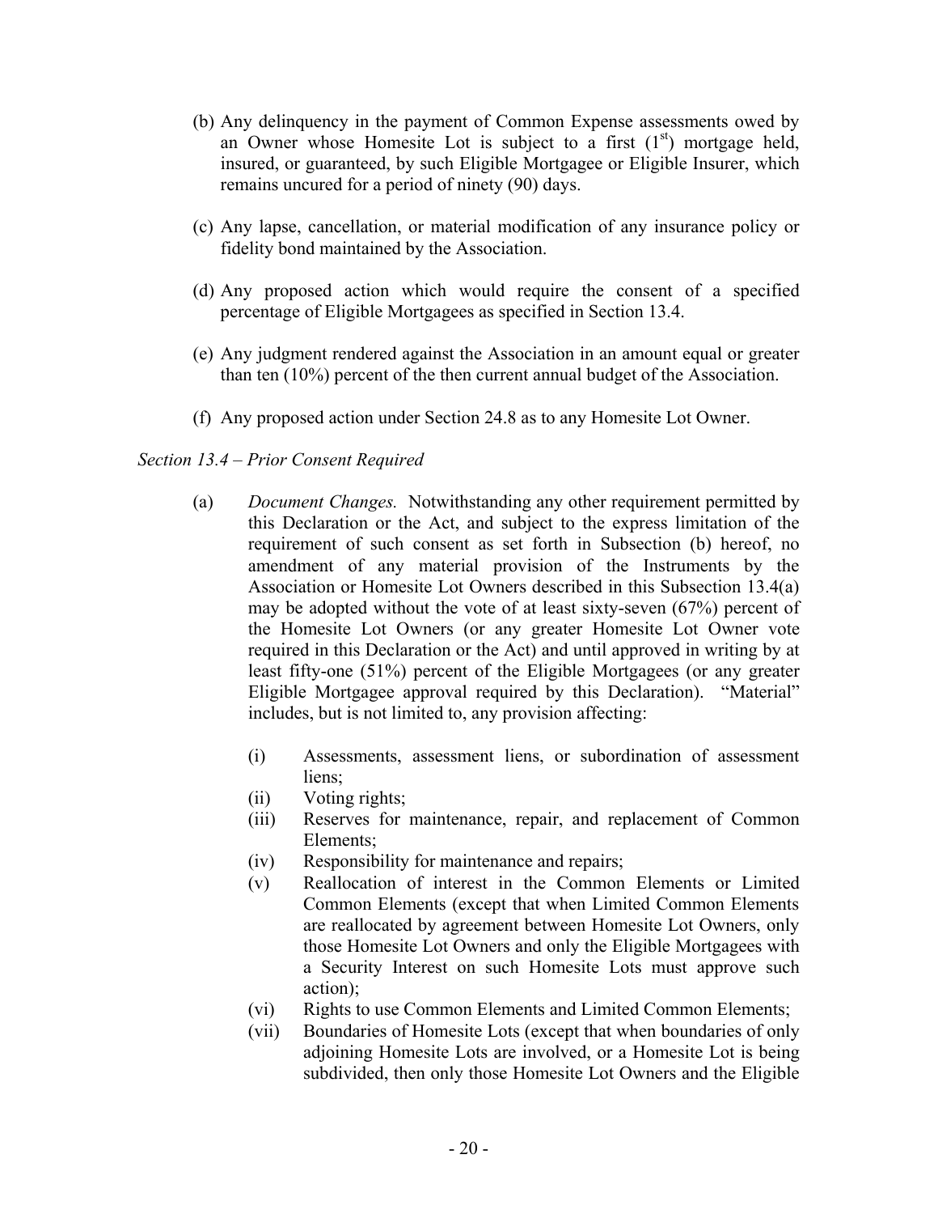(b) Any delinquency in the payment of Common Expense assessments owed by an Owner whose Homesite Lot is subject to a first (1st) mortgage held, insured, or guaranteed, by such Eligible Mortgagee or Eligible Insurer, which remains uncured for a period of ninety (90) days.

(c) Any lapse, cancellation, or material modification of any insurance policy or fidelity bond maintained by the Association.

(d) Any proposed action which would require the consent of a specified percentage of Eligible Mortgagees as specified in Section 13.4.

(e) Any judgment rendered against the Association in an amount equal or greater than ten (10%) percent of the then current annual budget of the Association.

(f) Any proposed action under Section 24.8 as to any Homesite Lot Owner.

*Section 13.4 – Prior Consent Required*

(a) *Document Changes.* Notwithstanding any other requirement permitted by this Declaration or the Act, and subject to the express limitation of the requirement of such consent as set forth in Subsection (b) hereof, no amendment of any material provision of the Instruments by the Association or Homesite Lot Owners described in this Subsection 13.4(a) may be adopted without the vote of at least sixty-seven (67%) percent of the Homesite Lot Owners (or any greater Homesite Lot Owner vote required in this Declaration or the Act) and until approved in writing by at least fifty-one (51%) percent of the Eligible Mortgagees (or any greater Eligible Mortgagee approval required by this Declaration). "Material" includes, but is not limited to, any provision affecting:

(i) Assessments, assessment liens, or subordination of assessment liens;
(ii) Voting rights;
(iii) Reserves for maintenance, repair, and replacement of Common Elements;
(iv) Responsibility for maintenance and repairs;
(v) Reallocation of interest in the Common Elements or Limited Common Elements (except that when Limited Common Elements are reallocated by agreement between Homesite Lot Owners, only those Homesite Lot Owners and only the Eligible Mortgagees with a Security Interest on such Homesite Lots must approve such action);
(vi) Rights to use Common Elements and Limited Common Elements;
(vii) Boundaries of Homesite Lots (except that when boundaries of only adjoining Homesite Lots are involved, or a Homesite Lot is being subdivided, then only those Homesite Lot Owners and the Eligible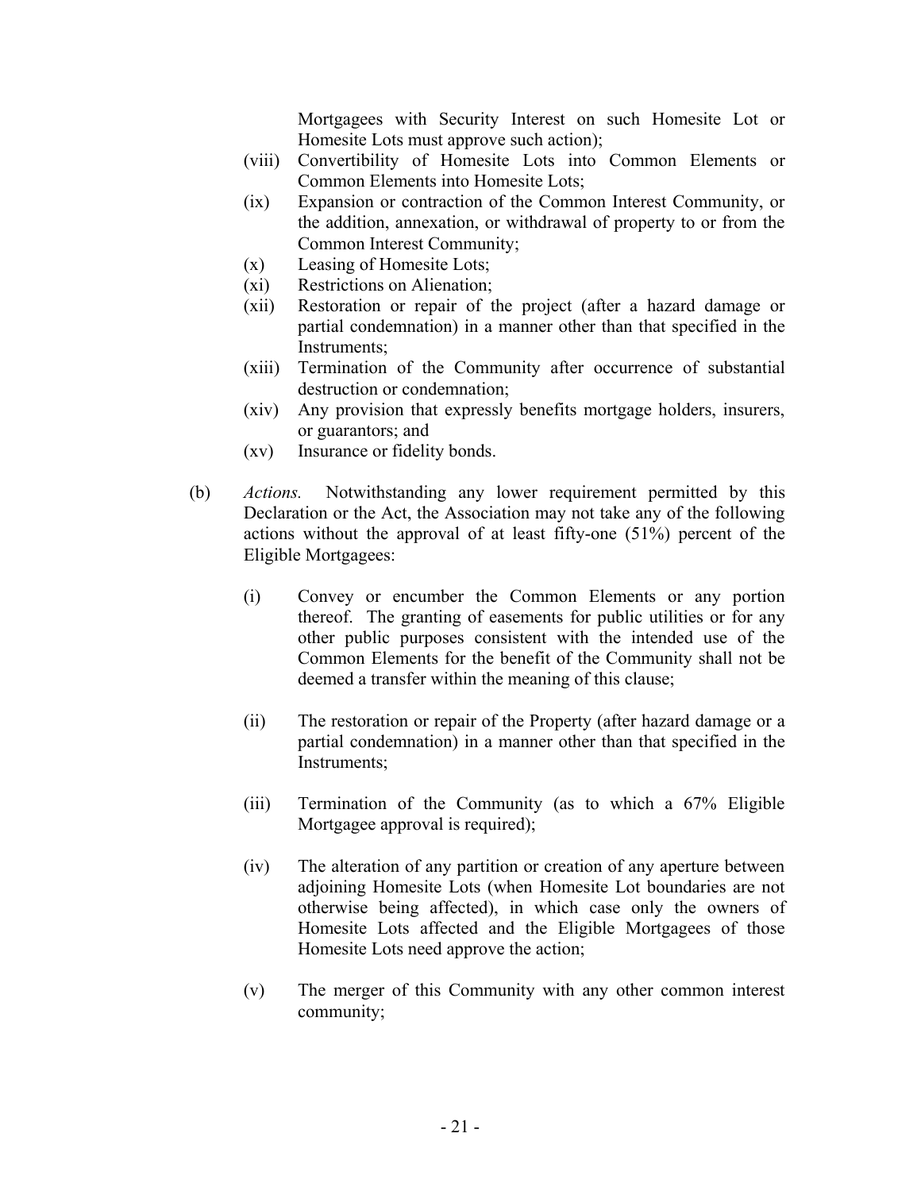Mortgagees with Security Interest on such Homesite Lot or Homesite Lots must approve such action);

(viii) Convertibility of Homesite Lots into Common Elements or Common Elements into Homesite Lots;

(ix) Expansion or contraction of the Common Interest Community, or the addition, annexation, or withdrawal of property to or from the Common Interest Community;

(x) Leasing of Homesite Lots;

(xi) Restrictions on Alienation;

(xii) Restoration or repair of the project (after a hazard damage or partial condemnation) in a manner other than that specified in the Instruments;

(xiii) Termination of the Community after occurrence of substantial destruction or condemnation;

(xiv) Any provision that expressly benefits mortgage holders, insurers, or guarantors; and

(xv) Insurance or fidelity bonds.

(b) *Actions.* Notwithstanding any lower requirement permitted by this Declaration or the Act, the Association may not take any of the following actions without the approval of at least fifty-one (51%) percent of the Eligible Mortgagees:

(i) Convey or encumber the Common Elements or any portion thereof. The granting of easements for public utilities or for any other public purposes consistent with the intended use of the Common Elements for the benefit of the Community shall not be deemed a transfer within the meaning of this clause;

(ii) The restoration or repair of the Property (after hazard damage or a partial condemnation) in a manner other than that specified in the Instruments;

(iii) Termination of the Community (as to which a 67% Eligible Mortgagee approval is required);

(iv) The alteration of any partition or creation of any aperture between adjoining Homesite Lots (when Homesite Lot boundaries are not otherwise being affected), in which case only the owners of Homesite Lots affected and the Eligible Mortgagees of those Homesite Lots need approve the action;

(v) The merger of this Community with any other common interest community;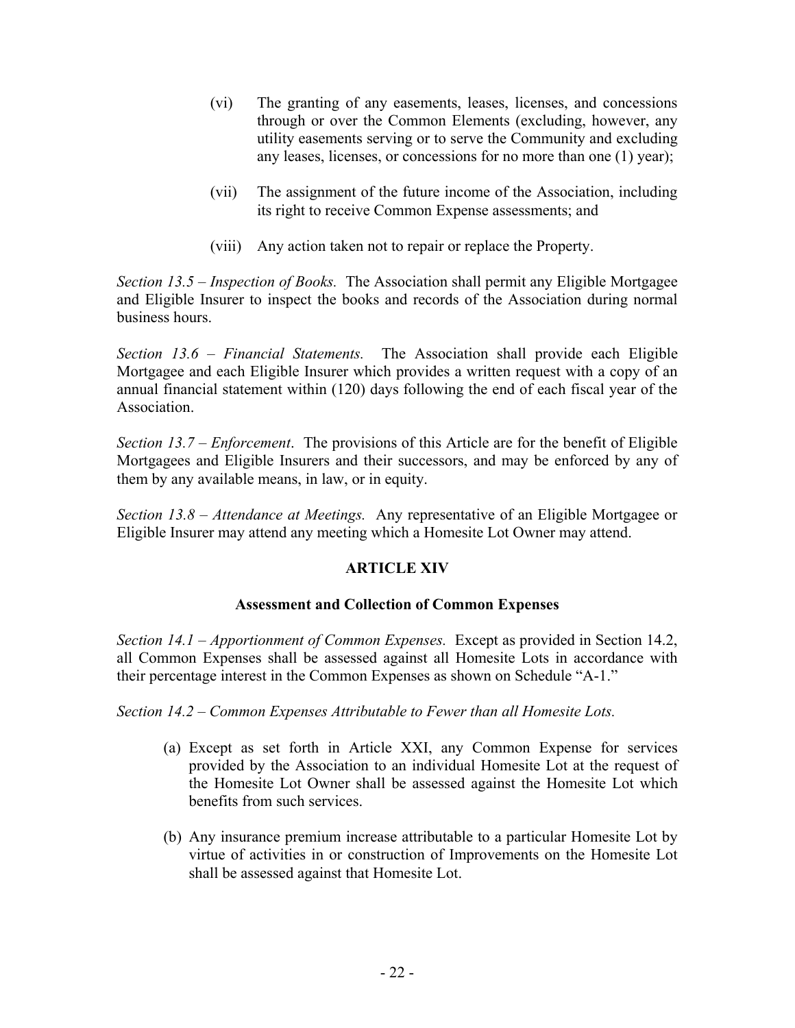(vi) The granting of any easements, leases, licenses, and concessions through or over the Common Elements (excluding, however, any utility easements serving or to serve the Community and excluding any leases, licenses, or concessions for no more than one (1) year);

(vii) The assignment of the future income of the Association, including its right to receive Common Expense assessments; and

(viii) Any action taken not to repair or replace the Property.

*Section 13.5 – Inspection of Books.* The Association shall permit any Eligible Mortgagee and Eligible Insurer to inspect the books and records of the Association during normal business hours.

*Section 13.6 – Financial Statements.* The Association shall provide each Eligible Mortgagee and each Eligible Insurer which provides a written request with a copy of an annual financial statement within (120) days following the end of each fiscal year of the Association.

*Section 13.7 – Enforcement*. The provisions of this Article are for the benefit of Eligible Mortgagees and Eligible Insurers and their successors, and may be enforced by any of them by any available means, in law, or in equity.

*Section 13.8 – Attendance at Meetings.* Any representative of an Eligible Mortgagee or Eligible Insurer may attend any meeting which a Homesite Lot Owner may attend.

## ARTICLE XIV

### Assessment and Collection of Common Expenses

*Section 14.1 – Apportionment of Common Expenses.* Except as provided in Section 14.2, all Common Expenses shall be assessed against all Homesite Lots in accordance with their percentage interest in the Common Expenses as shown on Schedule "A-1."

*Section 14.2 – Common Expenses Attributable to Fewer than all Homesite Lots.*

(a) Except as set forth in Article XXI, any Common Expense for services provided by the Association to an individual Homesite Lot at the request of the Homesite Lot Owner shall be assessed against the Homesite Lot which benefits from such services.

(b) Any insurance premium increase attributable to a particular Homesite Lot by virtue of activities in or construction of Improvements on the Homesite Lot shall be assessed against that Homesite Lot.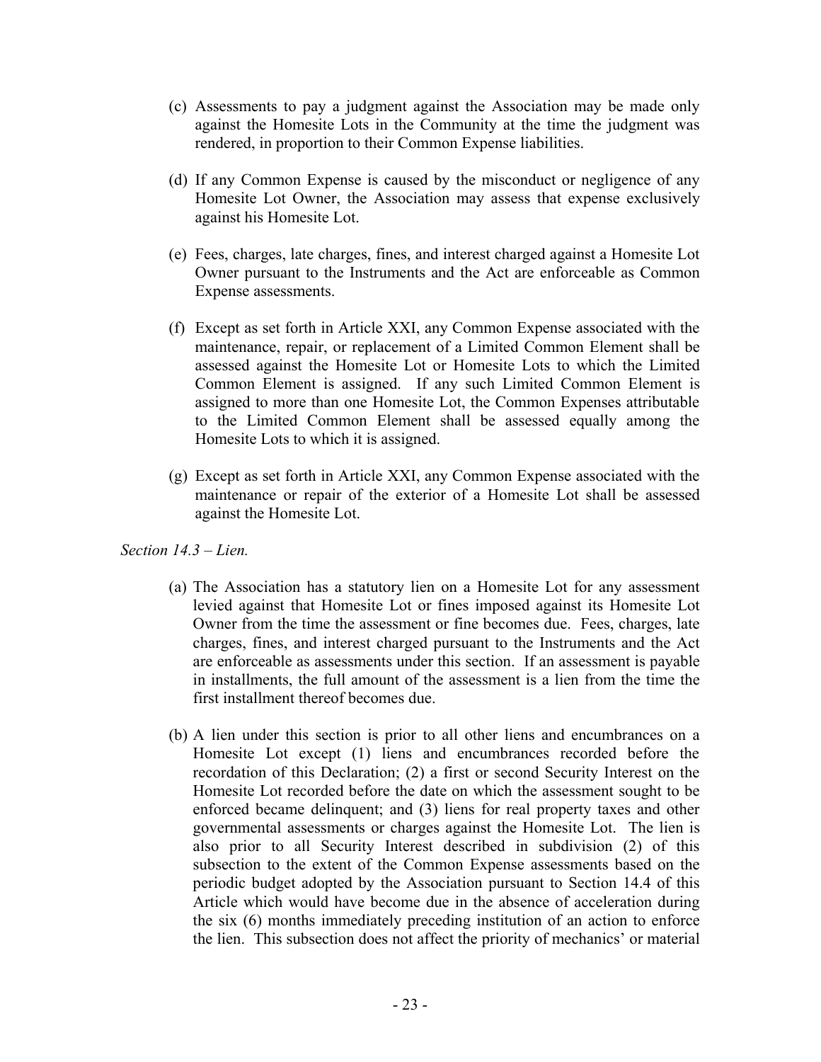(c) Assessments to pay a judgment against the Association may be made only against the Homesite Lots in the Community at the time the judgment was rendered, in proportion to their Common Expense liabilities.

(d) If any Common Expense is caused by the misconduct or negligence of any Homesite Lot Owner, the Association may assess that expense exclusively against his Homesite Lot.

(e) Fees, charges, late charges, fines, and interest charged against a Homesite Lot Owner pursuant to the Instruments and the Act are enforceable as Common Expense assessments.

(f) Except as set forth in Article XXI, any Common Expense associated with the maintenance, repair, or replacement of a Limited Common Element shall be assessed against the Homesite Lot or Homesite Lots to which the Limited Common Element is assigned. If any such Limited Common Element is assigned to more than one Homesite Lot, the Common Expenses attributable to the Limited Common Element shall be assessed equally among the Homesite Lots to which it is assigned.

(g) Except as set forth in Article XXI, any Common Expense associated with the maintenance or repair of the exterior of a Homesite Lot shall be assessed against the Homesite Lot.

*Section 14.3 – Lien.*

(a) The Association has a statutory lien on a Homesite Lot for any assessment levied against that Homesite Lot or fines imposed against its Homesite Lot Owner from the time the assessment or fine becomes due. Fees, charges, late charges, fines, and interest charged pursuant to the Instruments and the Act are enforceable as assessments under this section. If an assessment is payable in installments, the full amount of the assessment is a lien from the time the first installment thereof becomes due.

(b) A lien under this section is prior to all other liens and encumbrances on a Homesite Lot except (1) liens and encumbrances recorded before the recordation of this Declaration; (2) a first or second Security Interest on the Homesite Lot recorded before the date on which the assessment sought to be enforced became delinquent; and (3) liens for real property taxes and other governmental assessments or charges against the Homesite Lot. The lien is also prior to all Security Interest described in subdivision (2) of this subsection to the extent of the Common Expense assessments based on the periodic budget adopted by the Association pursuant to Section 14.4 of this Article which would have become due in the absence of acceleration during the six (6) months immediately preceding institution of an action to enforce the lien. This subsection does not affect the priority of mechanics' or material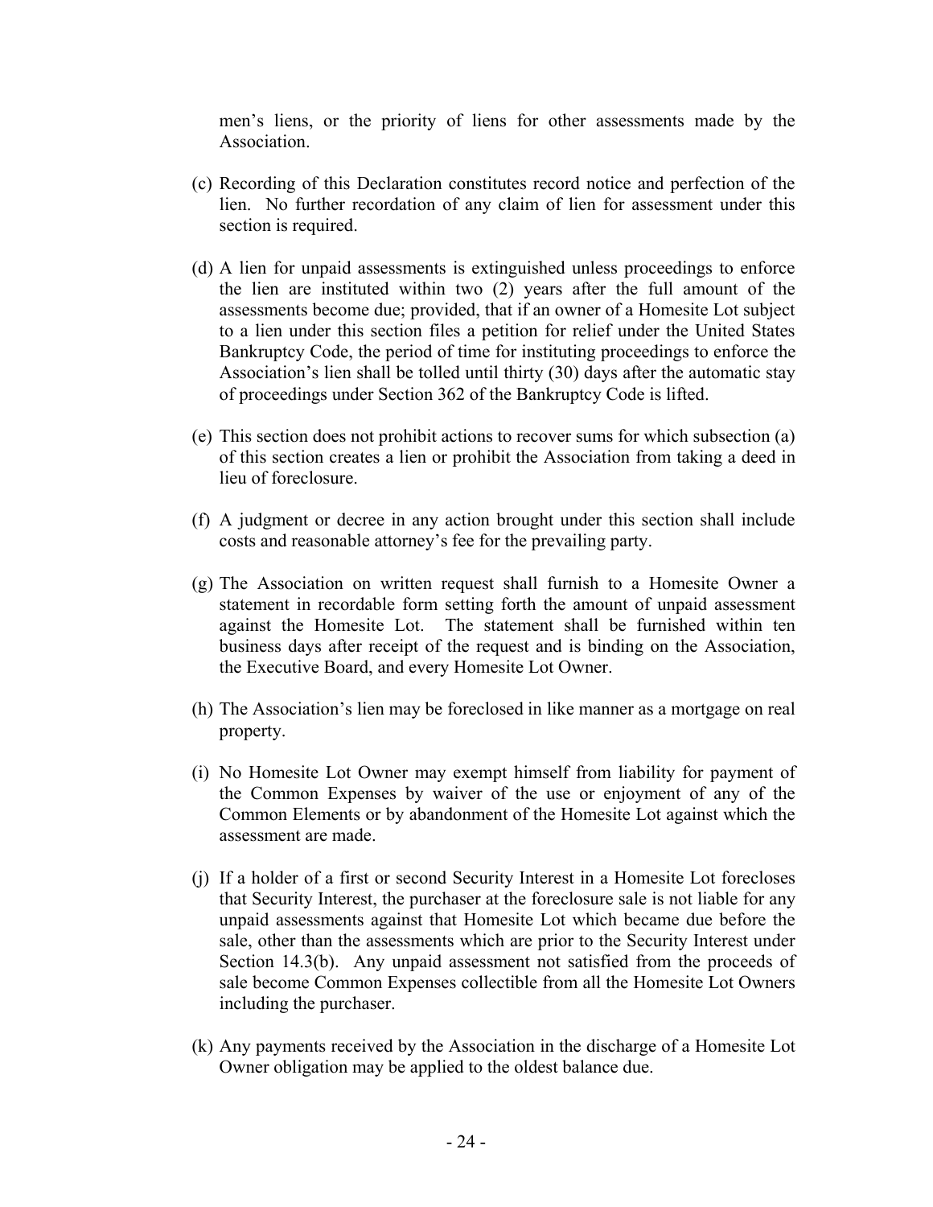men's liens, or the priority of liens for other assessments made by the Association.

(c) Recording of this Declaration constitutes record notice and perfection of the lien. No further recordation of any claim of lien for assessment under this section is required.

(d) A lien for unpaid assessments is extinguished unless proceedings to enforce the lien are instituted within two (2) years after the full amount of the assessments become due; provided, that if an owner of a Homesite Lot subject to a lien under this section files a petition for relief under the United States Bankruptcy Code, the period of time for instituting proceedings to enforce the Association's lien shall be tolled until thirty (30) days after the automatic stay of proceedings under Section 362 of the Bankruptcy Code is lifted.

(e) This section does not prohibit actions to recover sums for which subsection (a) of this section creates a lien or prohibit the Association from taking a deed in lieu of foreclosure.

(f) A judgment or decree in any action brought under this section shall include costs and reasonable attorney's fee for the prevailing party.

(g) The Association on written request shall furnish to a Homesite Owner a statement in recordable form setting forth the amount of unpaid assessment against the Homesite Lot. The statement shall be furnished within ten business days after receipt of the request and is binding on the Association, the Executive Board, and every Homesite Lot Owner.

(h) The Association's lien may be foreclosed in like manner as a mortgage on real property.

(i) No Homesite Lot Owner may exempt himself from liability for payment of the Common Expenses by waiver of the use or enjoyment of any of the Common Elements or by abandonment of the Homesite Lot against which the assessment are made.

(j) If a holder of a first or second Security Interest in a Homesite Lot forecloses that Security Interest, the purchaser at the foreclosure sale is not liable for any unpaid assessments against that Homesite Lot which became due before the sale, other than the assessments which are prior to the Security Interest under Section 14.3(b). Any unpaid assessment not satisfied from the proceeds of sale become Common Expenses collectible from all the Homesite Lot Owners including the purchaser.

(k) Any payments received by the Association in the discharge of a Homesite Lot Owner obligation may be applied to the oldest balance due.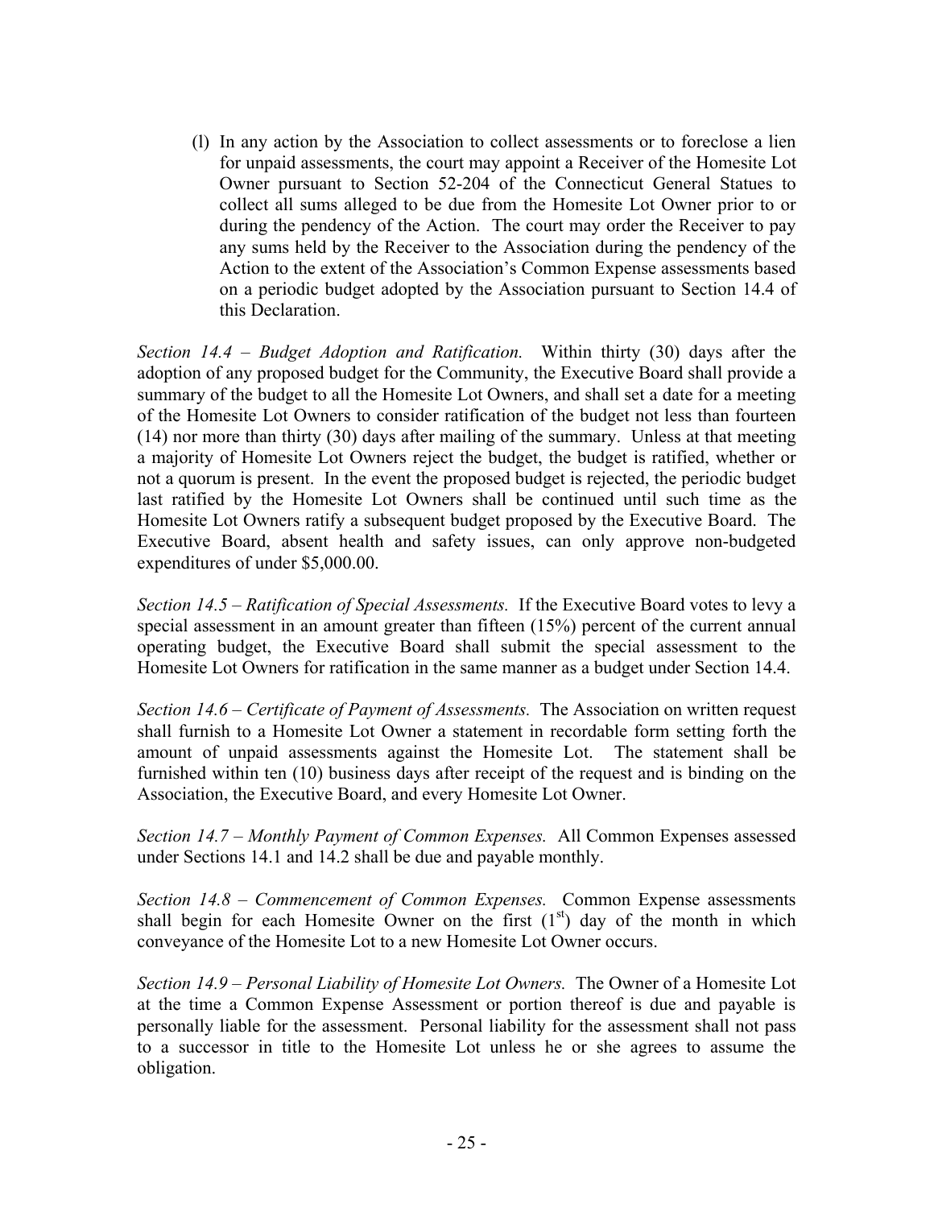(l) In any action by the Association to collect assessments or to foreclose a lien for unpaid assessments, the court may appoint a Receiver of the Homesite Lot Owner pursuant to Section 52-204 of the Connecticut General Statues to collect all sums alleged to be due from the Homesite Lot Owner prior to or during the pendency of the Action. The court may order the Receiver to pay any sums held by the Receiver to the Association during the pendency of the Action to the extent of the Association's Common Expense assessments based on a periodic budget adopted by the Association pursuant to Section 14.4 of this Declaration.

*Section 14.4 – Budget Adoption and Ratification.* Within thirty (30) days after the adoption of any proposed budget for the Community, the Executive Board shall provide a summary of the budget to all the Homesite Lot Owners, and shall set a date for a meeting of the Homesite Lot Owners to consider ratification of the budget not less than fourteen (14) nor more than thirty (30) days after mailing of the summary. Unless at that meeting a majority of Homesite Lot Owners reject the budget, the budget is ratified, whether or not a quorum is present. In the event the proposed budget is rejected, the periodic budget last ratified by the Homesite Lot Owners shall be continued until such time as the Homesite Lot Owners ratify a subsequent budget proposed by the Executive Board. The Executive Board, absent health and safety issues, can only approve non-budgeted expenditures of under $5,000.00.

*Section 14.5 – Ratification of Special Assessments.* If the Executive Board votes to levy a special assessment in an amount greater than fifteen (15%) percent of the current annual operating budget, the Executive Board shall submit the special assessment to the Homesite Lot Owners for ratification in the same manner as a budget under Section 14.4.

*Section 14.6 – Certificate of Payment of Assessments.* The Association on written request shall furnish to a Homesite Lot Owner a statement in recordable form setting forth the amount of unpaid assessments against the Homesite Lot. The statement shall be furnished within ten (10) business days after receipt of the request and is binding on the Association, the Executive Board, and every Homesite Lot Owner.

*Section 14.7 – Monthly Payment of Common Expenses.* All Common Expenses assessed under Sections 14.1 and 14.2 shall be due and payable monthly.

*Section 14.8 – Commencement of Common Expenses.* Common Expense assessments shall begin for each Homesite Owner on the first (1st) day of the month in which conveyance of the Homesite Lot to a new Homesite Lot Owner occurs.

*Section 14.9 – Personal Liability of Homesite Lot Owners.* The Owner of a Homesite Lot at the time a Common Expense Assessment or portion thereof is due and payable is personally liable for the assessment. Personal liability for the assessment shall not pass to a successor in title to the Homesite Lot unless he or she agrees to assume the obligation.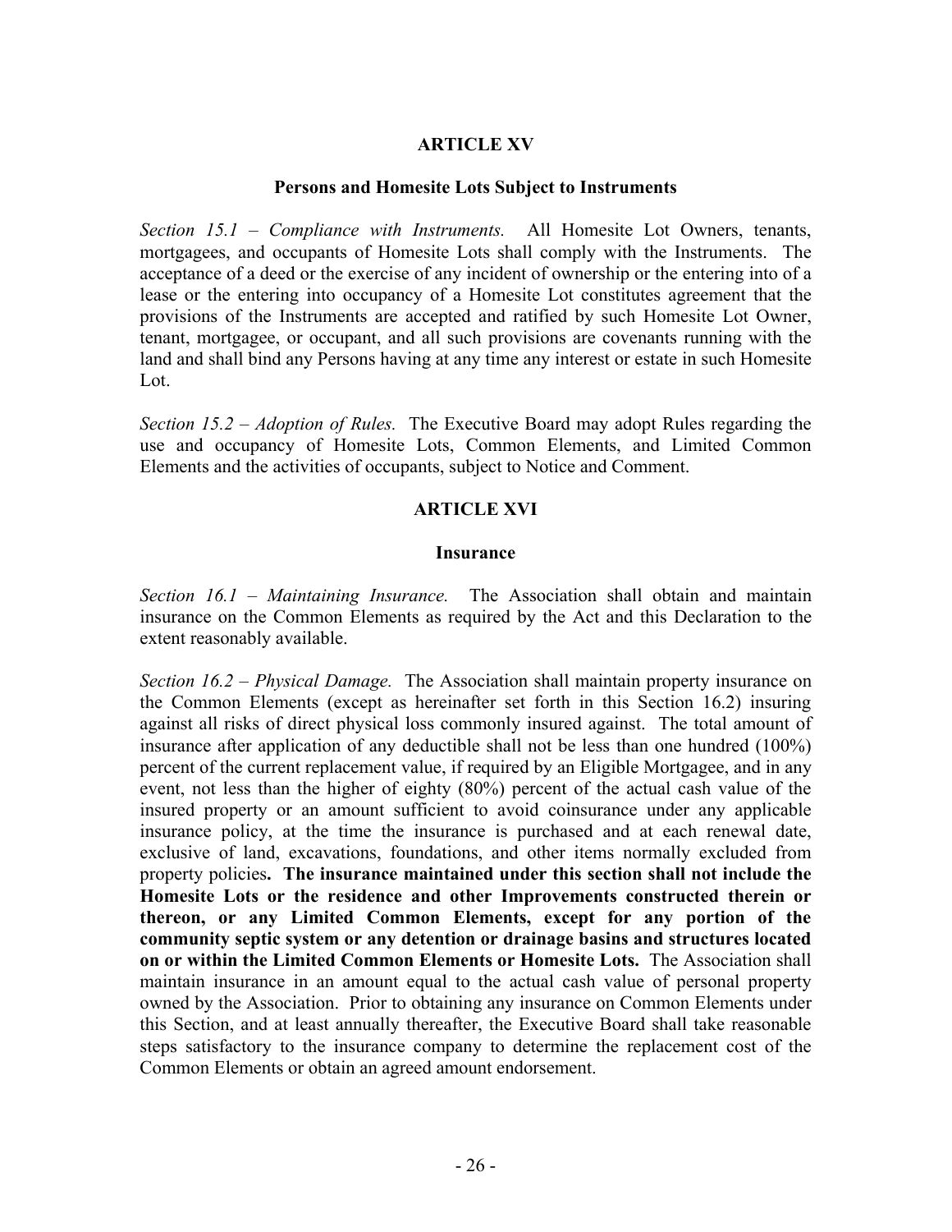## ARTICLE XV

### Persons and Homesite Lots Subject to Instruments

*Section 15.1 – Compliance with Instruments.* All Homesite Lot Owners, tenants, mortgagees, and occupants of Homesite Lots shall comply with the Instruments. The acceptance of a deed or the exercise of any incident of ownership or the entering into of a lease or the entering into occupancy of a Homesite Lot constitutes agreement that the provisions of the Instruments are accepted and ratified by such Homesite Lot Owner, tenant, mortgagee, or occupant, and all such provisions are covenants running with the land and shall bind any Persons having at any time any interest or estate in such Homesite Lot.

*Section 15.2 – Adoption of Rules.* The Executive Board may adopt Rules regarding the use and occupancy of Homesite Lots, Common Elements, and Limited Common Elements and the activities of occupants, subject to Notice and Comment.

## ARTICLE XVI

### Insurance

*Section 16.1 – Maintaining Insurance.* The Association shall obtain and maintain insurance on the Common Elements as required by the Act and this Declaration to the extent reasonably available.

*Section 16.2 – Physical Damage.* The Association shall maintain property insurance on the Common Elements (except as hereinafter set forth in this Section 16.2) insuring against all risks of direct physical loss commonly insured against. The total amount of insurance after application of any deductible shall not be less than one hundred (100%) percent of the current replacement value, if required by an Eligible Mortgagee, and in any event, not less than the higher of eighty (80%) percent of the actual cash value of the insured property or an amount sufficient to avoid coinsurance under any applicable insurance policy, at the time the insurance is purchased and at each renewal date, exclusive of land, excavations, foundations, and other items normally excluded from property policies**. The insurance maintained under this section shall not include the Homesite Lots or the residence and other Improvements constructed therein or thereon, or any Limited Common Elements, except for any portion of the community septic system or any detention or drainage basins and structures located on or within the Limited Common Elements or Homesite Lots.** The Association shall maintain insurance in an amount equal to the actual cash value of personal property owned by the Association. Prior to obtaining any insurance on Common Elements under this Section, and at least annually thereafter, the Executive Board shall take reasonable steps satisfactory to the insurance company to determine the replacement cost of the Common Elements or obtain an agreed amount endorsement.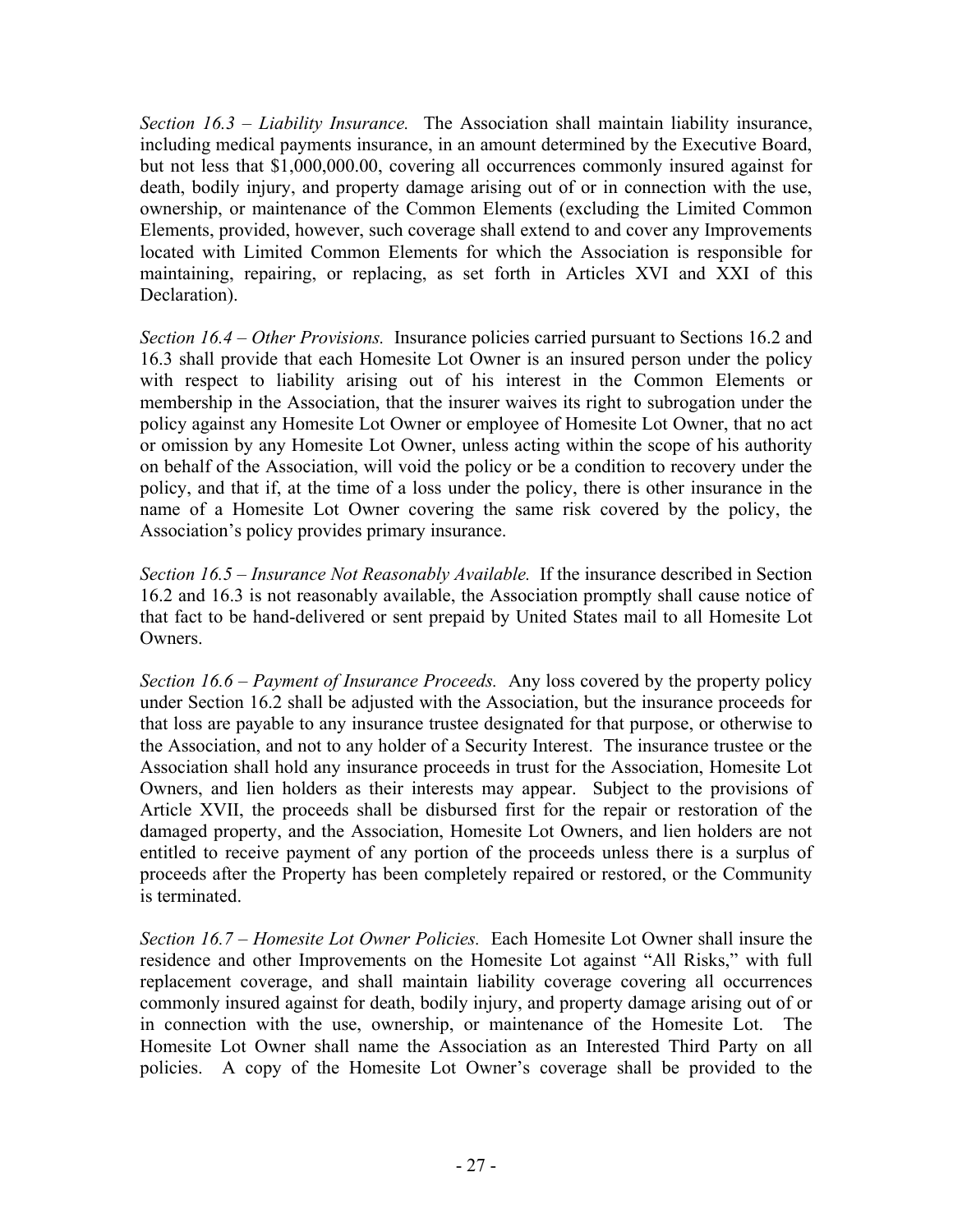*Section 16.3 – Liability Insurance.* The Association shall maintain liability insurance, including medical payments insurance, in an amount determined by the Executive Board, but not less that $1,000,000.00, covering all occurrences commonly insured against for death, bodily injury, and property damage arising out of or in connection with the use, ownership, or maintenance of the Common Elements (excluding the Limited Common Elements, provided, however, such coverage shall extend to and cover any Improvements located with Limited Common Elements for which the Association is responsible for maintaining, repairing, or replacing, as set forth in Articles XVI and XXI of this Declaration).

*Section 16.4 – Other Provisions.* Insurance policies carried pursuant to Sections 16.2 and 16.3 shall provide that each Homesite Lot Owner is an insured person under the policy with respect to liability arising out of his interest in the Common Elements or membership in the Association, that the insurer waives its right to subrogation under the policy against any Homesite Lot Owner or employee of Homesite Lot Owner, that no act or omission by any Homesite Lot Owner, unless acting within the scope of his authority on behalf of the Association, will void the policy or be a condition to recovery under the policy, and that if, at the time of a loss under the policy, there is other insurance in the name of a Homesite Lot Owner covering the same risk covered by the policy, the Association's policy provides primary insurance.

*Section 16.5 – Insurance Not Reasonably Available.* If the insurance described in Section 16.2 and 16.3 is not reasonably available, the Association promptly shall cause notice of that fact to be hand-delivered or sent prepaid by United States mail to all Homesite Lot Owners.

*Section 16.6 – Payment of Insurance Proceeds.* Any loss covered by the property policy under Section 16.2 shall be adjusted with the Association, but the insurance proceeds for that loss are payable to any insurance trustee designated for that purpose, or otherwise to the Association, and not to any holder of a Security Interest. The insurance trustee or the Association shall hold any insurance proceeds in trust for the Association, Homesite Lot Owners, and lien holders as their interests may appear. Subject to the provisions of Article XVII, the proceeds shall be disbursed first for the repair or restoration of the damaged property, and the Association, Homesite Lot Owners, and lien holders are not entitled to receive payment of any portion of the proceeds unless there is a surplus of proceeds after the Property has been completely repaired or restored, or the Community is terminated.

*Section 16.7 – Homesite Lot Owner Policies.* Each Homesite Lot Owner shall insure the residence and other Improvements on the Homesite Lot against "All Risks," with full replacement coverage, and shall maintain liability coverage covering all occurrences commonly insured against for death, bodily injury, and property damage arising out of or in connection with the use, ownership, or maintenance of the Homesite Lot. The Homesite Lot Owner shall name the Association as an Interested Third Party on all policies. A copy of the Homesite Lot Owner's coverage shall be provided to the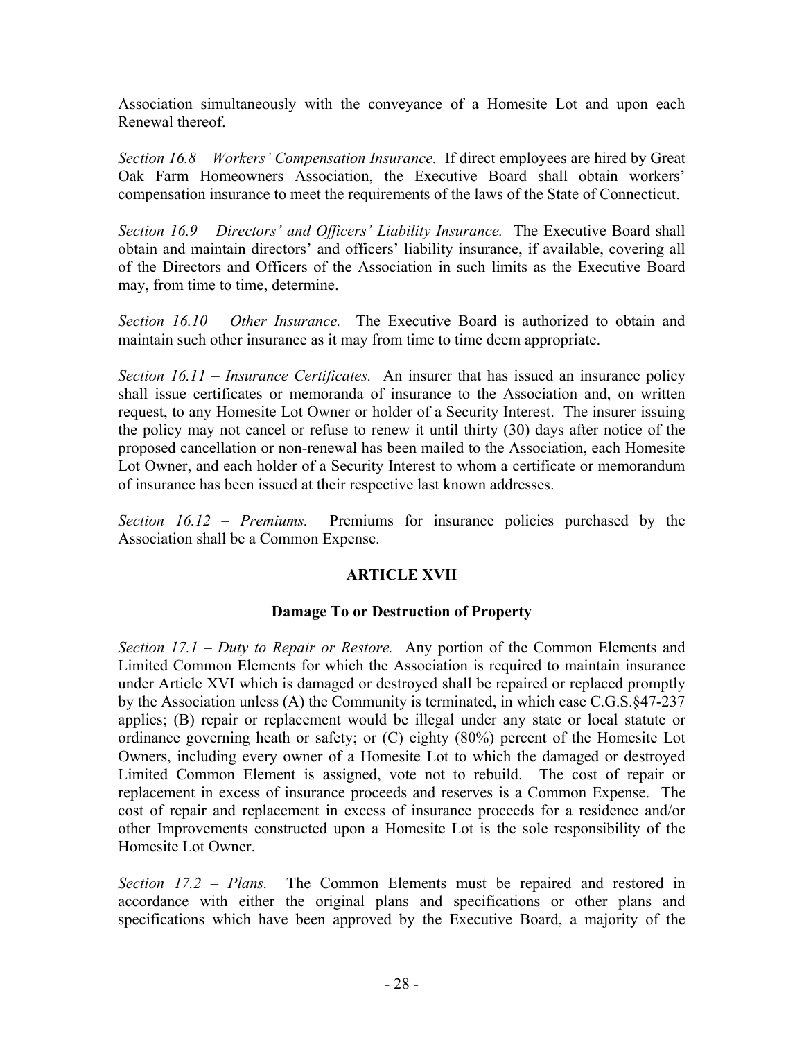Association simultaneously with the conveyance of a Homesite Lot and upon each Renewal thereof.

*Section 16.8 – Workers' Compensation Insurance.* If direct employees are hired by Great Oak Farm Homeowners Association, the Executive Board shall obtain workers' compensation insurance to meet the requirements of the laws of the State of Connecticut.

*Section 16.9 – Directors' and Officers' Liability Insurance.* The Executive Board shall obtain and maintain directors' and officers' liability insurance, if available, covering all of the Directors and Officers of the Association in such limits as the Executive Board may, from time to time, determine.

*Section 16.10 – Other Insurance.* The Executive Board is authorized to obtain and maintain such other insurance as it may from time to time deem appropriate.

*Section 16.11 – Insurance Certificates.* An insurer that has issued an insurance policy shall issue certificates or memoranda of insurance to the Association and, on written request, to any Homesite Lot Owner or holder of a Security Interest. The insurer issuing the policy may not cancel or refuse to renew it until thirty (30) days after notice of the proposed cancellation or non-renewal has been mailed to the Association, each Homesite Lot Owner, and each holder of a Security Interest to whom a certificate or memorandum of insurance has been issued at their respective last known addresses.

*Section 16.12 – Premiums.* Premiums for insurance policies purchased by the Association shall be a Common Expense.

## ARTICLE XVII

### Damage To or Destruction of Property

*Section 17.1 – Duty to Repair or Restore.* Any portion of the Common Elements and Limited Common Elements for which the Association is required to maintain insurance under Article XVI which is damaged or destroyed shall be repaired or replaced promptly by the Association unless (A) the Community is terminated, in which case C.G.S.§47-237 applies; (B) repair or replacement would be illegal under any state or local statute or ordinance governing heath or safety; or (C) eighty (80%) percent of the Homesite Lot Owners, including every owner of a Homesite Lot to which the damaged or destroyed Limited Common Element is assigned, vote not to rebuild. The cost of repair or replacement in excess of insurance proceeds and reserves is a Common Expense. The cost of repair and replacement in excess of insurance proceeds for a residence and/or other Improvements constructed upon a Homesite Lot is the sole responsibility of the Homesite Lot Owner.

*Section 17.2 – Plans.* The Common Elements must be repaired and restored in accordance with either the original plans and specifications or other plans and specifications which have been approved by the Executive Board, a majority of the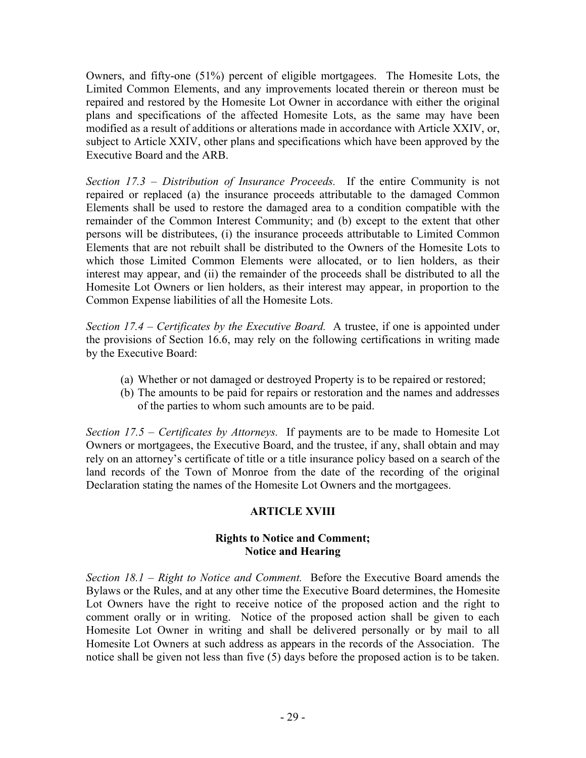Owners, and fifty-one (51%) percent of eligible mortgagees. The Homesite Lots, the Limited Common Elements, and any improvements located therein or thereon must be repaired and restored by the Homesite Lot Owner in accordance with either the original plans and specifications of the affected Homesite Lots, as the same may have been modified as a result of additions or alterations made in accordance with Article XXIV, or, subject to Article XXIV, other plans and specifications which have been approved by the Executive Board and the ARB.

*Section 17.3 – Distribution of Insurance Proceeds.* If the entire Community is not repaired or replaced (a) the insurance proceeds attributable to the damaged Common Elements shall be used to restore the damaged area to a condition compatible with the remainder of the Common Interest Community; and (b) except to the extent that other persons will be distributees, (i) the insurance proceeds attributable to Limited Common Elements that are not rebuilt shall be distributed to the Owners of the Homesite Lots to which those Limited Common Elements were allocated, or to lien holders, as their interest may appear, and (ii) the remainder of the proceeds shall be distributed to all the Homesite Lot Owners or lien holders, as their interest may appear, in proportion to the Common Expense liabilities of all the Homesite Lots.

*Section 17.4 – Certificates by the Executive Board.* A trustee, if one is appointed under the provisions of Section 16.6, may rely on the following certifications in writing made by the Executive Board:

(a) Whether or not damaged or destroyed Property is to be repaired or restored;
(b) The amounts to be paid for repairs or restoration and the names and addresses of the parties to whom such amounts are to be paid.

*Section 17.5 – Certificates by Attorneys.* If payments are to be made to Homesite Lot Owners or mortgagees, the Executive Board, and the trustee, if any, shall obtain and may rely on an attorney's certificate of title or a title insurance policy based on a search of the land records of the Town of Monroe from the date of the recording of the original Declaration stating the names of the Homesite Lot Owners and the mortgagees.

## ARTICLE XVIII

### Rights to Notice and Comment; Notice and Hearing

*Section 18.1 – Right to Notice and Comment.* Before the Executive Board amends the Bylaws or the Rules, and at any other time the Executive Board determines, the Homesite Lot Owners have the right to receive notice of the proposed action and the right to comment orally or in writing. Notice of the proposed action shall be given to each Homesite Lot Owner in writing and shall be delivered personally or by mail to all Homesite Lot Owners at such address as appears in the records of the Association. The notice shall be given not less than five (5) days before the proposed action is to be taken.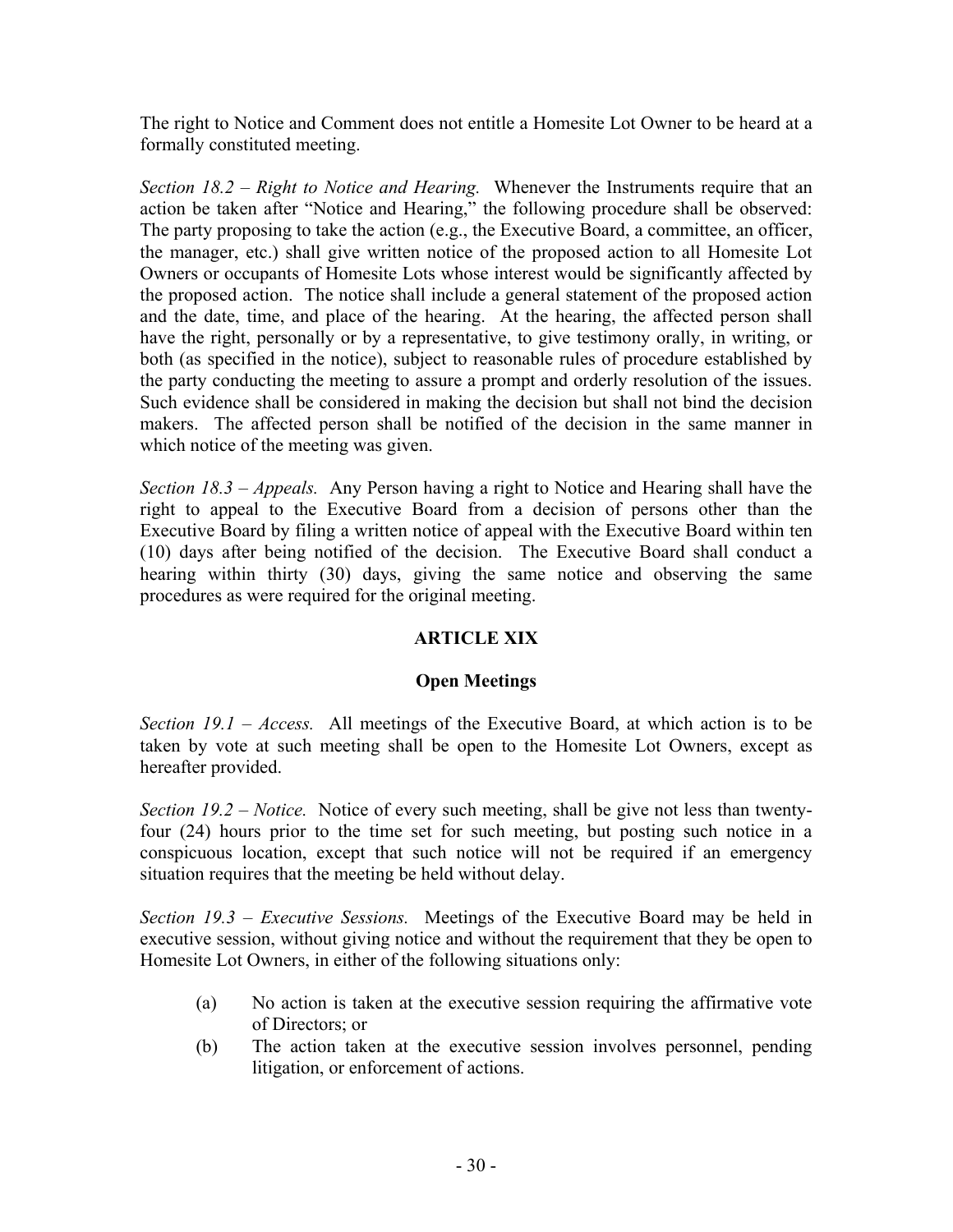The right to Notice and Comment does not entitle a Homesite Lot Owner to be heard at a formally constituted meeting.

*Section 18.2 – Right to Notice and Hearing.* Whenever the Instruments require that an action be taken after "Notice and Hearing," the following procedure shall be observed: The party proposing to take the action (e.g., the Executive Board, a committee, an officer, the manager, etc.) shall give written notice of the proposed action to all Homesite Lot Owners or occupants of Homesite Lots whose interest would be significantly affected by the proposed action. The notice shall include a general statement of the proposed action and the date, time, and place of the hearing. At the hearing, the affected person shall have the right, personally or by a representative, to give testimony orally, in writing, or both (as specified in the notice), subject to reasonable rules of procedure established by the party conducting the meeting to assure a prompt and orderly resolution of the issues. Such evidence shall be considered in making the decision but shall not bind the decision makers. The affected person shall be notified of the decision in the same manner in which notice of the meeting was given.

*Section 18.3 – Appeals.* Any Person having a right to Notice and Hearing shall have the right to appeal to the Executive Board from a decision of persons other than the Executive Board by filing a written notice of appeal with the Executive Board within ten (10) days after being notified of the decision. The Executive Board shall conduct a hearing within thirty (30) days, giving the same notice and observing the same procedures as were required for the original meeting.

## ARTICLE XIX

## Open Meetings

*Section 19.1 – Access.* All meetings of the Executive Board, at which action is to be taken by vote at such meeting shall be open to the Homesite Lot Owners, except as hereafter provided.

*Section 19.2 – Notice.* Notice of every such meeting, shall be give not less than twenty-four (24) hours prior to the time set for such meeting, but posting such notice in a conspicuous location, except that such notice will not be required if an emergency situation requires that the meeting be held without delay.

*Section 19.3 – Executive Sessions.* Meetings of the Executive Board may be held in executive session, without giving notice and without the requirement that they be open to Homesite Lot Owners, in either of the following situations only:

(a) No action is taken at the executive session requiring the affirmative vote of Directors; or

(b) The action taken at the executive session involves personnel, pending litigation, or enforcement of actions.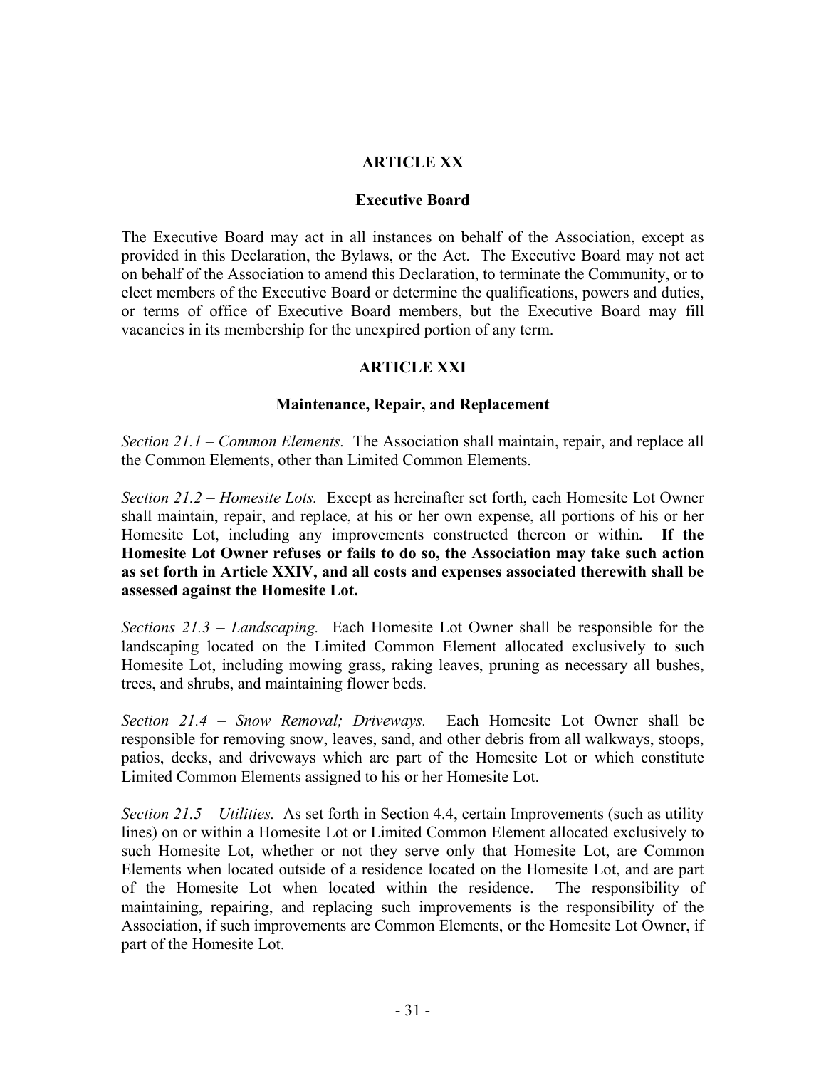## ARTICLE XX

### Executive Board

The Executive Board may act in all instances on behalf of the Association, except as provided in this Declaration, the Bylaws, or the Act. The Executive Board may not act on behalf of the Association to amend this Declaration, to terminate the Community, or to elect members of the Executive Board or determine the qualifications, powers and duties, or terms of office of Executive Board members, but the Executive Board may fill vacancies in its membership for the unexpired portion of any term.

## ARTICLE XXI

### Maintenance, Repair, and Replacement

*Section 21.1 – Common Elements.* The Association shall maintain, repair, and replace all the Common Elements, other than Limited Common Elements.

*Section 21.2 – Homesite Lots.* Except as hereinafter set forth, each Homesite Lot Owner shall maintain, repair, and replace, at his or her own expense, all portions of his or her Homesite Lot, including any improvements constructed thereon or within**. If the Homesite Lot Owner refuses or fails to do so, the Association may take such action as set forth in Article XXIV, and all costs and expenses associated therewith shall be assessed against the Homesite Lot.**

*Sections 21.3 – Landscaping.* Each Homesite Lot Owner shall be responsible for the landscaping located on the Limited Common Element allocated exclusively to such Homesite Lot, including mowing grass, raking leaves, pruning as necessary all bushes, trees, and shrubs, and maintaining flower beds.

*Section 21.4 – Snow Removal; Driveways.* Each Homesite Lot Owner shall be responsible for removing snow, leaves, sand, and other debris from all walkways, stoops, patios, decks, and driveways which are part of the Homesite Lot or which constitute Limited Common Elements assigned to his or her Homesite Lot.

*Section 21.5 – Utilities.* As set forth in Section 4.4, certain Improvements (such as utility lines) on or within a Homesite Lot or Limited Common Element allocated exclusively to such Homesite Lot, whether or not they serve only that Homesite Lot, are Common Elements when located outside of a residence located on the Homesite Lot, and are part of the Homesite Lot when located within the residence. The responsibility of maintaining, repairing, and replacing such improvements is the responsibility of the Association, if such improvements are Common Elements, or the Homesite Lot Owner, if part of the Homesite Lot.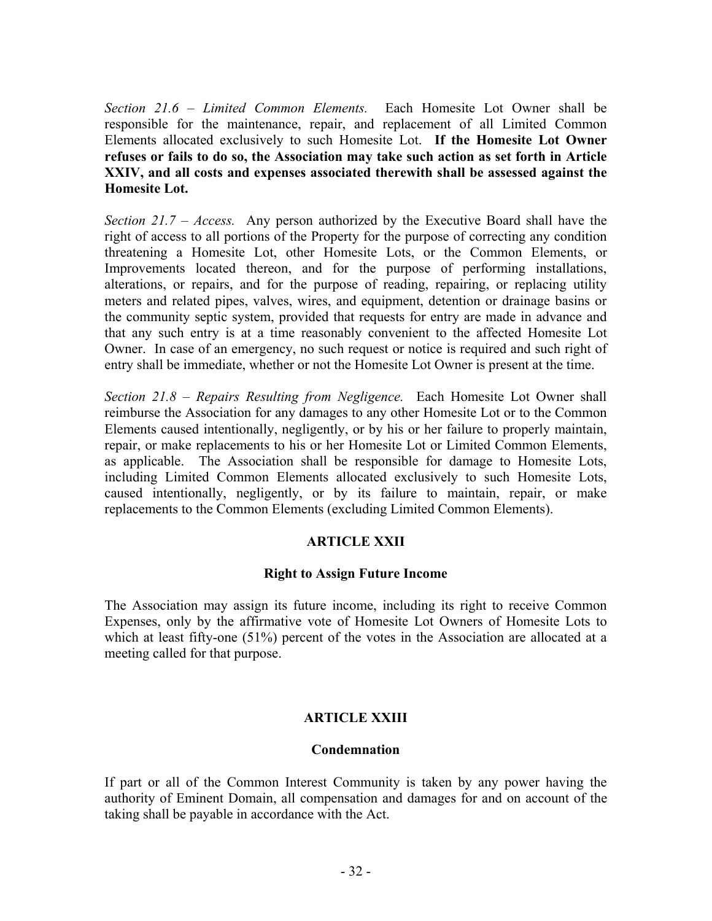*Section 21.6 – Limited Common Elements.* Each Homesite Lot Owner shall be responsible for the maintenance, repair, and replacement of all Limited Common Elements allocated exclusively to such Homesite Lot. **If the Homesite Lot Owner refuses or fails to do so, the Association may take such action as set forth in Article XXIV, and all costs and expenses associated therewith shall be assessed against the Homesite Lot.**

*Section 21.7 – Access.* Any person authorized by the Executive Board shall have the right of access to all portions of the Property for the purpose of correcting any condition threatening a Homesite Lot, other Homesite Lots, or the Common Elements, or Improvements located thereon, and for the purpose of performing installations, alterations, or repairs, and for the purpose of reading, repairing, or replacing utility meters and related pipes, valves, wires, and equipment, detention or drainage basins or the community septic system, provided that requests for entry are made in advance and that any such entry is at a time reasonably convenient to the affected Homesite Lot Owner. In case of an emergency, no such request or notice is required and such right of entry shall be immediate, whether or not the Homesite Lot Owner is present at the time.

*Section 21.8 – Repairs Resulting from Negligence.* Each Homesite Lot Owner shall reimburse the Association for any damages to any other Homesite Lot or to the Common Elements caused intentionally, negligently, or by his or her failure to properly maintain, repair, or make replacements to his or her Homesite Lot or Limited Common Elements, as applicable. The Association shall be responsible for damage to Homesite Lots, including Limited Common Elements allocated exclusively to such Homesite Lots, caused intentionally, negligently, or by its failure to maintain, repair, or make replacements to the Common Elements (excluding Limited Common Elements).

## ARTICLE XXII

### Right to Assign Future Income

The Association may assign its future income, including its right to receive Common Expenses, only by the affirmative vote of Homesite Lot Owners of Homesite Lots to which at least fifty-one (51%) percent of the votes in the Association are allocated at a meeting called for that purpose.

## ARTICLE XXIII

### Condemnation

If part or all of the Common Interest Community is taken by any power having the authority of Eminent Domain, all compensation and damages for and on account of the taking shall be payable in accordance with the Act.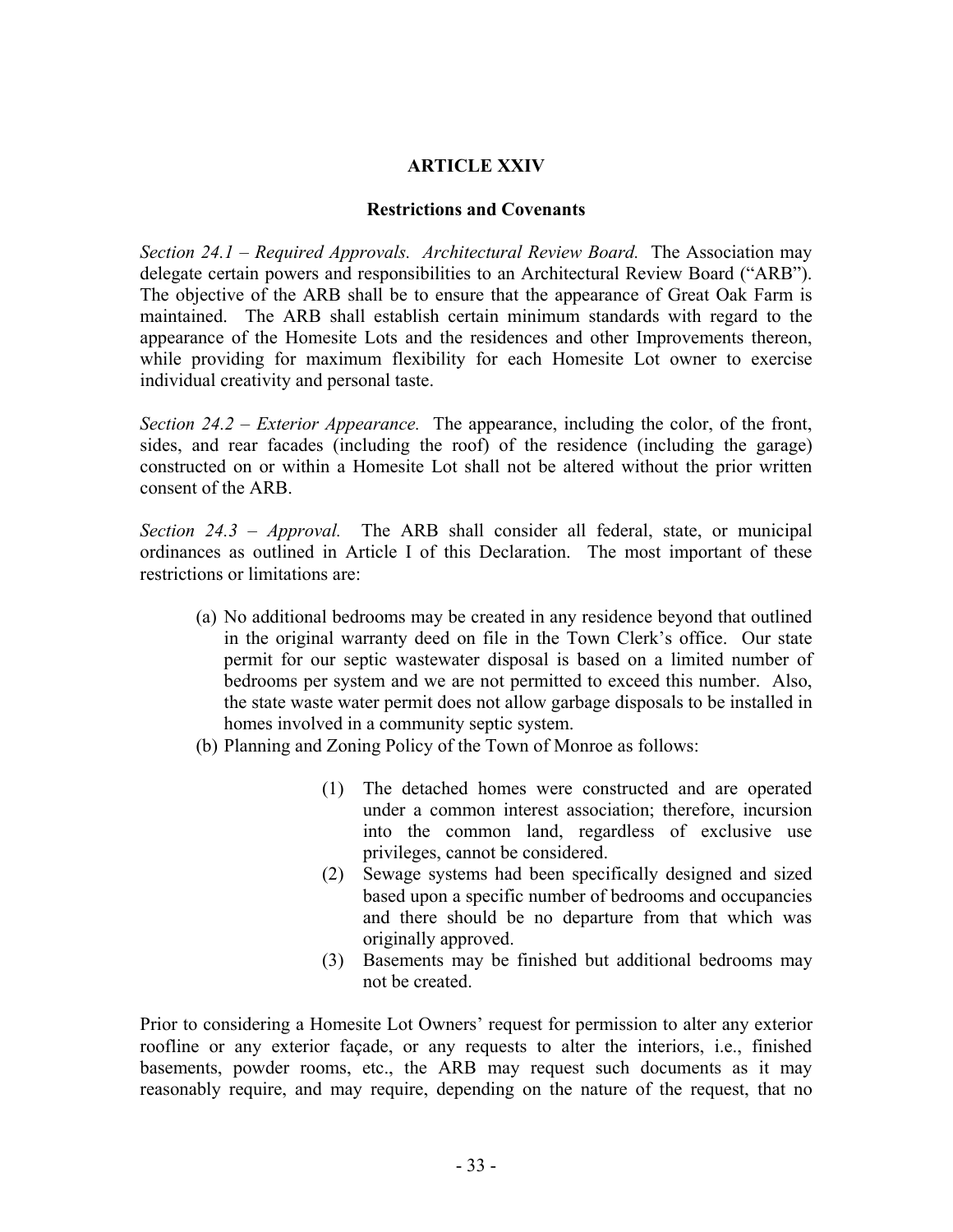## ARTICLE XXIV

### Restrictions and Covenants

*Section 24.1 – Required Approvals. Architectural Review Board.* The Association may delegate certain powers and responsibilities to an Architectural Review Board ("ARB"). The objective of the ARB shall be to ensure that the appearance of Great Oak Farm is maintained. The ARB shall establish certain minimum standards with regard to the appearance of the Homesite Lots and the residences and other Improvements thereon, while providing for maximum flexibility for each Homesite Lot owner to exercise individual creativity and personal taste.

*Section 24.2 – Exterior Appearance.* The appearance, including the color, of the front, sides, and rear facades (including the roof) of the residence (including the garage) constructed on or within a Homesite Lot shall not be altered without the prior written consent of the ARB.

*Section 24.3 – Approval.* The ARB shall consider all federal, state, or municipal ordinances as outlined in Article I of this Declaration. The most important of these restrictions or limitations are:

(a) No additional bedrooms may be created in any residence beyond that outlined in the original warranty deed on file in the Town Clerk's office. Our state permit for our septic wastewater disposal is based on a limited number of bedrooms per system and we are not permitted to exceed this number. Also, the state waste water permit does not allow garbage disposals to be installed in homes involved in a community septic system.

(b) Planning and Zoning Policy of the Town of Monroe as follows:

   (1) The detached homes were constructed and are operated under a common interest association; therefore, incursion into the common land, regardless of exclusive use privileges, cannot be considered.

   (2) Sewage systems had been specifically designed and sized based upon a specific number of bedrooms and occupancies and there should be no departure from that which was originally approved.

   (3) Basements may be finished but additional bedrooms may not be created.

Prior to considering a Homesite Lot Owners' request for permission to alter any exterior roofline or any exterior façade, or any requests to alter the interiors, i.e., finished basements, powder rooms, etc., the ARB may request such documents as it may reasonably require, and may require, depending on the nature of the request, that no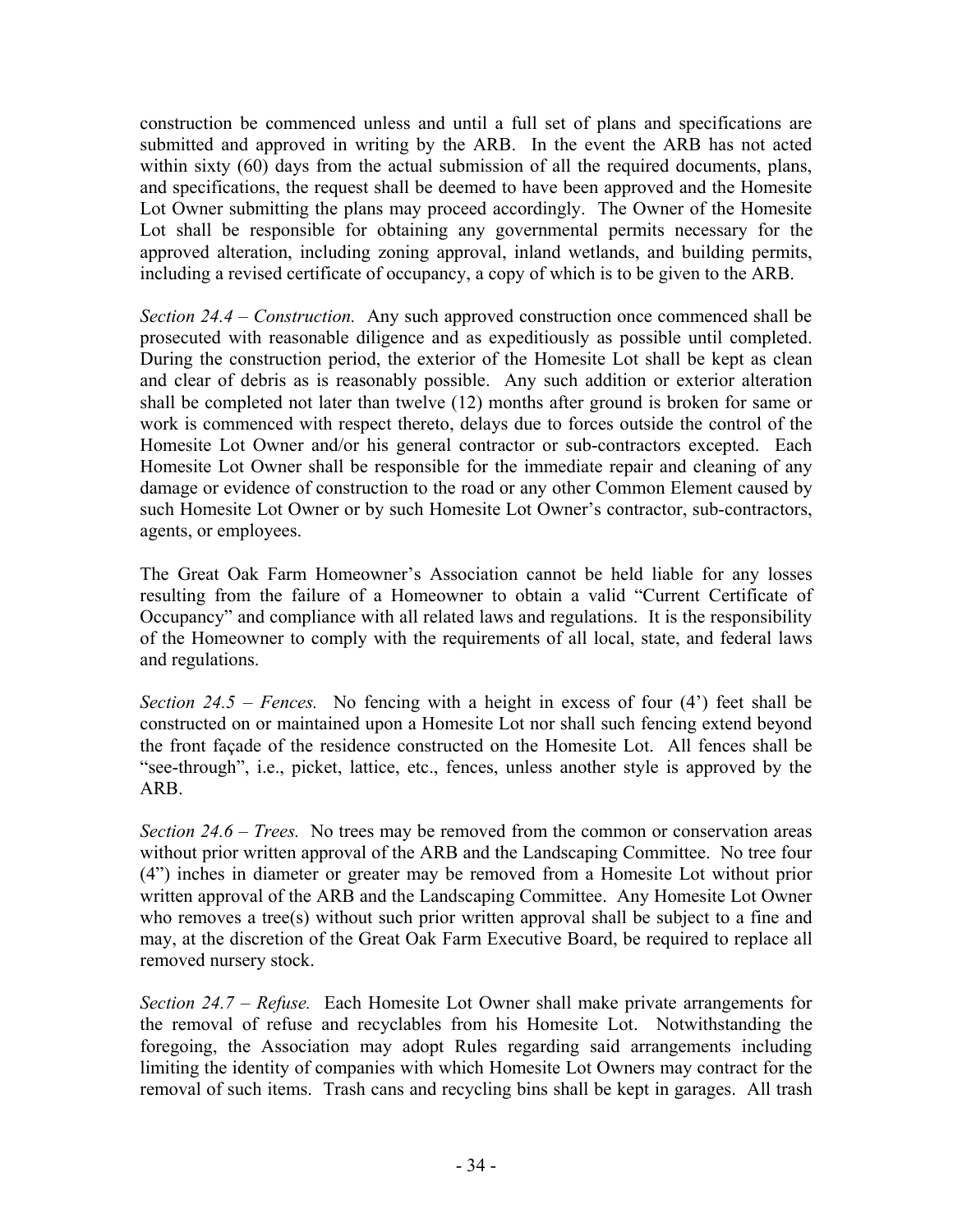construction be commenced unless and until a full set of plans and specifications are submitted and approved in writing by the ARB. In the event the ARB has not acted within sixty (60) days from the actual submission of all the required documents, plans, and specifications, the request shall be deemed to have been approved and the Homesite Lot Owner submitting the plans may proceed accordingly. The Owner of the Homesite Lot shall be responsible for obtaining any governmental permits necessary for the approved alteration, including zoning approval, inland wetlands, and building permits, including a revised certificate of occupancy, a copy of which is to be given to the ARB.

*Section 24.4 – Construction.* Any such approved construction once commenced shall be prosecuted with reasonable diligence and as expeditiously as possible until completed. During the construction period, the exterior of the Homesite Lot shall be kept as clean and clear of debris as is reasonably possible. Any such addition or exterior alteration shall be completed not later than twelve (12) months after ground is broken for same or work is commenced with respect thereto, delays due to forces outside the control of the Homesite Lot Owner and/or his general contractor or sub-contractors excepted. Each Homesite Lot Owner shall be responsible for the immediate repair and cleaning of any damage or evidence of construction to the road or any other Common Element caused by such Homesite Lot Owner or by such Homesite Lot Owner's contractor, sub-contractors, agents, or employees.

The Great Oak Farm Homeowner's Association cannot be held liable for any losses resulting from the failure of a Homeowner to obtain a valid "Current Certificate of Occupancy" and compliance with all related laws and regulations. It is the responsibility of the Homeowner to comply with the requirements of all local, state, and federal laws and regulations.

*Section 24.5 – Fences.* No fencing with a height in excess of four (4') feet shall be constructed on or maintained upon a Homesite Lot nor shall such fencing extend beyond the front façade of the residence constructed on the Homesite Lot. All fences shall be "see-through", i.e., picket, lattice, etc., fences, unless another style is approved by the ARB.

*Section 24.6 – Trees.* No trees may be removed from the common or conservation areas without prior written approval of the ARB and the Landscaping Committee. No tree four (4") inches in diameter or greater may be removed from a Homesite Lot without prior written approval of the ARB and the Landscaping Committee. Any Homesite Lot Owner who removes a tree(s) without such prior written approval shall be subject to a fine and may, at the discretion of the Great Oak Farm Executive Board, be required to replace all removed nursery stock.

*Section 24.7 – Refuse.* Each Homesite Lot Owner shall make private arrangements for the removal of refuse and recyclables from his Homesite Lot. Notwithstanding the foregoing, the Association may adopt Rules regarding said arrangements including limiting the identity of companies with which Homesite Lot Owners may contract for the removal of such items. Trash cans and recycling bins shall be kept in garages. All trash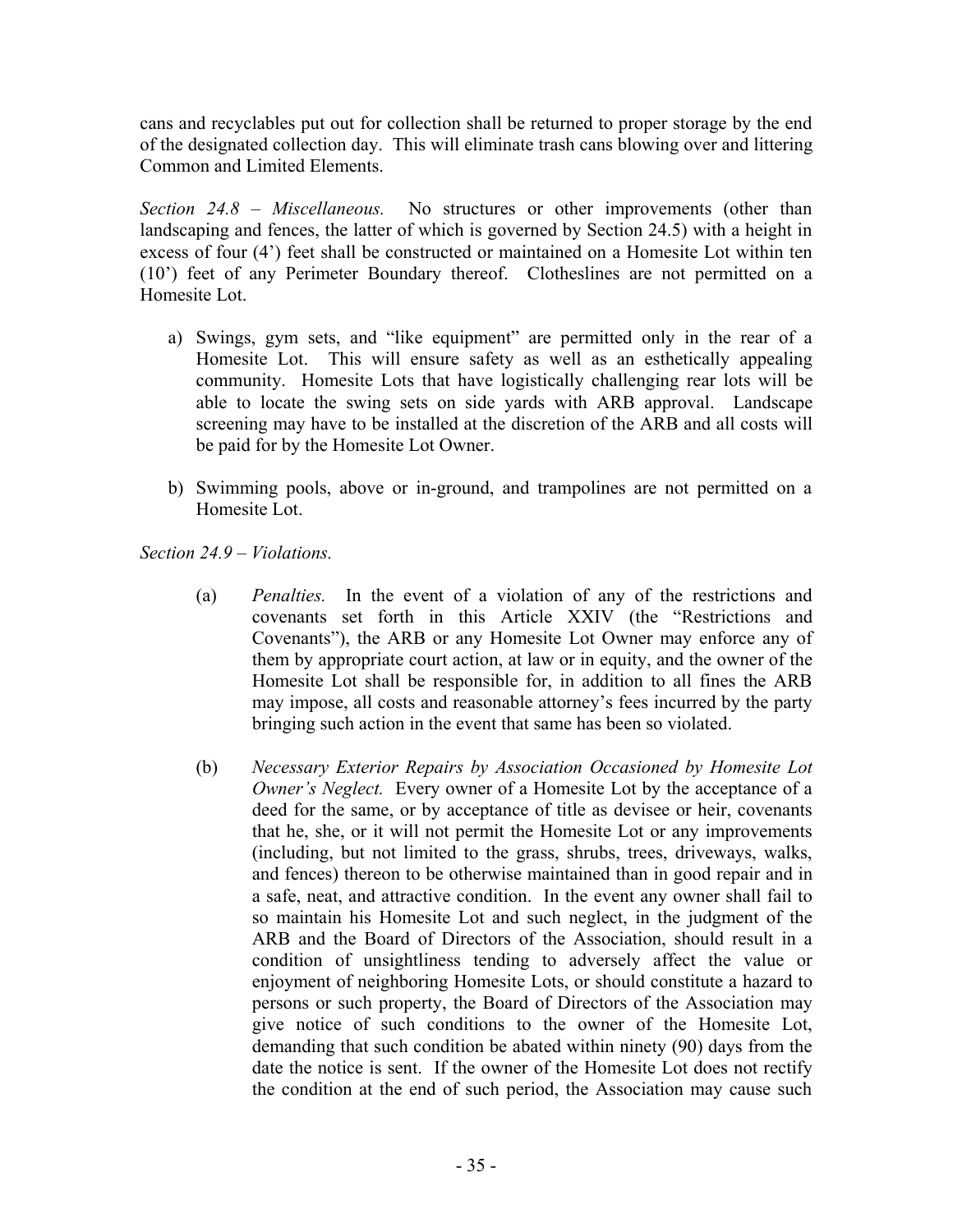cans and recyclables put out for collection shall be returned to proper storage by the end of the designated collection day. This will eliminate trash cans blowing over and littering Common and Limited Elements.

*Section 24.8 – Miscellaneous.* No structures or other improvements (other than landscaping and fences, the latter of which is governed by Section 24.5) with a height in excess of four (4') feet shall be constructed or maintained on a Homesite Lot within ten (10') feet of any Perimeter Boundary thereof. Clotheslines are not permitted on a Homesite Lot.

a) Swings, gym sets, and "like equipment" are permitted only in the rear of a Homesite Lot. This will ensure safety as well as an esthetically appealing community. Homesite Lots that have logistically challenging rear lots will be able to locate the swing sets on side yards with ARB approval. Landscape screening may have to be installed at the discretion of the ARB and all costs will be paid for by the Homesite Lot Owner.

b) Swimming pools, above or in-ground, and trampolines are not permitted on a Homesite Lot.

*Section 24.9 – Violations.*

(a) *Penalties.* In the event of a violation of any of the restrictions and covenants set forth in this Article XXIV (the "Restrictions and Covenants"), the ARB or any Homesite Lot Owner may enforce any of them by appropriate court action, at law or in equity, and the owner of the Homesite Lot shall be responsible for, in addition to all fines the ARB may impose, all costs and reasonable attorney's fees incurred by the party bringing such action in the event that same has been so violated.

(b) *Necessary Exterior Repairs by Association Occasioned by Homesite Lot Owner's Neglect.* Every owner of a Homesite Lot by the acceptance of a deed for the same, or by acceptance of title as devisee or heir, covenants that he, she, or it will not permit the Homesite Lot or any improvements (including, but not limited to the grass, shrubs, trees, driveways, walks, and fences) thereon to be otherwise maintained than in good repair and in a safe, neat, and attractive condition. In the event any owner shall fail to so maintain his Homesite Lot and such neglect, in the judgment of the ARB and the Board of Directors of the Association, should result in a condition of unsightliness tending to adversely affect the value or enjoyment of neighboring Homesite Lots, or should constitute a hazard to persons or such property, the Board of Directors of the Association may give notice of such conditions to the owner of the Homesite Lot, demanding that such condition be abated within ninety (90) days from the date the notice is sent. If the owner of the Homesite Lot does not rectify the condition at the end of such period, the Association may cause such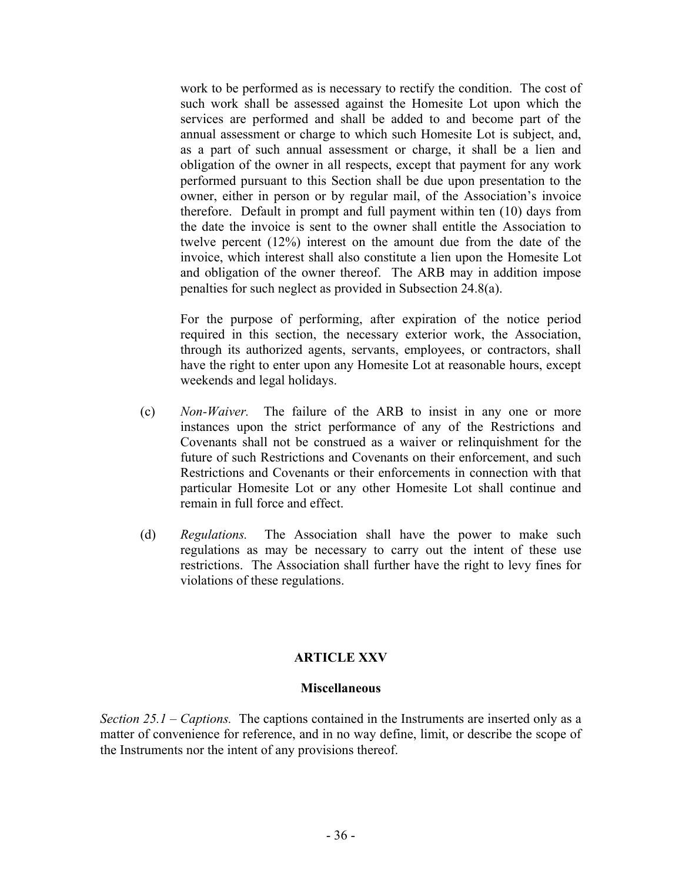work to be performed as is necessary to rectify the condition. The cost of such work shall be assessed against the Homesite Lot upon which the services are performed and shall be added to and become part of the annual assessment or charge to which such Homesite Lot is subject, and, as a part of such annual assessment or charge, it shall be a lien and obligation of the owner in all respects, except that payment for any work performed pursuant to this Section shall be due upon presentation to the owner, either in person or by regular mail, of the Association's invoice therefore. Default in prompt and full payment within ten (10) days from the date the invoice is sent to the owner shall entitle the Association to twelve percent (12%) interest on the amount due from the date of the invoice, which interest shall also constitute a lien upon the Homesite Lot and obligation of the owner thereof. The ARB may in addition impose penalties for such neglect as provided in Subsection 24.8(a).

For the purpose of performing, after expiration of the notice period required in this section, the necessary exterior work, the Association, through its authorized agents, servants, employees, or contractors, shall have the right to enter upon any Homesite Lot at reasonable hours, except weekends and legal holidays.

(c) *Non-Waiver.* The failure of the ARB to insist in any one or more instances upon the strict performance of any of the Restrictions and Covenants shall not be construed as a waiver or relinquishment for the future of such Restrictions and Covenants on their enforcement, and such Restrictions and Covenants or their enforcements in connection with that particular Homesite Lot or any other Homesite Lot shall continue and remain in full force and effect.

(d) *Regulations.* The Association shall have the power to make such regulations as may be necessary to carry out the intent of these use restrictions. The Association shall further have the right to levy fines for violations of these regulations.

## ARTICLE XXV

### Miscellaneous

*Section 25.1 – Captions.* The captions contained in the Instruments are inserted only as a matter of convenience for reference, and in no way define, limit, or describe the scope of the Instruments nor the intent of any provisions thereof.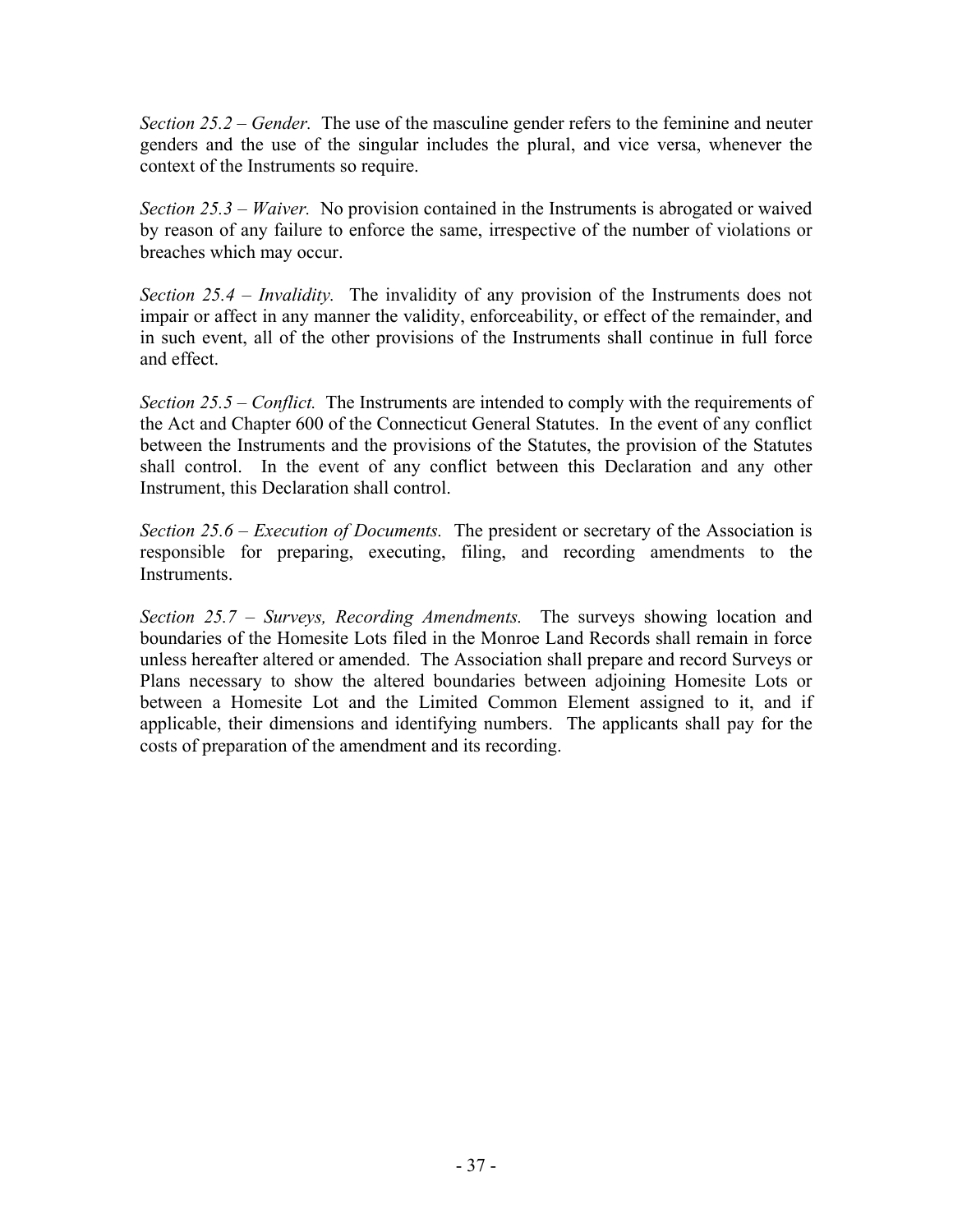*Section 25.2 – Gender.* The use of the masculine gender refers to the feminine and neuter genders and the use of the singular includes the plural, and vice versa, whenever the context of the Instruments so require.

*Section 25.3 – Waiver.* No provision contained in the Instruments is abrogated or waived by reason of any failure to enforce the same, irrespective of the number of violations or breaches which may occur.

*Section 25.4 – Invalidity.* The invalidity of any provision of the Instruments does not impair or affect in any manner the validity, enforceability, or effect of the remainder, and in such event, all of the other provisions of the Instruments shall continue in full force and effect.

*Section 25.5 – Conflict.* The Instruments are intended to comply with the requirements of the Act and Chapter 600 of the Connecticut General Statutes. In the event of any conflict between the Instruments and the provisions of the Statutes, the provision of the Statutes shall control. In the event of any conflict between this Declaration and any other Instrument, this Declaration shall control.

*Section 25.6 – Execution of Documents.* The president or secretary of the Association is responsible for preparing, executing, filing, and recording amendments to the Instruments.

*Section 25.7 – Surveys, Recording Amendments.* The surveys showing location and boundaries of the Homesite Lots filed in the Monroe Land Records shall remain in force unless hereafter altered or amended. The Association shall prepare and record Surveys or Plans necessary to show the altered boundaries between adjoining Homesite Lots or between a Homesite Lot and the Limited Common Element assigned to it, and if applicable, their dimensions and identifying numbers. The applicants shall pay for the costs of preparation of the amendment and its recording.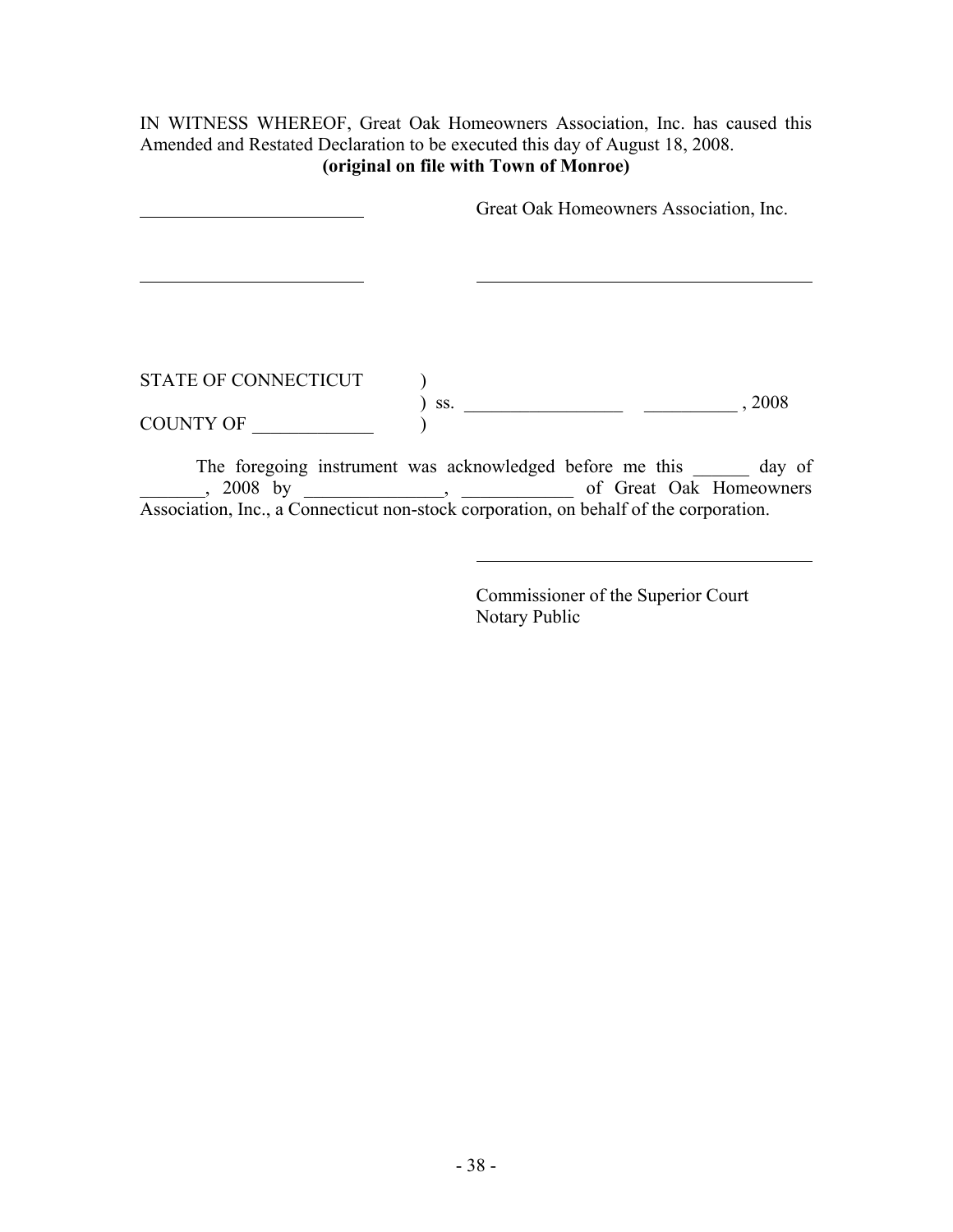IN WITNESS WHEREOF, Great Oak Homeowners Association, Inc. has caused this Amended and Restated Declaration to be executed this day of August 18, 2008.

**(original on file with Town of Monroe)**

________________________ Great Oak Homeowners Association, Inc.

________________________ ____________________________________

STATE OF CONNECTICUT )
) ss. _________________ __________ , 2008
COUNTY OF _____________ )

The foregoing instrument was acknowledged before me this ______ day of _______, 2008 by _______________, ____________ of Great Oak Homeowners Association, Inc., a Connecticut non-stock corporation, on behalf of the corporation.

____________________________________

Commissioner of the Superior Court
Notary Public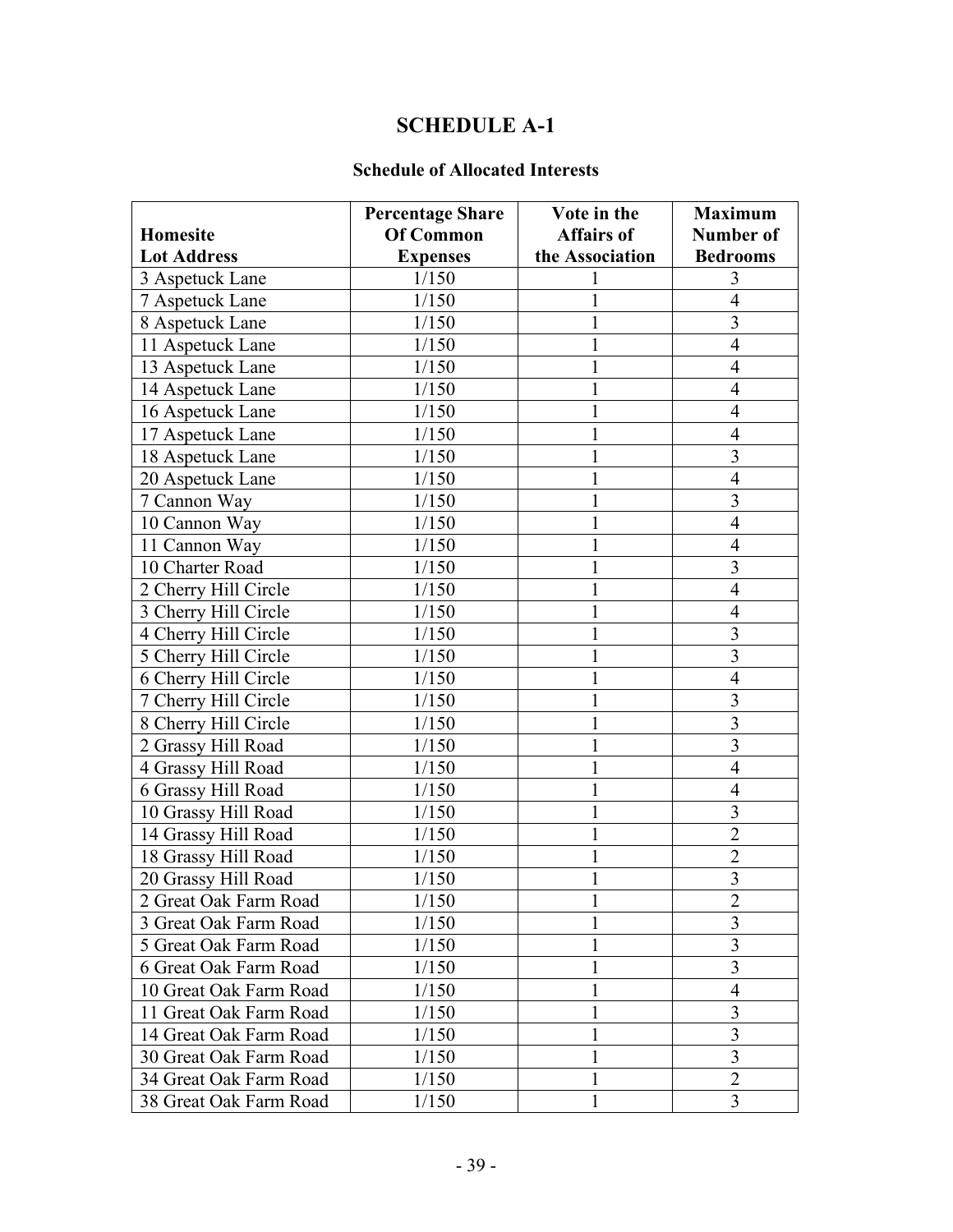# SCHEDULE A-1

### Schedule of Allocated Interests

| Homesite Lot Address | Percentage Share Of Common Expenses | Vote in the Affairs of the Association | Maximum Number of Bedrooms |
|---|---|---|---|
| 3 Aspetuck Lane | 1/150 | 1 | 3 |
| 7 Aspetuck Lane | 1/150 | 1 | 4 |
| 8 Aspetuck Lane | 1/150 | 1 | 3 |
| 11 Aspetuck Lane | 1/150 | 1 | 4 |
| 13 Aspetuck Lane | 1/150 | 1 | 4 |
| 14 Aspetuck Lane | 1/150 | 1 | 4 |
| 16 Aspetuck Lane | 1/150 | 1 | 4 |
| 17 Aspetuck Lane | 1/150 | 1 | 4 |
| 18 Aspetuck Lane | 1/150 | 1 | 3 |
| 20 Aspetuck Lane | 1/150 | 1 | 4 |
| 7 Cannon Way | 1/150 | 1 | 3 |
| 10 Cannon Way | 1/150 | 1 | 4 |
| 11 Cannon Way | 1/150 | 1 | 4 |
| 10 Charter Road | 1/150 | 1 | 3 |
| 2 Cherry Hill Circle | 1/150 | 1 | 4 |
| 3 Cherry Hill Circle | 1/150 | 1 | 4 |
| 4 Cherry Hill Circle | 1/150 | 1 | 3 |
| 5 Cherry Hill Circle | 1/150 | 1 | 3 |
| 6 Cherry Hill Circle | 1/150 | 1 | 4 |
| 7 Cherry Hill Circle | 1/150 | 1 | 3 |
| 8 Cherry Hill Circle | 1/150 | 1 | 3 |
| 2 Grassy Hill Road | 1/150 | 1 | 3 |
| 4 Grassy Hill Road | 1/150 | 1 | 4 |
| 6 Grassy Hill Road | 1/150 | 1 | 4 |
| 10 Grassy Hill Road | 1/150 | 1 | 3 |
| 14 Grassy Hill Road | 1/150 | 1 | 2 |
| 18 Grassy Hill Road | 1/150 | 1 | 2 |
| 20 Grassy Hill Road | 1/150 | 1 | 3 |
| 2 Great Oak Farm Road | 1/150 | 1 | 2 |
| 3 Great Oak Farm Road | 1/150 | 1 | 3 |
| 5 Great Oak Farm Road | 1/150 | 1 | 3 |
| 6 Great Oak Farm Road | 1/150 | 1 | 3 |
| 10 Great Oak Farm Road | 1/150 | 1 | 4 |
| 11 Great Oak Farm Road | 1/150 | 1 | 3 |
| 14 Great Oak Farm Road | 1/150 | 1 | 3 |
| 30 Great Oak Farm Road | 1/150 | 1 | 3 |
| 34 Great Oak Farm Road | 1/150 | 1 | 2 |
| 38 Great Oak Farm Road | 1/150 | 1 | 3 |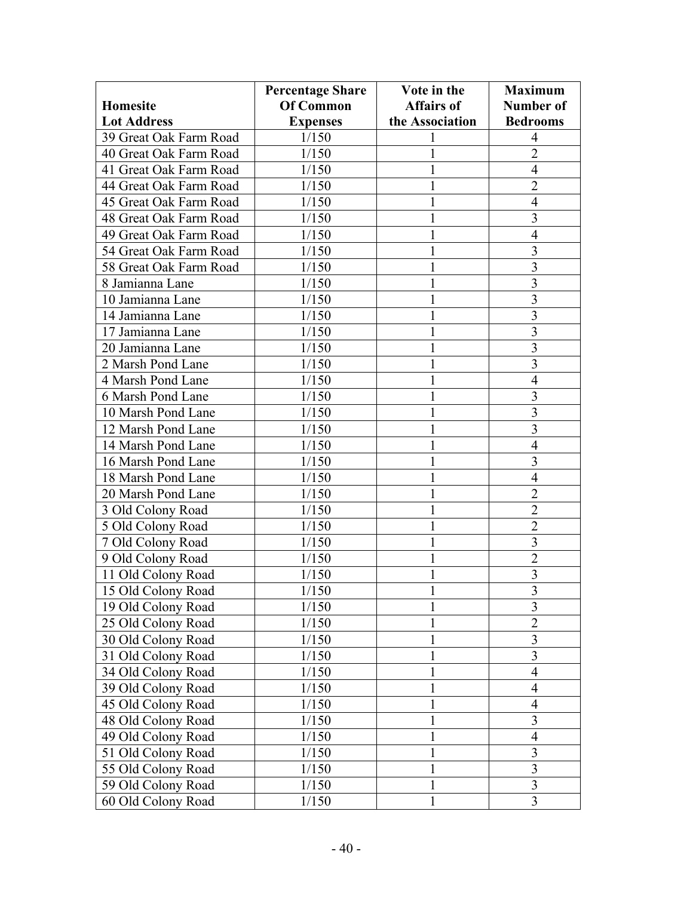| Homesite Lot Address | Percentage Share Of Common Expenses | Vote in the Affairs of the Association | Maximum Number of Bedrooms |
|---|---|---|---|
| 39 Great Oak Farm Road | 1/150 | 1 | 4 |
| 40 Great Oak Farm Road | 1/150 | 1 | 2 |
| 41 Great Oak Farm Road | 1/150 | 1 | 4 |
| 44 Great Oak Farm Road | 1/150 | 1 | 2 |
| 45 Great Oak Farm Road | 1/150 | 1 | 4 |
| 48 Great Oak Farm Road | 1/150 | 1 | 3 |
| 49 Great Oak Farm Road | 1/150 | 1 | 4 |
| 54 Great Oak Farm Road | 1/150 | 1 | 3 |
| 58 Great Oak Farm Road | 1/150 | 1 | 3 |
| 8 Jamianna Lane | 1/150 | 1 | 3 |
| 10 Jamianna Lane | 1/150 | 1 | 3 |
| 14 Jamianna Lane | 1/150 | 1 | 3 |
| 17 Jamianna Lane | 1/150 | 1 | 3 |
| 20 Jamianna Lane | 1/150 | 1 | 3 |
| 2 Marsh Pond Lane | 1/150 | 1 | 3 |
| 4 Marsh Pond Lane | 1/150 | 1 | 4 |
| 6 Marsh Pond Lane | 1/150 | 1 | 3 |
| 10 Marsh Pond Lane | 1/150 | 1 | 3 |
| 12 Marsh Pond Lane | 1/150 | 1 | 3 |
| 14 Marsh Pond Lane | 1/150 | 1 | 4 |
| 16 Marsh Pond Lane | 1/150 | 1 | 3 |
| 18 Marsh Pond Lane | 1/150 | 1 | 4 |
| 20 Marsh Pond Lane | 1/150 | 1 | 2 |
| 3 Old Colony Road | 1/150 | 1 | 2 |
| 5 Old Colony Road | 1/150 | 1 | 2 |
| 7 Old Colony Road | 1/150 | 1 | 3 |
| 9 Old Colony Road | 1/150 | 1 | 2 |
| 11 Old Colony Road | 1/150 | 1 | 3 |
| 15 Old Colony Road | 1/150 | 1 | 3 |
| 19 Old Colony Road | 1/150 | 1 | 3 |
| 25 Old Colony Road | 1/150 | 1 | 2 |
| 30 Old Colony Road | 1/150 | 1 | 3 |
| 31 Old Colony Road | 1/150 | 1 | 3 |
| 34 Old Colony Road | 1/150 | 1 | 4 |
| 39 Old Colony Road | 1/150 | 1 | 4 |
| 45 Old Colony Road | 1/150 | 1 | 4 |
| 48 Old Colony Road | 1/150 | 1 | 3 |
| 49 Old Colony Road | 1/150 | 1 | 4 |
| 51 Old Colony Road | 1/150 | 1 | 3 |
| 55 Old Colony Road | 1/150 | 1 | 3 |
| 59 Old Colony Road | 1/150 | 1 | 3 |
| 60 Old Colony Road | 1/150 | 1 | 3 |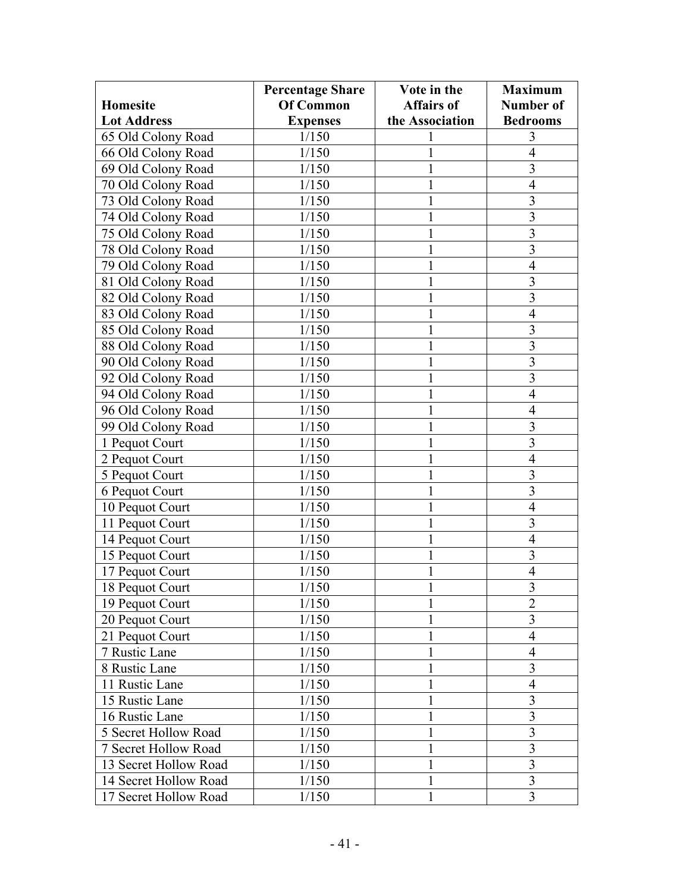| Homesite Lot Address | Percentage Share Of Common Expenses | Vote in the Affairs of the Association | Maximum Number of Bedrooms |
|---|---|---|---|
| 65 Old Colony Road | 1/150 | 1 | 3 |
| 66 Old Colony Road | 1/150 | 1 | 4 |
| 69 Old Colony Road | 1/150 | 1 | 3 |
| 70 Old Colony Road | 1/150 | 1 | 4 |
| 73 Old Colony Road | 1/150 | 1 | 3 |
| 74 Old Colony Road | 1/150 | 1 | 3 |
| 75 Old Colony Road | 1/150 | 1 | 3 |
| 78 Old Colony Road | 1/150 | 1 | 3 |
| 79 Old Colony Road | 1/150 | 1 | 4 |
| 81 Old Colony Road | 1/150 | 1 | 3 |
| 82 Old Colony Road | 1/150 | 1 | 3 |
| 83 Old Colony Road | 1/150 | 1 | 4 |
| 85 Old Colony Road | 1/150 | 1 | 3 |
| 88 Old Colony Road | 1/150 | 1 | 3 |
| 90 Old Colony Road | 1/150 | 1 | 3 |
| 92 Old Colony Road | 1/150 | 1 | 3 |
| 94 Old Colony Road | 1/150 | 1 | 4 |
| 96 Old Colony Road | 1/150 | 1 | 4 |
| 99 Old Colony Road | 1/150 | 1 | 3 |
| 1 Pequot Court | 1/150 | 1 | 3 |
| 2 Pequot Court | 1/150 | 1 | 4 |
| 5 Pequot Court | 1/150 | 1 | 3 |
| 6 Pequot Court | 1/150 | 1 | 3 |
| 10 Pequot Court | 1/150 | 1 | 4 |
| 11 Pequot Court | 1/150 | 1 | 3 |
| 14 Pequot Court | 1/150 | 1 | 4 |
| 15 Pequot Court | 1/150 | 1 | 3 |
| 17 Pequot Court | 1/150 | 1 | 4 |
| 18 Pequot Court | 1/150 | 1 | 3 |
| 19 Pequot Court | 1/150 | 1 | 2 |
| 20 Pequot Court | 1/150 | 1 | 3 |
| 21 Pequot Court | 1/150 | 1 | 4 |
| 7 Rustic Lane | 1/150 | 1 | 4 |
| 8 Rustic Lane | 1/150 | 1 | 3 |
| 11 Rustic Lane | 1/150 | 1 | 4 |
| 15 Rustic Lane | 1/150 | 1 | 3 |
| 16 Rustic Lane | 1/150 | 1 | 3 |
| 5 Secret Hollow Road | 1/150 | 1 | 3 |
| 7 Secret Hollow Road | 1/150 | 1 | 3 |
| 13 Secret Hollow Road | 1/150 | 1 | 3 |
| 14 Secret Hollow Road | 1/150 | 1 | 3 |
| 17 Secret Hollow Road | 1/150 | 1 | 3 |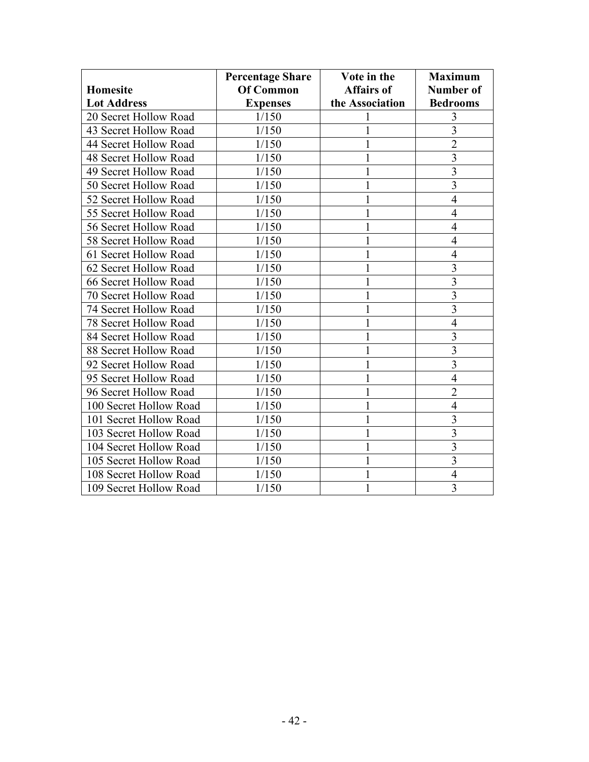| Homesite Lot Address | Percentage Share Of Common Expenses | Vote in the Affairs of the Association | Maximum Number of Bedrooms |
|---|---|---|---|
| 20 Secret Hollow Road | 1/150 | 1 | 3 |
| 43 Secret Hollow Road | 1/150 | 1 | 3 |
| 44 Secret Hollow Road | 1/150 | 1 | 2 |
| 48 Secret Hollow Road | 1/150 | 1 | 3 |
| 49 Secret Hollow Road | 1/150 | 1 | 3 |
| 50 Secret Hollow Road | 1/150 | 1 | 3 |
| 52 Secret Hollow Road | 1/150 | 1 | 4 |
| 55 Secret Hollow Road | 1/150 | 1 | 4 |
| 56 Secret Hollow Road | 1/150 | 1 | 4 |
| 58 Secret Hollow Road | 1/150 | 1 | 4 |
| 61 Secret Hollow Road | 1/150 | 1 | 4 |
| 62 Secret Hollow Road | 1/150 | 1 | 3 |
| 66 Secret Hollow Road | 1/150 | 1 | 3 |
| 70 Secret Hollow Road | 1/150 | 1 | 3 |
| 74 Secret Hollow Road | 1/150 | 1 | 3 |
| 78 Secret Hollow Road | 1/150 | 1 | 4 |
| 84 Secret Hollow Road | 1/150 | 1 | 3 |
| 88 Secret Hollow Road | 1/150 | 1 | 3 |
| 92 Secret Hollow Road | 1/150 | 1 | 3 |
| 95 Secret Hollow Road | 1/150 | 1 | 4 |
| 96 Secret Hollow Road | 1/150 | 1 | 2 |
| 100 Secret Hollow Road | 1/150 | 1 | 4 |
| 101 Secret Hollow Road | 1/150 | 1 | 3 |
| 103 Secret Hollow Road | 1/150 | 1 | 3 |
| 104 Secret Hollow Road | 1/150 | 1 | 3 |
| 105 Secret Hollow Road | 1/150 | 1 | 3 |
| 108 Secret Hollow Road | 1/150 | 1 | 4 |
| 109 Secret Hollow Road | 1/150 | 1 | 3 |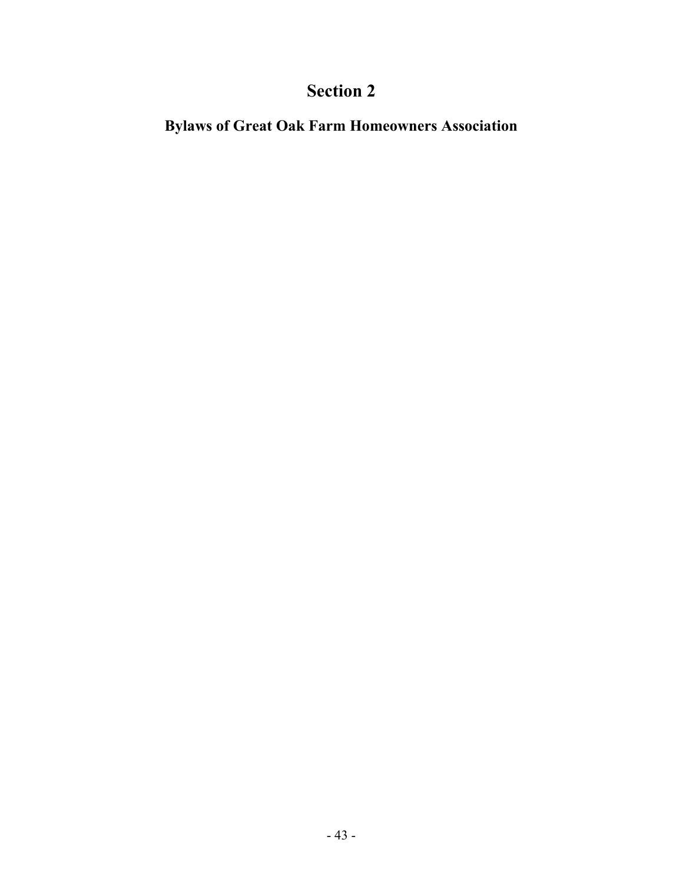# Section 2

## Bylaws of Great Oak Farm Homeowners Association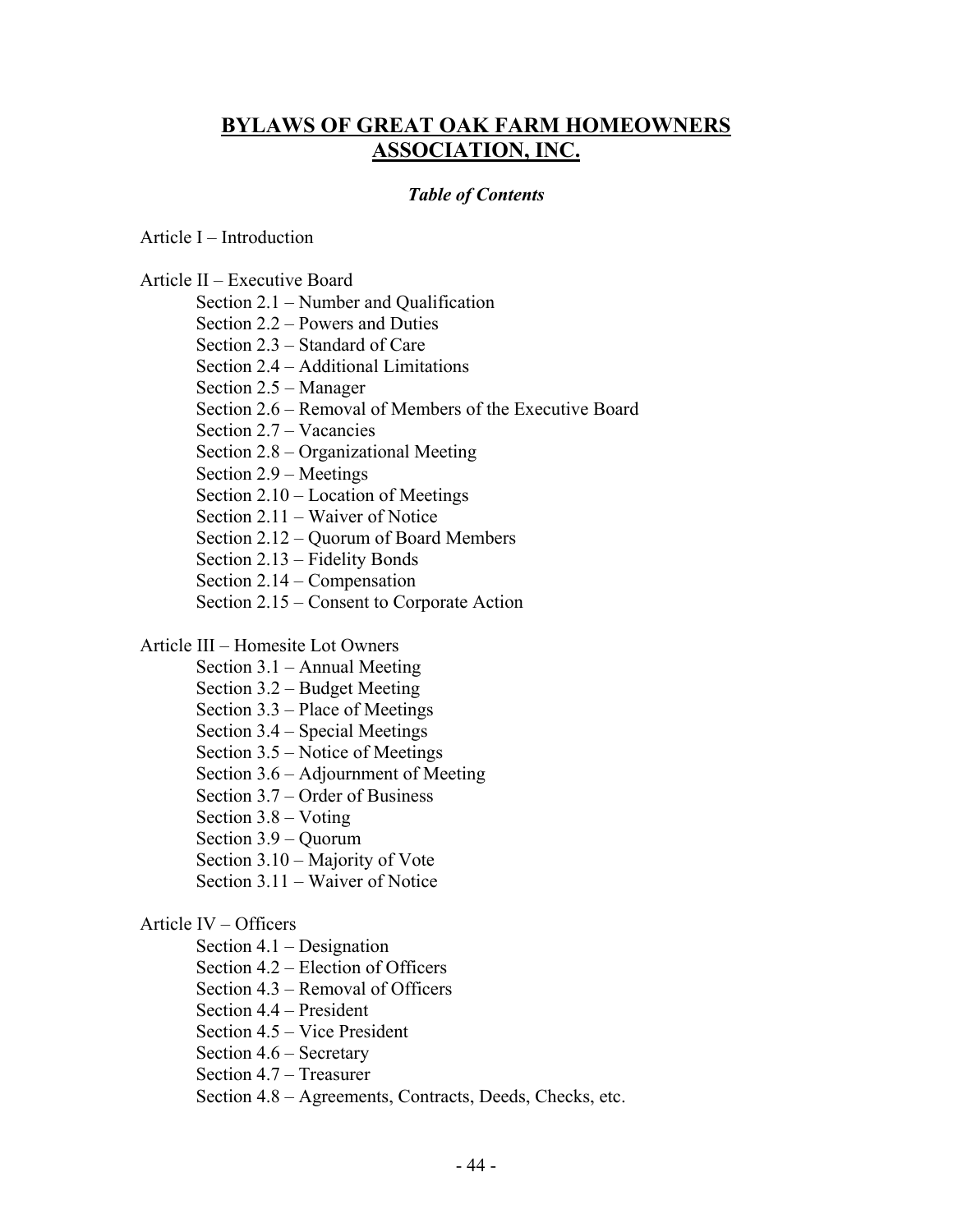# BYLAWS OF GREAT OAK FARM HOMEOWNERS ASSOCIATION, INC.

***Table of Contents***

Article I – Introduction

Article II – Executive Board

- Section 2.1 – Number and Qualification
- Section 2.2 – Powers and Duties
- Section 2.3 – Standard of Care
- Section 2.4 – Additional Limitations
- Section 2.5 – Manager
- Section 2.6 – Removal of Members of the Executive Board
- Section 2.7 – Vacancies
- Section 2.8 – Organizational Meeting
- Section 2.9 – Meetings
- Section 2.10 – Location of Meetings
- Section 2.11 – Waiver of Notice
- Section 2.12 – Quorum of Board Members
- Section 2.13 – Fidelity Bonds
- Section 2.14 – Compensation
- Section 2.15 – Consent to Corporate Action

Article III – Homesite Lot Owners

- Section 3.1 – Annual Meeting
- Section 3.2 – Budget Meeting
- Section 3.3 – Place of Meetings
- Section 3.4 – Special Meetings
- Section 3.5 – Notice of Meetings
- Section 3.6 – Adjournment of Meeting
- Section 3.7 – Order of Business
- Section 3.8 – Voting
- Section 3.9 – Quorum
- Section 3.10 – Majority of Vote
- Section 3.11 – Waiver of Notice

Article IV – Officers

- Section 4.1 – Designation
- Section 4.2 – Election of Officers
- Section 4.3 – Removal of Officers
- Section 4.4 – President
- Section 4.5 – Vice President
- Section 4.6 – Secretary
- Section 4.7 – Treasurer
- Section 4.8 – Agreements, Contracts, Deeds, Checks, etc.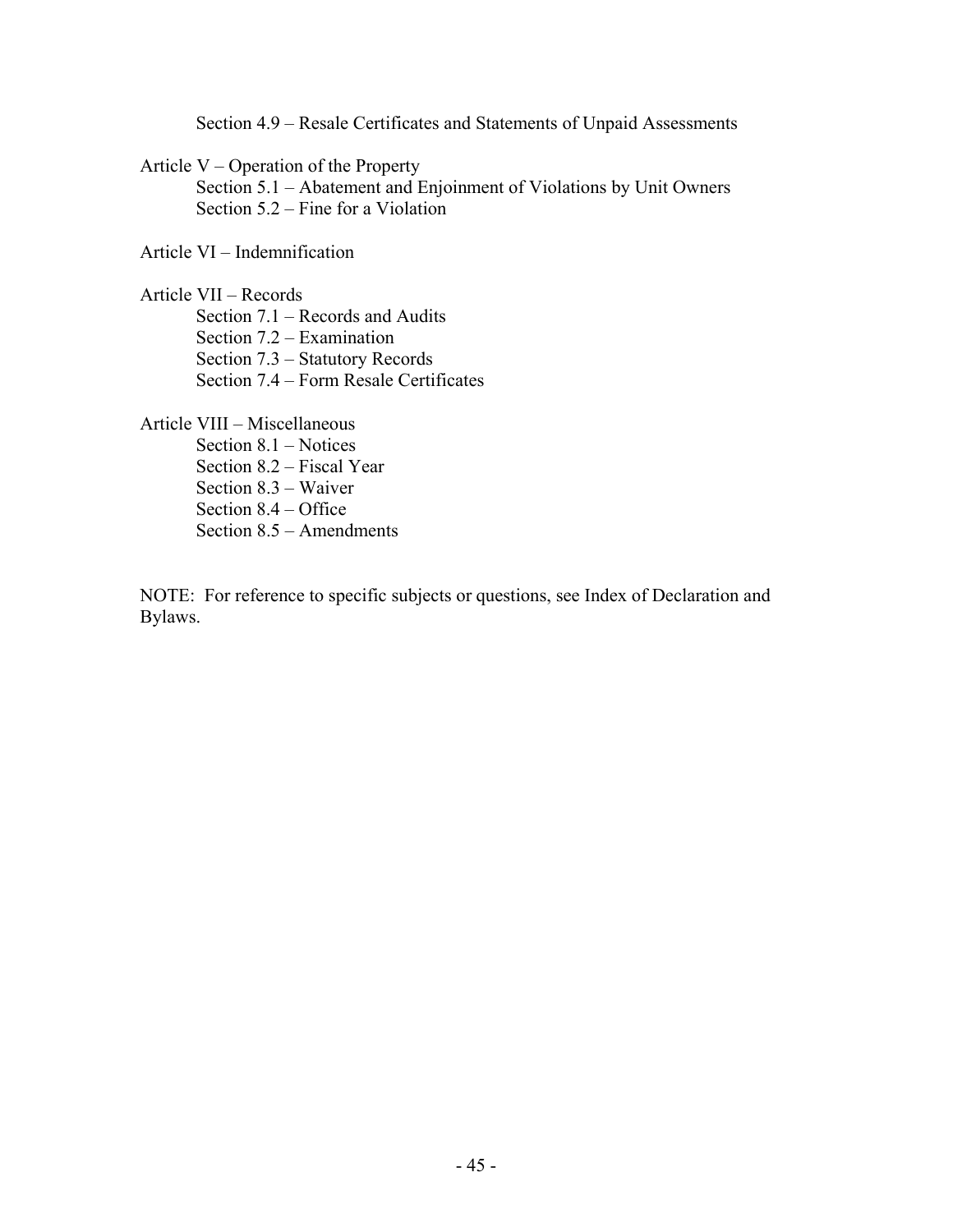Section 4.9 – Resale Certificates and Statements of Unpaid Assessments

Article V – Operation of the Property
- Section 5.1 – Abatement and Enjoinment of Violations by Unit Owners
- Section 5.2 – Fine for a Violation

Article VI – Indemnification

Article VII – Records
- Section 7.1 – Records and Audits
- Section 7.2 – Examination
- Section 7.3 – Statutory Records
- Section 7.4 – Form Resale Certificates

Article VIII – Miscellaneous
- Section 8.1 – Notices
- Section 8.2 – Fiscal Year
- Section 8.3 – Waiver
- Section 8.4 – Office
- Section 8.5 – Amendments

NOTE: For reference to specific subjects or questions, see Index of Declaration and Bylaws.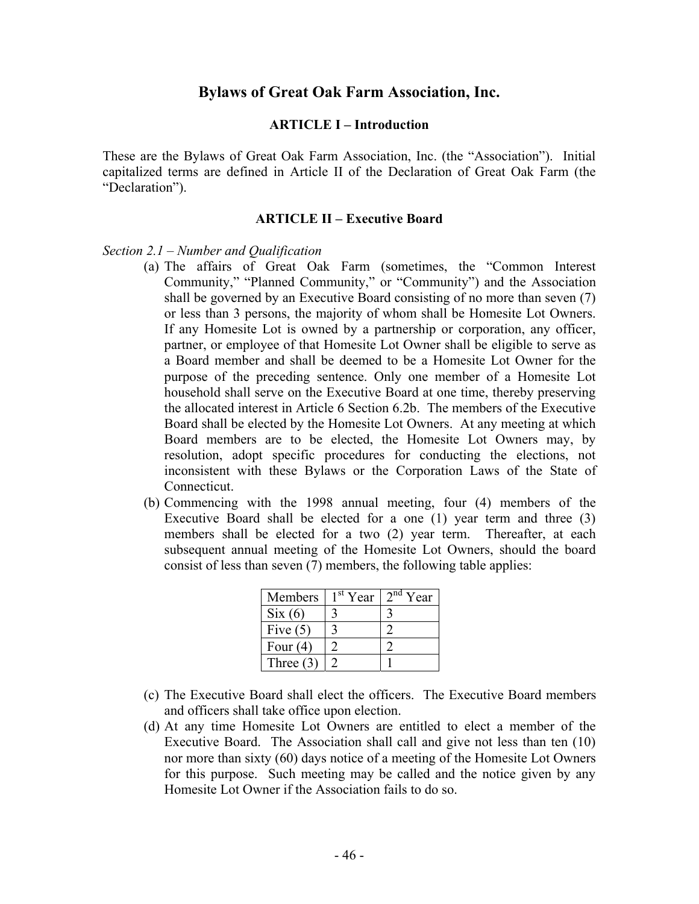# Bylaws of Great Oak Farm Association, Inc.

## ARTICLE I – Introduction

These are the Bylaws of Great Oak Farm Association, Inc. (the "Association"). Initial capitalized terms are defined in Article II of the Declaration of Great Oak Farm (the "Declaration").

## ARTICLE II – Executive Board

*Section 2.1 – Number and Qualification*

(a) The affairs of Great Oak Farm (sometimes, the "Common Interest Community," "Planned Community," or "Community") and the Association shall be governed by an Executive Board consisting of no more than seven (7) or less than 3 persons, the majority of whom shall be Homesite Lot Owners. If any Homesite Lot is owned by a partnership or corporation, any officer, partner, or employee of that Homesite Lot Owner shall be eligible to serve as a Board member and shall be deemed to be a Homesite Lot Owner for the purpose of the preceding sentence. Only one member of a Homesite Lot household shall serve on the Executive Board at one time, thereby preserving the allocated interest in Article 6 Section 6.2b. The members of the Executive Board shall be elected by the Homesite Lot Owners. At any meeting at which Board members are to be elected, the Homesite Lot Owners may, by resolution, adopt specific procedures for conducting the elections, not inconsistent with these Bylaws or the Corporation Laws of the State of Connecticut.

(b) Commencing with the 1998 annual meeting, four (4) members of the Executive Board shall be elected for a one (1) year term and three (3) members shall be elected for a two (2) year term. Thereafter, at each subsequent annual meeting of the Homesite Lot Owners, should the board consist of less than seven (7) members, the following table applies:

| Members | 1st Year | 2nd Year |
|---|---|---|
| Six (6) | 3 | 3 |
| Five (5) | 3 | 2 |
| Four (4) | 2 | 2 |
| Three (3) | 2 | 1 |

(c) The Executive Board shall elect the officers. The Executive Board members and officers shall take office upon election.

(d) At any time Homesite Lot Owners are entitled to elect a member of the Executive Board. The Association shall call and give not less than ten (10) nor more than sixty (60) days notice of a meeting of the Homesite Lot Owners for this purpose. Such meeting may be called and the notice given by any Homesite Lot Owner if the Association fails to do so.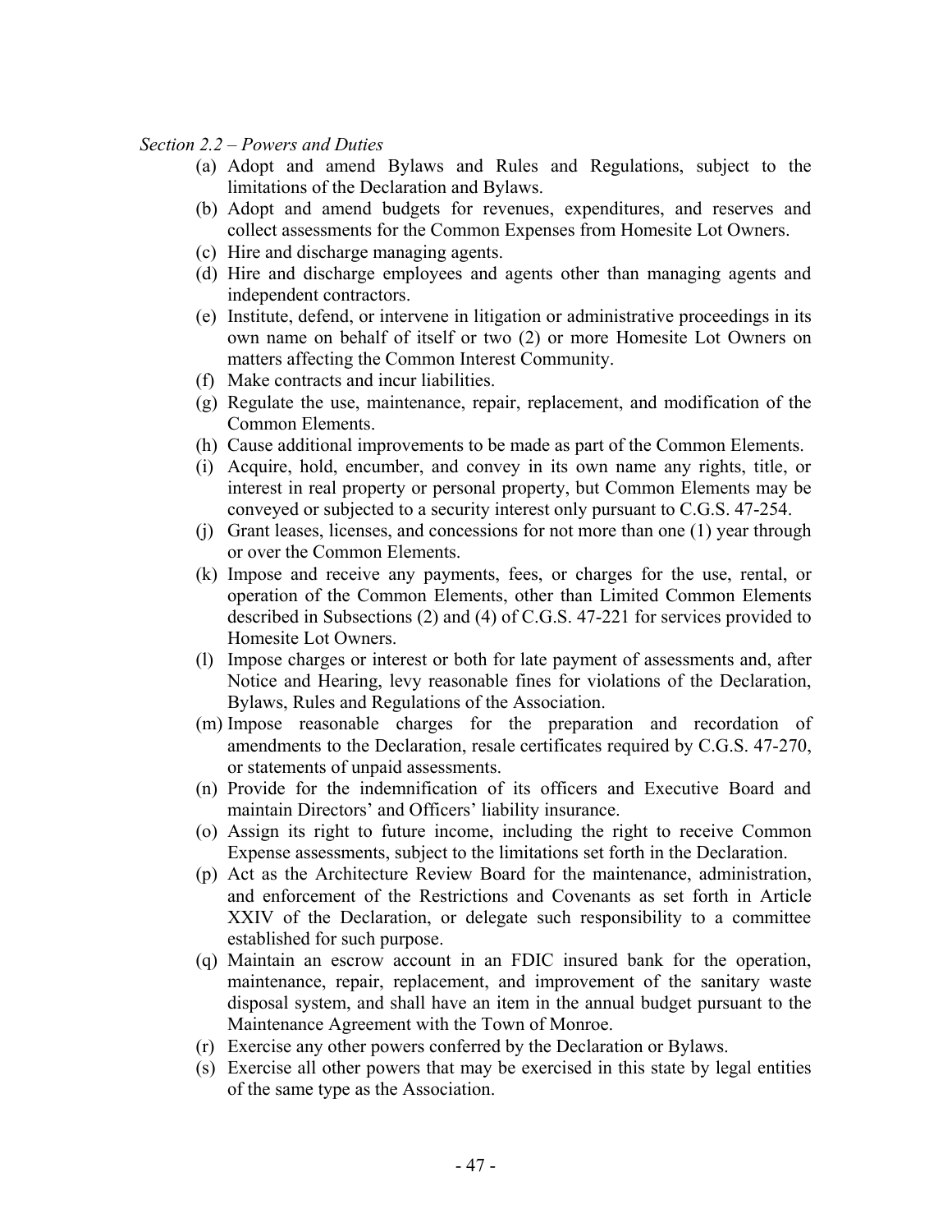*Section 2.2 – Powers and Duties*

(a) Adopt and amend Bylaws and Rules and Regulations, subject to the limitations of the Declaration and Bylaws.

(b) Adopt and amend budgets for revenues, expenditures, and reserves and collect assessments for the Common Expenses from Homesite Lot Owners.

(c) Hire and discharge managing agents.

(d) Hire and discharge employees and agents other than managing agents and independent contractors.

(e) Institute, defend, or intervene in litigation or administrative proceedings in its own name on behalf of itself or two (2) or more Homesite Lot Owners on matters affecting the Common Interest Community.

(f) Make contracts and incur liabilities.

(g) Regulate the use, maintenance, repair, replacement, and modification of the Common Elements.

(h) Cause additional improvements to be made as part of the Common Elements.

(i) Acquire, hold, encumber, and convey in its own name any rights, title, or interest in real property or personal property, but Common Elements may be conveyed or subjected to a security interest only pursuant to C.G.S. 47-254.

(j) Grant leases, licenses, and concessions for not more than one (1) year through or over the Common Elements.

(k) Impose and receive any payments, fees, or charges for the use, rental, or operation of the Common Elements, other than Limited Common Elements described in Subsections (2) and (4) of C.G.S. 47-221 for services provided to Homesite Lot Owners.

(l) Impose charges or interest or both for late payment of assessments and, after Notice and Hearing, levy reasonable fines for violations of the Declaration, Bylaws, Rules and Regulations of the Association.

(m) Impose reasonable charges for the preparation and recordation of amendments to the Declaration, resale certificates required by C.G.S. 47-270, or statements of unpaid assessments.

(n) Provide for the indemnification of its officers and Executive Board and maintain Directors' and Officers' liability insurance.

(o) Assign its right to future income, including the right to receive Common Expense assessments, subject to the limitations set forth in the Declaration.

(p) Act as the Architecture Review Board for the maintenance, administration, and enforcement of the Restrictions and Covenants as set forth in Article XXIV of the Declaration, or delegate such responsibility to a committee established for such purpose.

(q) Maintain an escrow account in an FDIC insured bank for the operation, maintenance, repair, replacement, and improvement of the sanitary waste disposal system, and shall have an item in the annual budget pursuant to the Maintenance Agreement with the Town of Monroe.

(r) Exercise any other powers conferred by the Declaration or Bylaws.

(s) Exercise all other powers that may be exercised in this state by legal entities of the same type as the Association.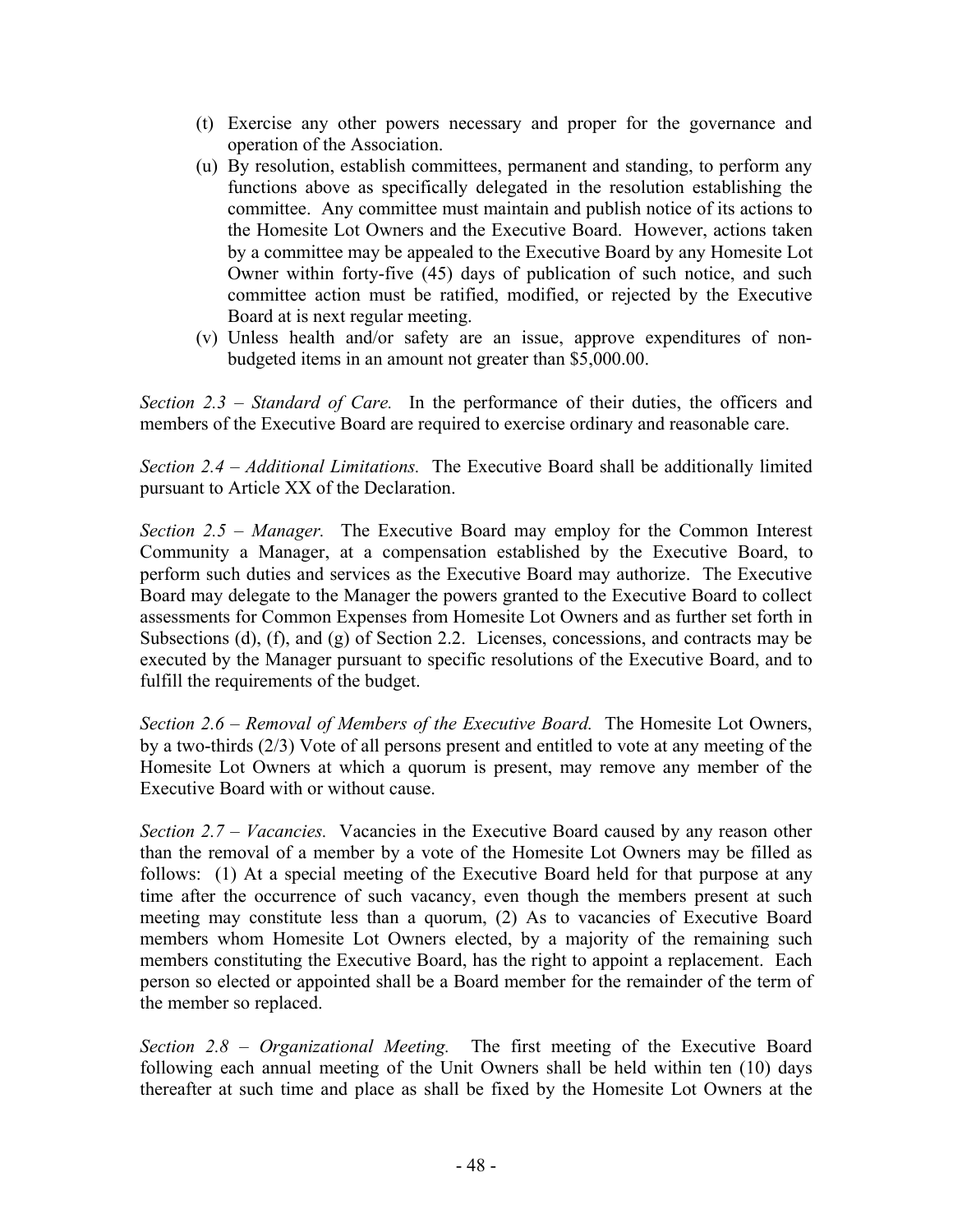(t) Exercise any other powers necessary and proper for the governance and operation of the Association.

(u) By resolution, establish committees, permanent and standing, to perform any functions above as specifically delegated in the resolution establishing the committee. Any committee must maintain and publish notice of its actions to the Homesite Lot Owners and the Executive Board. However, actions taken by a committee may be appealed to the Executive Board by any Homesite Lot Owner within forty-five (45) days of publication of such notice, and such committee action must be ratified, modified, or rejected by the Executive Board at is next regular meeting.

(v) Unless health and/or safety are an issue, approve expenditures of non-budgeted items in an amount not greater than $5,000.00.

*Section 2.3 – Standard of Care.* In the performance of their duties, the officers and members of the Executive Board are required to exercise ordinary and reasonable care.

*Section 2.4 – Additional Limitations.* The Executive Board shall be additionally limited pursuant to Article XX of the Declaration.

*Section 2.5 – Manager.* The Executive Board may employ for the Common Interest Community a Manager, at a compensation established by the Executive Board, to perform such duties and services as the Executive Board may authorize. The Executive Board may delegate to the Manager the powers granted to the Executive Board to collect assessments for Common Expenses from Homesite Lot Owners and as further set forth in Subsections (d), (f), and (g) of Section 2.2. Licenses, concessions, and contracts may be executed by the Manager pursuant to specific resolutions of the Executive Board, and to fulfill the requirements of the budget.

*Section 2.6 – Removal of Members of the Executive Board.* The Homesite Lot Owners, by a two-thirds (2/3) Vote of all persons present and entitled to vote at any meeting of the Homesite Lot Owners at which a quorum is present, may remove any member of the Executive Board with or without cause.

*Section 2.7 – Vacancies.* Vacancies in the Executive Board caused by any reason other than the removal of a member by a vote of the Homesite Lot Owners may be filled as follows: (1) At a special meeting of the Executive Board held for that purpose at any time after the occurrence of such vacancy, even though the members present at such meeting may constitute less than a quorum, (2) As to vacancies of Executive Board members whom Homesite Lot Owners elected, by a majority of the remaining such members constituting the Executive Board, has the right to appoint a replacement. Each person so elected or appointed shall be a Board member for the remainder of the term of the member so replaced.

*Section 2.8 – Organizational Meeting.* The first meeting of the Executive Board following each annual meeting of the Unit Owners shall be held within ten (10) days thereafter at such time and place as shall be fixed by the Homesite Lot Owners at the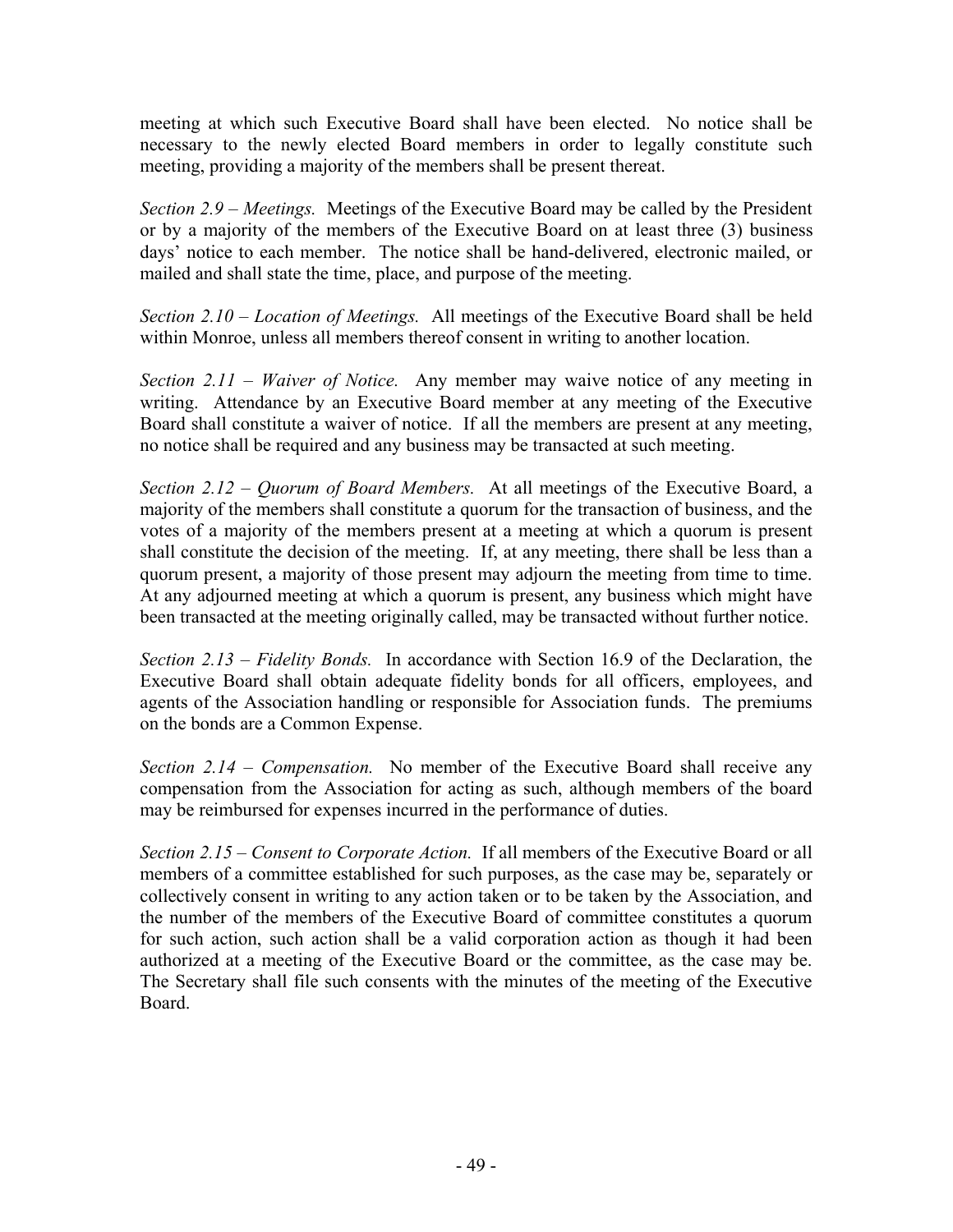meeting at which such Executive Board shall have been elected. No notice shall be necessary to the newly elected Board members in order to legally constitute such meeting, providing a majority of the members shall be present thereat.

*Section 2.9 – Meetings.* Meetings of the Executive Board may be called by the President or by a majority of the members of the Executive Board on at least three (3) business days' notice to each member. The notice shall be hand-delivered, electronic mailed, or mailed and shall state the time, place, and purpose of the meeting.

*Section 2.10 – Location of Meetings.* All meetings of the Executive Board shall be held within Monroe, unless all members thereof consent in writing to another location.

*Section 2.11 – Waiver of Notice.* Any member may waive notice of any meeting in writing. Attendance by an Executive Board member at any meeting of the Executive Board shall constitute a waiver of notice. If all the members are present at any meeting, no notice shall be required and any business may be transacted at such meeting.

*Section 2.12 – Quorum of Board Members.* At all meetings of the Executive Board, a majority of the members shall constitute a quorum for the transaction of business, and the votes of a majority of the members present at a meeting at which a quorum is present shall constitute the decision of the meeting. If, at any meeting, there shall be less than a quorum present, a majority of those present may adjourn the meeting from time to time. At any adjourned meeting at which a quorum is present, any business which might have been transacted at the meeting originally called, may be transacted without further notice.

*Section 2.13 – Fidelity Bonds.* In accordance with Section 16.9 of the Declaration, the Executive Board shall obtain adequate fidelity bonds for all officers, employees, and agents of the Association handling or responsible for Association funds. The premiums on the bonds are a Common Expense.

*Section 2.14 – Compensation.* No member of the Executive Board shall receive any compensation from the Association for acting as such, although members of the board may be reimbursed for expenses incurred in the performance of duties.

*Section 2.15 – Consent to Corporate Action.* If all members of the Executive Board or all members of a committee established for such purposes, as the case may be, separately or collectively consent in writing to any action taken or to be taken by the Association, and the number of the members of the Executive Board of committee constitutes a quorum for such action, such action shall be a valid corporation action as though it had been authorized at a meeting of the Executive Board or the committee, as the case may be. The Secretary shall file such consents with the minutes of the meeting of the Executive Board.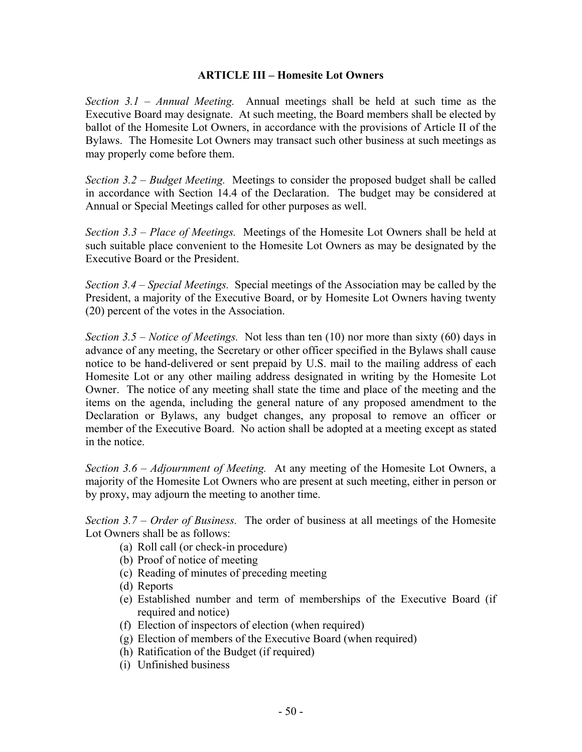## ARTICLE III – Homesite Lot Owners

*Section 3.1 – Annual Meeting.* Annual meetings shall be held at such time as the Executive Board may designate. At such meeting, the Board members shall be elected by ballot of the Homesite Lot Owners, in accordance with the provisions of Article II of the Bylaws. The Homesite Lot Owners may transact such other business at such meetings as may properly come before them.

*Section 3.2 – Budget Meeting.* Meetings to consider the proposed budget shall be called in accordance with Section 14.4 of the Declaration. The budget may be considered at Annual or Special Meetings called for other purposes as well.

*Section 3.3 – Place of Meetings.* Meetings of the Homesite Lot Owners shall be held at such suitable place convenient to the Homesite Lot Owners as may be designated by the Executive Board or the President.

*Section 3.4 – Special Meetings.* Special meetings of the Association may be called by the President, a majority of the Executive Board, or by Homesite Lot Owners having twenty (20) percent of the votes in the Association.

*Section 3.5 – Notice of Meetings.* Not less than ten (10) nor more than sixty (60) days in advance of any meeting, the Secretary or other officer specified in the Bylaws shall cause notice to be hand-delivered or sent prepaid by U.S. mail to the mailing address of each Homesite Lot or any other mailing address designated in writing by the Homesite Lot Owner. The notice of any meeting shall state the time and place of the meeting and the items on the agenda, including the general nature of any proposed amendment to the Declaration or Bylaws, any budget changes, any proposal to remove an officer or member of the Executive Board. No action shall be adopted at a meeting except as stated in the notice.

*Section 3.6 – Adjournment of Meeting.* At any meeting of the Homesite Lot Owners, a majority of the Homesite Lot Owners who are present at such meeting, either in person or by proxy, may adjourn the meeting to another time.

*Section 3.7 – Order of Business.* The order of business at all meetings of the Homesite Lot Owners shall be as follows:

- (a) Roll call (or check-in procedure)
- (b) Proof of notice of meeting
- (c) Reading of minutes of preceding meeting
- (d) Reports
- (e) Established number and term of memberships of the Executive Board (if required and notice)
- (f) Election of inspectors of election (when required)
- (g) Election of members of the Executive Board (when required)
- (h) Ratification of the Budget (if required)
- (i) Unfinished business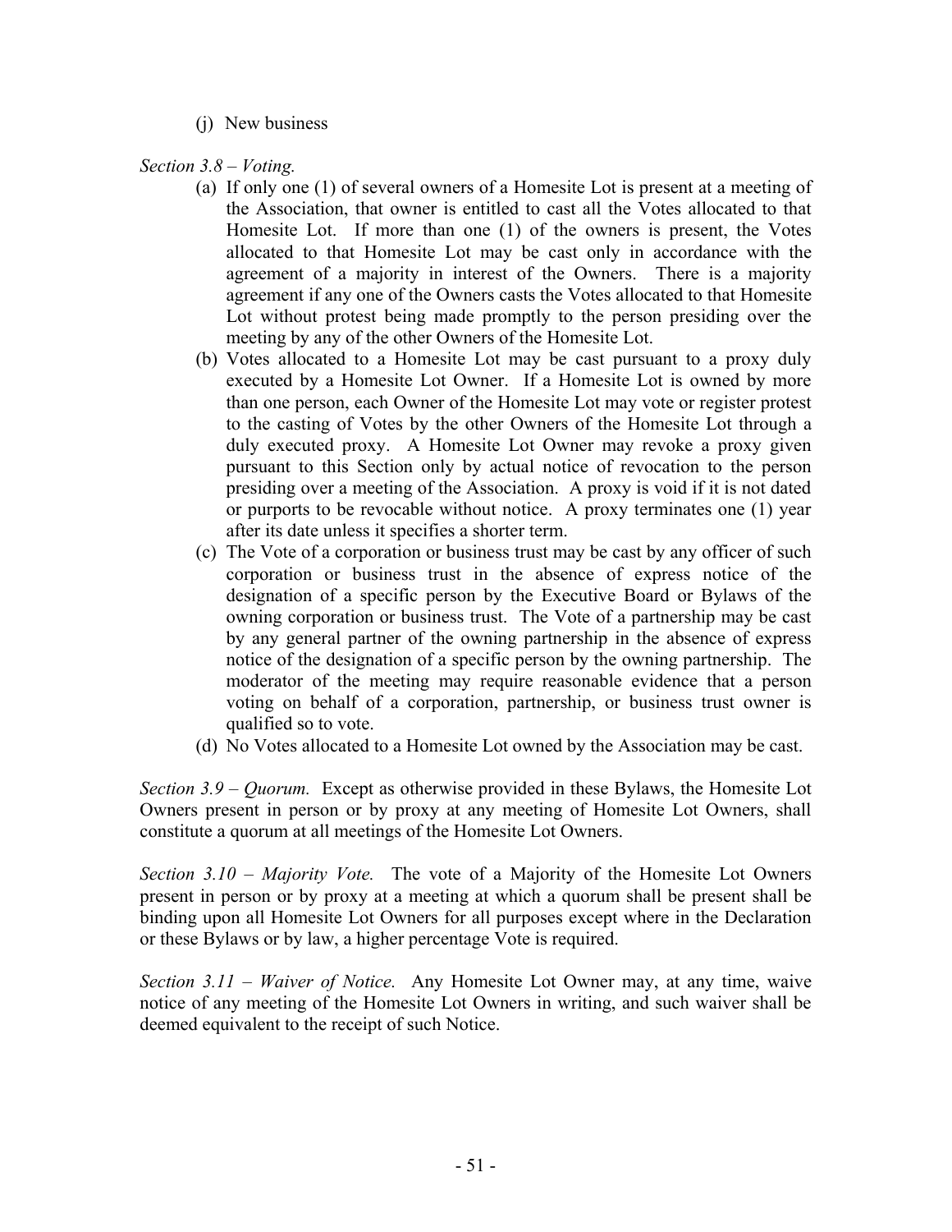(j) New business

*Section 3.8 – Voting.*

(a) If only one (1) of several owners of a Homesite Lot is present at a meeting of the Association, that owner is entitled to cast all the Votes allocated to that Homesite Lot. If more than one (1) of the owners is present, the Votes allocated to that Homesite Lot may be cast only in accordance with the agreement of a majority in interest of the Owners. There is a majority agreement if any one of the Owners casts the Votes allocated to that Homesite Lot without protest being made promptly to the person presiding over the meeting by any of the other Owners of the Homesite Lot.

(b) Votes allocated to a Homesite Lot may be cast pursuant to a proxy duly executed by a Homesite Lot Owner. If a Homesite Lot is owned by more than one person, each Owner of the Homesite Lot may vote or register protest to the casting of Votes by the other Owners of the Homesite Lot through a duly executed proxy. A Homesite Lot Owner may revoke a proxy given pursuant to this Section only by actual notice of revocation to the person presiding over a meeting of the Association. A proxy is void if it is not dated or purports to be revocable without notice. A proxy terminates one (1) year after its date unless it specifies a shorter term.

(c) The Vote of a corporation or business trust may be cast by any officer of such corporation or business trust in the absence of express notice of the designation of a specific person by the Executive Board or Bylaws of the owning corporation or business trust. The Vote of a partnership may be cast by any general partner of the owning partnership in the absence of express notice of the designation of a specific person by the owning partnership. The moderator of the meeting may require reasonable evidence that a person voting on behalf of a corporation, partnership, or business trust owner is qualified so to vote.

(d) No Votes allocated to a Homesite Lot owned by the Association may be cast.

*Section 3.9 – Quorum.* Except as otherwise provided in these Bylaws, the Homesite Lot Owners present in person or by proxy at any meeting of Homesite Lot Owners, shall constitute a quorum at all meetings of the Homesite Lot Owners.

*Section 3.10 – Majority Vote.* The vote of a Majority of the Homesite Lot Owners present in person or by proxy at a meeting at which a quorum shall be present shall be binding upon all Homesite Lot Owners for all purposes except where in the Declaration or these Bylaws or by law, a higher percentage Vote is required.

*Section 3.11 – Waiver of Notice.* Any Homesite Lot Owner may, at any time, waive notice of any meeting of the Homesite Lot Owners in writing, and such waiver shall be deemed equivalent to the receipt of such Notice.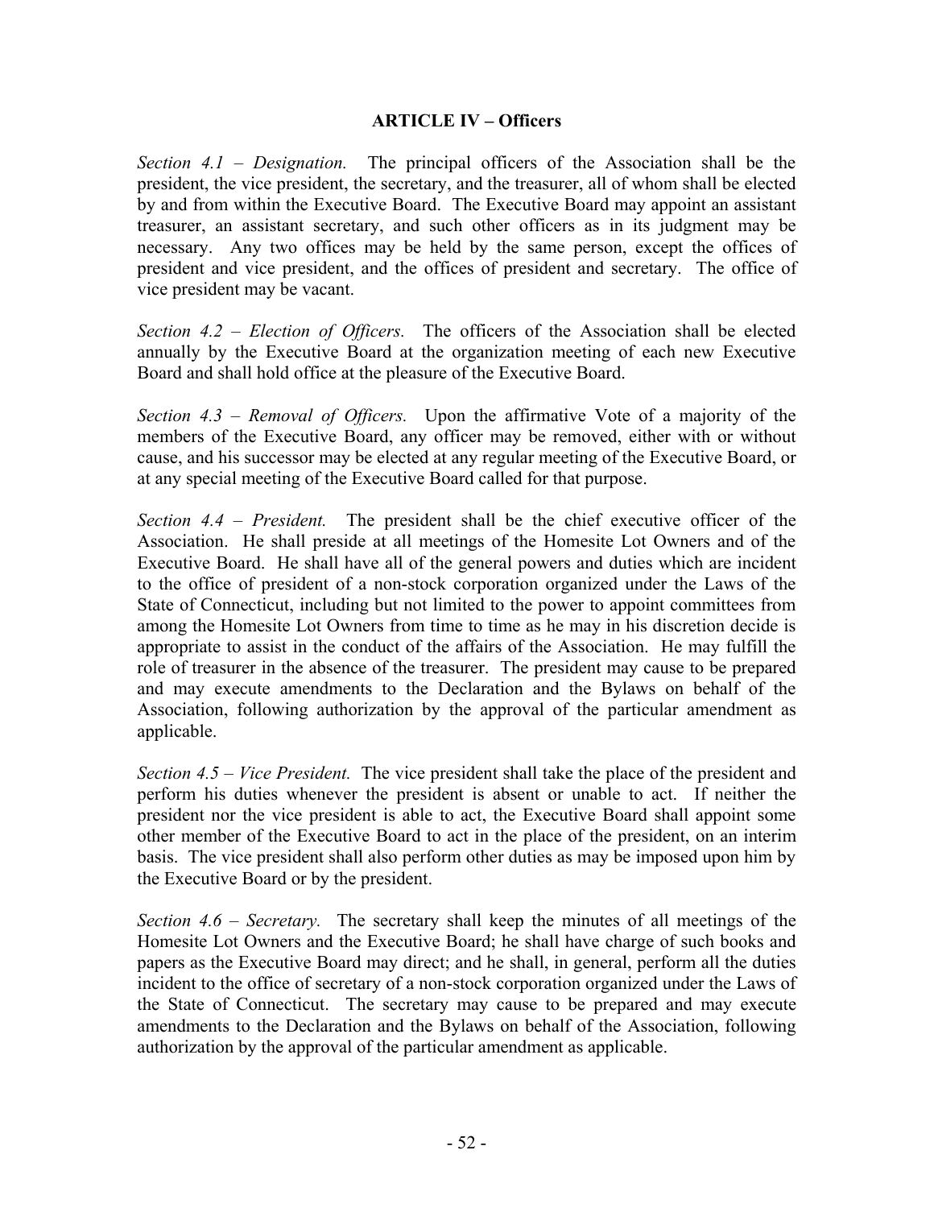## ARTICLE IV – Officers

*Section 4.1 – Designation.* The principal officers of the Association shall be the president, the vice president, the secretary, and the treasurer, all of whom shall be elected by and from within the Executive Board. The Executive Board may appoint an assistant treasurer, an assistant secretary, and such other officers as in its judgment may be necessary. Any two offices may be held by the same person, except the offices of president and vice president, and the offices of president and secretary. The office of vice president may be vacant.

*Section 4.2 – Election of Officers.* The officers of the Association shall be elected annually by the Executive Board at the organization meeting of each new Executive Board and shall hold office at the pleasure of the Executive Board.

*Section 4.3 – Removal of Officers.* Upon the affirmative Vote of a majority of the members of the Executive Board, any officer may be removed, either with or without cause, and his successor may be elected at any regular meeting of the Executive Board, or at any special meeting of the Executive Board called for that purpose.

*Section 4.4 – President.* The president shall be the chief executive officer of the Association. He shall preside at all meetings of the Homesite Lot Owners and of the Executive Board. He shall have all of the general powers and duties which are incident to the office of president of a non-stock corporation organized under the Laws of the State of Connecticut, including but not limited to the power to appoint committees from among the Homesite Lot Owners from time to time as he may in his discretion decide is appropriate to assist in the conduct of the affairs of the Association. He may fulfill the role of treasurer in the absence of the treasurer. The president may cause to be prepared and may execute amendments to the Declaration and the Bylaws on behalf of the Association, following authorization by the approval of the particular amendment as applicable.

*Section 4.5 – Vice President.* The vice president shall take the place of the president and perform his duties whenever the president is absent or unable to act. If neither the president nor the vice president is able to act, the Executive Board shall appoint some other member of the Executive Board to act in the place of the president, on an interim basis. The vice president shall also perform other duties as may be imposed upon him by the Executive Board or by the president.

*Section 4.6 – Secretary.* The secretary shall keep the minutes of all meetings of the Homesite Lot Owners and the Executive Board; he shall have charge of such books and papers as the Executive Board may direct; and he shall, in general, perform all the duties incident to the office of secretary of a non-stock corporation organized under the Laws of the State of Connecticut. The secretary may cause to be prepared and may execute amendments to the Declaration and the Bylaws on behalf of the Association, following authorization by the approval of the particular amendment as applicable.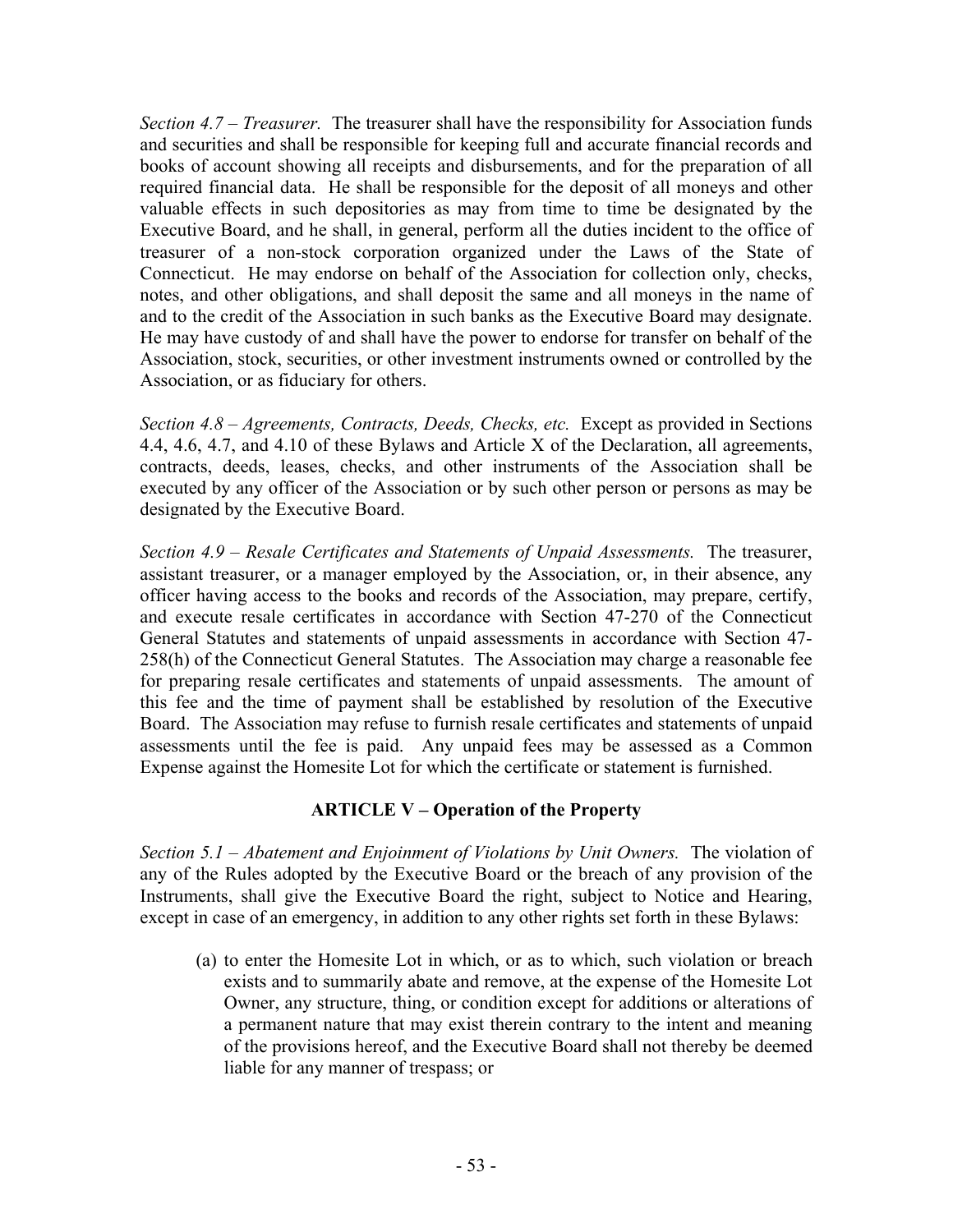*Section 4.7 – Treasurer.* The treasurer shall have the responsibility for Association funds and securities and shall be responsible for keeping full and accurate financial records and books of account showing all receipts and disbursements, and for the preparation of all required financial data. He shall be responsible for the deposit of all moneys and other valuable effects in such depositories as may from time to time be designated by the Executive Board, and he shall, in general, perform all the duties incident to the office of treasurer of a non-stock corporation organized under the Laws of the State of Connecticut. He may endorse on behalf of the Association for collection only, checks, notes, and other obligations, and shall deposit the same and all moneys in the name of and to the credit of the Association in such banks as the Executive Board may designate. He may have custody of and shall have the power to endorse for transfer on behalf of the Association, stock, securities, or other investment instruments owned or controlled by the Association, or as fiduciary for others.

*Section 4.8 – Agreements, Contracts, Deeds, Checks, etc.* Except as provided in Sections 4.4, 4.6, 4.7, and 4.10 of these Bylaws and Article X of the Declaration, all agreements, contracts, deeds, leases, checks, and other instruments of the Association shall be executed by any officer of the Association or by such other person or persons as may be designated by the Executive Board.

*Section 4.9 – Resale Certificates and Statements of Unpaid Assessments.* The treasurer, assistant treasurer, or a manager employed by the Association, or, in their absence, any officer having access to the books and records of the Association, may prepare, certify, and execute resale certificates in accordance with Section 47-270 of the Connecticut General Statutes and statements of unpaid assessments in accordance with Section 47-258(h) of the Connecticut General Statutes. The Association may charge a reasonable fee for preparing resale certificates and statements of unpaid assessments. The amount of this fee and the time of payment shall be established by resolution of the Executive Board. The Association may refuse to furnish resale certificates and statements of unpaid assessments until the fee is paid. Any unpaid fees may be assessed as a Common Expense against the Homesite Lot for which the certificate or statement is furnished.

## ARTICLE V – Operation of the Property

*Section 5.1 – Abatement and Enjoinment of Violations by Unit Owners.* The violation of any of the Rules adopted by the Executive Board or the breach of any provision of the Instruments, shall give the Executive Board the right, subject to Notice and Hearing, except in case of an emergency, in addition to any other rights set forth in these Bylaws:

(a) to enter the Homesite Lot in which, or as to which, such violation or breach exists and to summarily abate and remove, at the expense of the Homesite Lot Owner, any structure, thing, or condition except for additions or alterations of a permanent nature that may exist therein contrary to the intent and meaning of the provisions hereof, and the Executive Board shall not thereby be deemed liable for any manner of trespass; or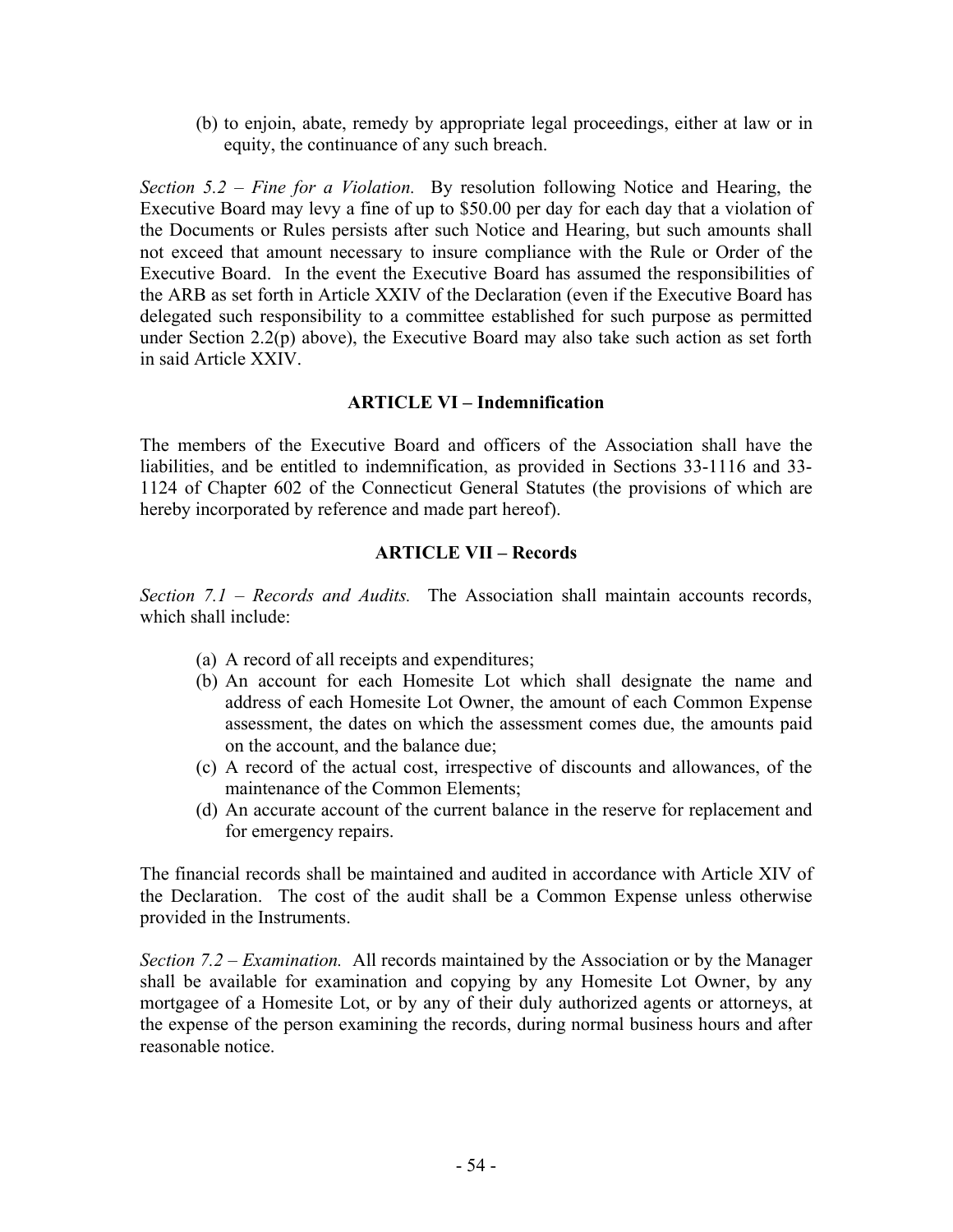(b) to enjoin, abate, remedy by appropriate legal proceedings, either at law or in equity, the continuance of any such breach.

*Section 5.2 – Fine for a Violation.* By resolution following Notice and Hearing, the Executive Board may levy a fine of up to $50.00 per day for each day that a violation of the Documents or Rules persists after such Notice and Hearing, but such amounts shall not exceed that amount necessary to insure compliance with the Rule or Order of the Executive Board. In the event the Executive Board has assumed the responsibilities of the ARB as set forth in Article XXIV of the Declaration (even if the Executive Board has delegated such responsibility to a committee established for such purpose as permitted under Section 2.2(p) above), the Executive Board may also take such action as set forth in said Article XXIV.

## ARTICLE VI – Indemnification

The members of the Executive Board and officers of the Association shall have the liabilities, and be entitled to indemnification, as provided in Sections 33-1116 and 33-1124 of Chapter 602 of the Connecticut General Statutes (the provisions of which are hereby incorporated by reference and made part hereof).

## ARTICLE VII – Records

*Section 7.1 – Records and Audits.* The Association shall maintain accounts records, which shall include:

(a) A record of all receipts and expenditures;
(b) An account for each Homesite Lot which shall designate the name and address of each Homesite Lot Owner, the amount of each Common Expense assessment, the dates on which the assessment comes due, the amounts paid on the account, and the balance due;
(c) A record of the actual cost, irrespective of discounts and allowances, of the maintenance of the Common Elements;
(d) An accurate account of the current balance in the reserve for replacement and for emergency repairs.

The financial records shall be maintained and audited in accordance with Article XIV of the Declaration. The cost of the audit shall be a Common Expense unless otherwise provided in the Instruments.

*Section 7.2 – Examination.* All records maintained by the Association or by the Manager shall be available for examination and copying by any Homesite Lot Owner, by any mortgagee of a Homesite Lot, or by any of their duly authorized agents or attorneys, at the expense of the person examining the records, during normal business hours and after reasonable notice.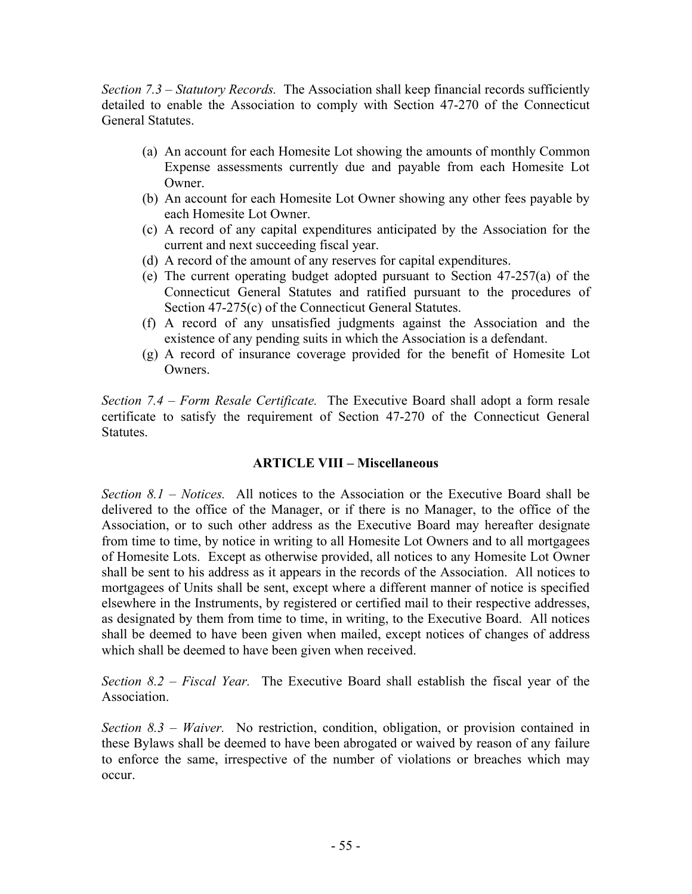*Section 7.3 – Statutory Records.* The Association shall keep financial records sufficiently detailed to enable the Association to comply with Section 47-270 of the Connecticut General Statutes.

(a) An account for each Homesite Lot showing the amounts of monthly Common Expense assessments currently due and payable from each Homesite Lot Owner.
(b) An account for each Homesite Lot Owner showing any other fees payable by each Homesite Lot Owner.
(c) A record of any capital expenditures anticipated by the Association for the current and next succeeding fiscal year.
(d) A record of the amount of any reserves for capital expenditures.
(e) The current operating budget adopted pursuant to Section 47-257(a) of the Connecticut General Statutes and ratified pursuant to the procedures of Section 47-275(c) of the Connecticut General Statutes.
(f) A record of any unsatisfied judgments against the Association and the existence of any pending suits in which the Association is a defendant.
(g) A record of insurance coverage provided for the benefit of Homesite Lot Owners.

*Section 7.4 – Form Resale Certificate.* The Executive Board shall adopt a form resale certificate to satisfy the requirement of Section 47-270 of the Connecticut General Statutes.

## ARTICLE VIII – Miscellaneous

*Section 8.1 – Notices.* All notices to the Association or the Executive Board shall be delivered to the office of the Manager, or if there is no Manager, to the office of the Association, or to such other address as the Executive Board may hereafter designate from time to time, by notice in writing to all Homesite Lot Owners and to all mortgagees of Homesite Lots. Except as otherwise provided, all notices to any Homesite Lot Owner shall be sent to his address as it appears in the records of the Association. All notices to mortgagees of Units shall be sent, except where a different manner of notice is specified elsewhere in the Instruments, by registered or certified mail to their respective addresses, as designated by them from time to time, in writing, to the Executive Board. All notices shall be deemed to have been given when mailed, except notices of changes of address which shall be deemed to have been given when received.

*Section 8.2 – Fiscal Year.* The Executive Board shall establish the fiscal year of the Association.

*Section 8.3 – Waiver.* No restriction, condition, obligation, or provision contained in these Bylaws shall be deemed to have been abrogated or waived by reason of any failure to enforce the same, irrespective of the number of violations or breaches which may occur.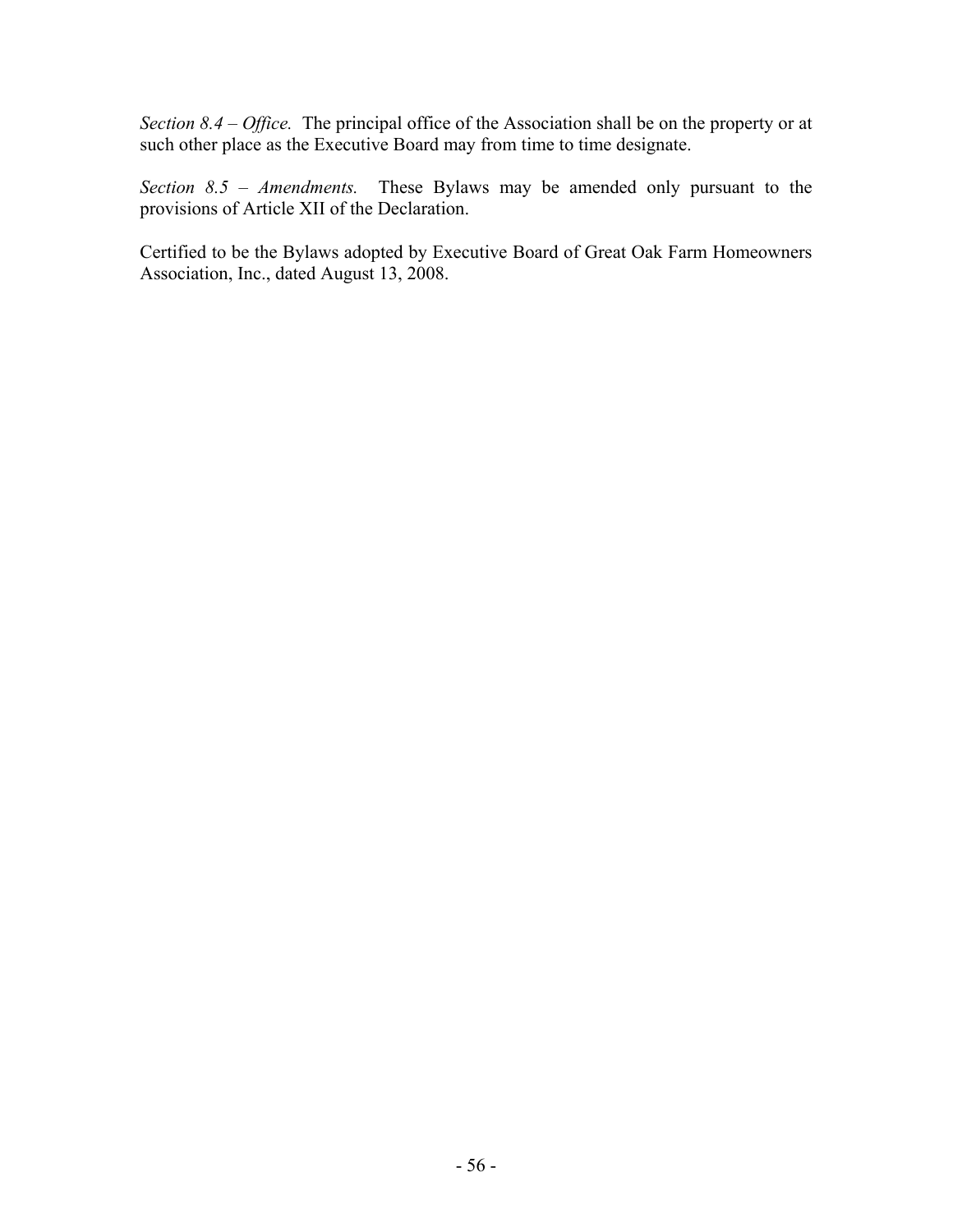*Section 8.4 – Office.* The principal office of the Association shall be on the property or at such other place as the Executive Board may from time to time designate.

*Section 8.5 – Amendments.* These Bylaws may be amended only pursuant to the provisions of Article XII of the Declaration.

Certified to be the Bylaws adopted by Executive Board of Great Oak Farm Homeowners Association, Inc., dated August 13, 2008.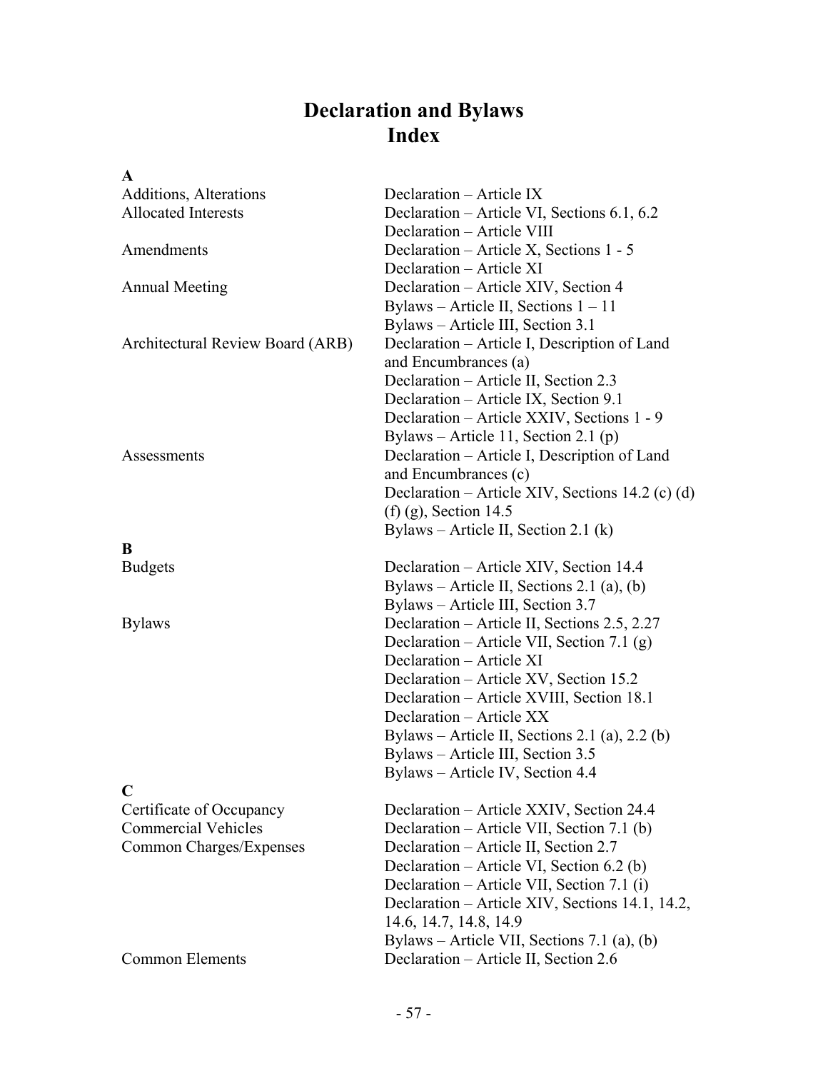# Declaration and Bylaws
## Index

**A**

| | |
|---|---|
| Additions, Alterations | Declaration – Article IX |
| Allocated Interests | Declaration – Article VI, Sections 6.1, 6.2 |
| | Declaration – Article VIII |
| Amendments | Declaration – Article X, Sections 1 - 5 |
| | Declaration – Article XI |
| Annual Meeting | Declaration – Article XIV, Section 4 |
| | Bylaws – Article II, Sections 1 – 11 |
| | Bylaws – Article III, Section 3.1 |
| Architectural Review Board (ARB) | Declaration – Article I, Description of Land and Encumbrances (a) |
| | Declaration – Article II, Section 2.3 |
| | Declaration – Article IX, Section 9.1 |
| | Declaration – Article XXIV, Sections 1 - 9 |
| | Bylaws – Article 11, Section 2.1 (p) |
| Assessments | Declaration – Article I, Description of Land and Encumbrances (c) |
| | Declaration – Article XIV, Sections 14.2 (c) (d) (f) (g), Section 14.5 |
| | Bylaws – Article II, Section 2.1 (k) |

**B**

| | |
|---|---|
| Budgets | Declaration – Article XIV, Section 14.4 |
| | Bylaws – Article II, Sections 2.1 (a), (b) |
| | Bylaws – Article III, Section 3.7 |
| Bylaws | Declaration – Article II, Sections 2.5, 2.27 |
| | Declaration – Article VII, Section 7.1 (g) |
| | Declaration – Article XI |
| | Declaration – Article XV, Section 15.2 |
| | Declaration – Article XVIII, Section 18.1 |
| | Declaration – Article XX |
| | Bylaws – Article II, Sections 2.1 (a), 2.2 (b) |
| | Bylaws – Article III, Section 3.5 |
| | Bylaws – Article IV, Section 4.4 |

**C**

| | |
|---|---|
| Certificate of Occupancy | Declaration – Article XXIV, Section 24.4 |
| Commercial Vehicles | Declaration – Article VII, Section 7.1 (b) |
| Common Charges/Expenses | Declaration – Article II, Section 2.7 |
| | Declaration – Article VI, Section 6.2 (b) |
| | Declaration – Article VII, Section 7.1 (i) |
| | Declaration – Article XIV, Sections 14.1, 14.2, 14.6, 14.7, 14.8, 14.9 |
| | Bylaws – Article VII, Sections 7.1 (a), (b) |
| Common Elements | Declaration – Article II, Section 2.6 |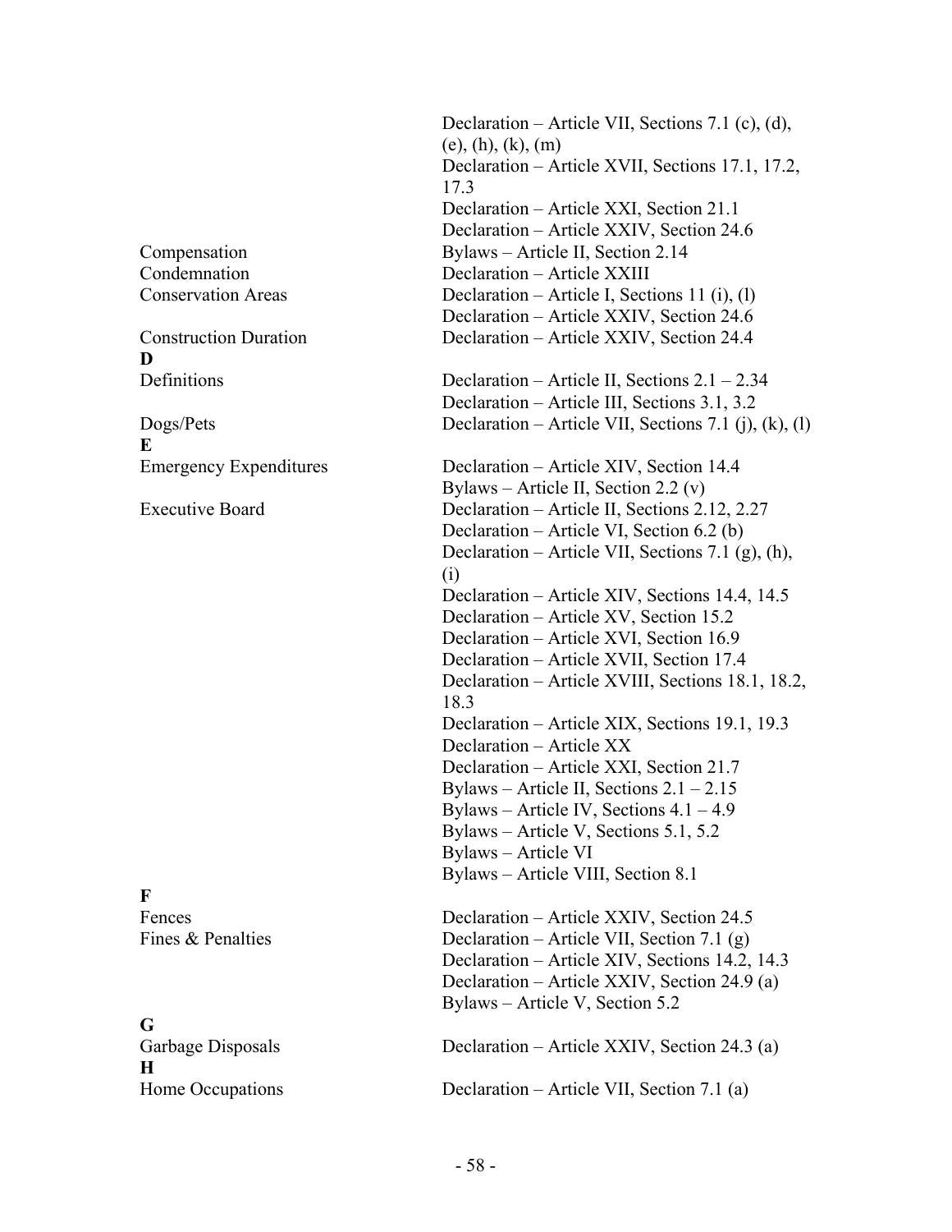| | |
|---|---|
| | Declaration – Article VII, Sections 7.1 (c), (d), (e), (h), (k), (m) |
| | Declaration – Article XVII, Sections 17.1, 17.2, 17.3 |
| | Declaration – Article XXI, Section 21.1 |
| | Declaration – Article XXIV, Section 24.6 |
| Compensation | Bylaws – Article II, Section 2.14 |
| Condemnation | Declaration – Article XXIII |
| Conservation Areas | Declaration – Article I, Sections 11 (i), (l) |
| | Declaration – Article XXIV, Section 24.6 |
| Construction Duration | Declaration – Article XXIV, Section 24.4 |
| **D** | |
| Definitions | Declaration – Article II, Sections 2.1 – 2.34 |
| | Declaration – Article III, Sections 3.1, 3.2 |
| Dogs/Pets | Declaration – Article VII, Sections 7.1 (j), (k), (l) |
| **E** | |
| Emergency Expenditures | Declaration – Article XIV, Section 14.4 |
| | Bylaws – Article II, Section 2.2 (v) |
| Executive Board | Declaration – Article II, Sections 2.12, 2.27 |
| | Declaration – Article VI, Section 6.2 (b) |
| | Declaration – Article VII, Sections 7.1 (g), (h), (i) |
| | Declaration – Article XIV, Sections 14.4, 14.5 |
| | Declaration – Article XV, Section 15.2 |
| | Declaration – Article XVI, Section 16.9 |
| | Declaration – Article XVII, Section 17.4 |
| | Declaration – Article XVIII, Sections 18.1, 18.2, 18.3 |
| | Declaration – Article XIX, Sections 19.1, 19.3 |
| | Declaration – Article XX |
| | Declaration – Article XXI, Section 21.7 |
| | Bylaws – Article II, Sections 2.1 – 2.15 |
| | Bylaws – Article IV, Sections 4.1 – 4.9 |
| | Bylaws – Article V, Sections 5.1, 5.2 |
| | Bylaws – Article VI |
| | Bylaws – Article VIII, Section 8.1 |
| **F** | |
| Fences | Declaration – Article XXIV, Section 24.5 |
| Fines & Penalties | Declaration – Article VII, Section 7.1 (g) |
| | Declaration – Article XIV, Sections 14.2, 14.3 |
| | Declaration – Article XXIV, Section 24.9 (a) |
| | Bylaws – Article V, Section 5.2 |
| **G** | |
| Garbage Disposals | Declaration – Article XXIV, Section 24.3 (a) |
| **H** | |
| Home Occupations | Declaration – Article VII, Section 7.1 (a) |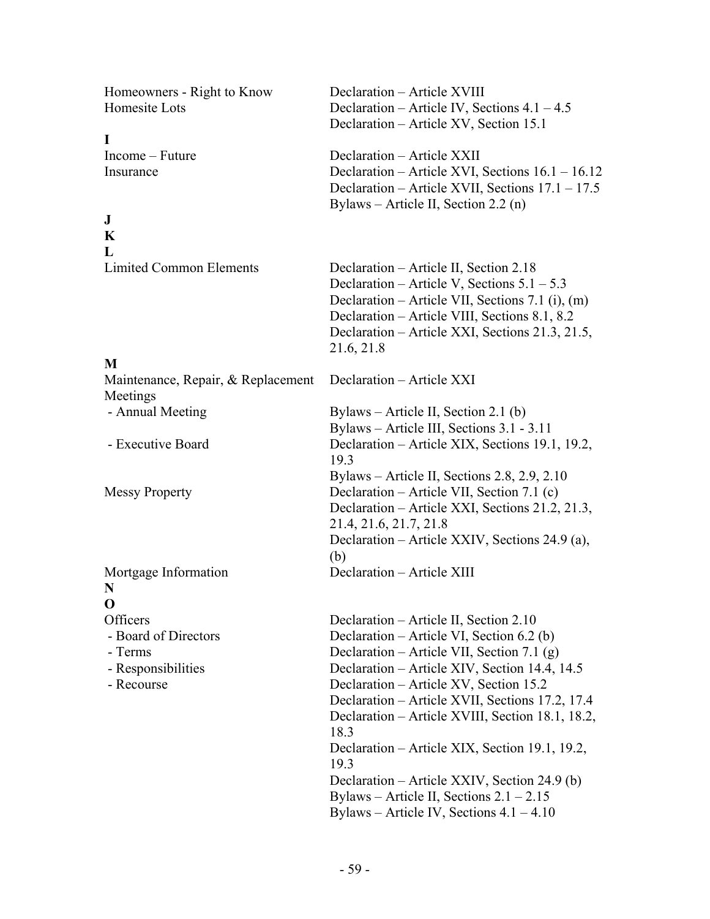| | |
|---|---|
| Homeowners - Right to Know | Declaration – Article XVIII |
| Homesite Lots | Declaration – Article IV, Sections 4.1 – 4.5 |
| | Declaration – Article XV, Section 15.1 |
| **I** | |
| Income – Future | Declaration – Article XXII |
| Insurance | Declaration – Article XVI, Sections 16.1 – 16.12 |
| | Declaration – Article XVII, Sections 17.1 – 17.5 |
| | Bylaws – Article II, Section 2.2 (n) |
| **J** | |
| **K** | |
| **L** | |
| Limited Common Elements | Declaration – Article II, Section 2.18 |
| | Declaration – Article V, Sections 5.1 – 5.3 |
| | Declaration – Article VII, Sections 7.1 (i), (m) |
| | Declaration – Article VIII, Sections 8.1, 8.2 |
| | Declaration – Article XXI, Sections 21.3, 21.5, 21.6, 21.8 |
| **M** | |
| Maintenance, Repair, & Replacement | Declaration – Article XXI |
| Meetings | |
| - Annual Meeting | Bylaws – Article II, Section 2.1 (b) |
| | Bylaws – Article III, Sections 3.1 - 3.11 |
| - Executive Board | Declaration – Article XIX, Sections 19.1, 19.2, 19.3 |
| | Bylaws – Article II, Sections 2.8, 2.9, 2.10 |
| Messy Property | Declaration – Article VII, Section 7.1 (c) |
| | Declaration – Article XXI, Sections 21.2, 21.3, 21.4, 21.6, 21.7, 21.8 |
| | Declaration – Article XXIV, Sections 24.9 (a), (b) |
| Mortgage Information | Declaration – Article XIII |
| **N** | |
| **O** | |
| Officers | Declaration – Article II, Section 2.10 |
| - Board of Directors | Declaration – Article VI, Section 6.2 (b) |
| - Terms | Declaration – Article VII, Section 7.1 (g) |
| - Responsibilities | Declaration – Article XIV, Section 14.4, 14.5 |
| - Recourse | Declaration – Article XV, Section 15.2 |
| | Declaration – Article XVII, Sections 17.2, 17.4 |
| | Declaration – Article XVIII, Section 18.1, 18.2, 18.3 |
| | Declaration – Article XIX, Section 19.1, 19.2, 19.3 |
| | Declaration – Article XXIV, Section 24.9 (b) |
| | Bylaws – Article II, Sections 2.1 – 2.15 |
| | Bylaws – Article IV, Sections 4.1 – 4.10 |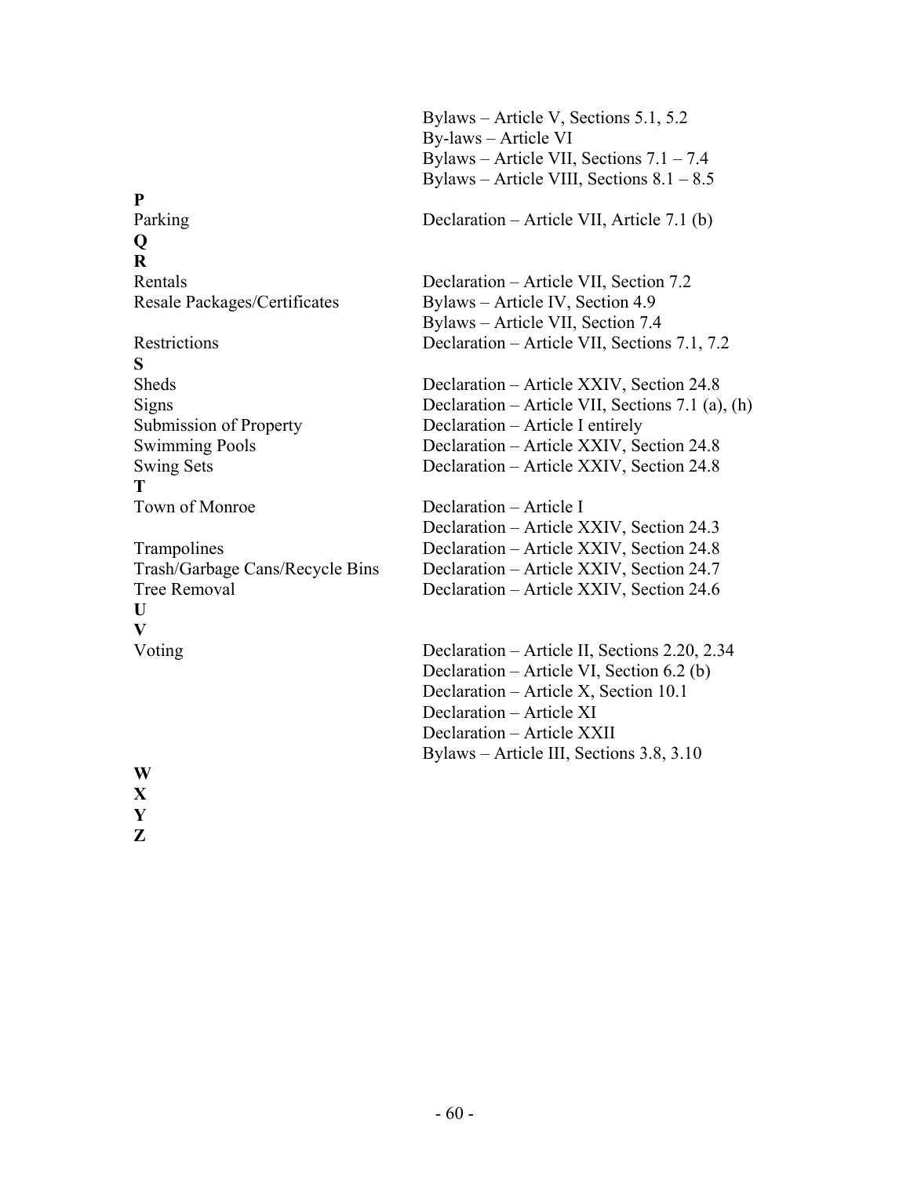| | |
|---|---|
| | Bylaws – Article V, Sections 5.1, 5.2 |
| | By-laws – Article VI |
| | Bylaws – Article VII, Sections 7.1 – 7.4 |
| | Bylaws – Article VIII, Sections 8.1 – 8.5 |
| **P** | |
| Parking | Declaration – Article VII, Article 7.1 (b) |
| **Q** | |
| **R** | |
| Rentals | Declaration – Article VII, Section 7.2 |
| Resale Packages/Certificates | Bylaws – Article IV, Section 4.9 |
| | Bylaws – Article VII, Section 7.4 |
| Restrictions | Declaration – Article VII, Sections 7.1, 7.2 |
| **S** | |
| Sheds | Declaration – Article XXIV, Section 24.8 |
| Signs | Declaration – Article VII, Sections 7.1 (a), (h) |
| Submission of Property | Declaration – Article I entirely |
| Swimming Pools | Declaration – Article XXIV, Section 24.8 |
| Swing Sets | Declaration – Article XXIV, Section 24.8 |
| **T** | |
| Town of Monroe | Declaration – Article I |
| | Declaration – Article XXIV, Section 24.3 |
| Trampolines | Declaration – Article XXIV, Section 24.8 |
| Trash/Garbage Cans/Recycle Bins | Declaration – Article XXIV, Section 24.7 |
| Tree Removal | Declaration – Article XXIV, Section 24.6 |
| **U** | |
| **V** | |
| Voting | Declaration – Article II, Sections 2.20, 2.34 |
| | Declaration – Article VI, Section 6.2 (b) |
| | Declaration – Article X, Section 10.1 |
| | Declaration – Article XI |
| | Declaration – Article XXII |
| | Bylaws – Article III, Sections 3.8, 3.10 |
| **W** | |
| **X** | |
| **Y** | |
| **Z** | |